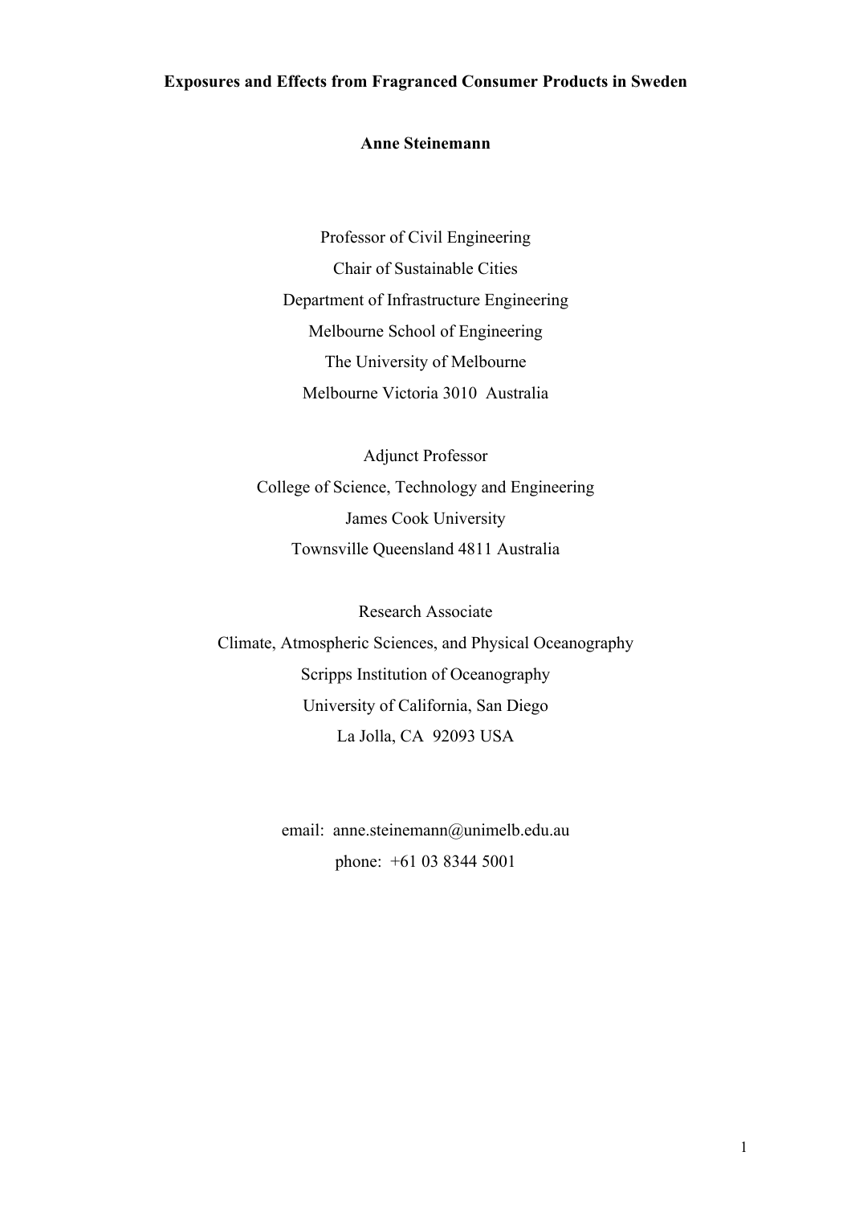# Exposures and Effects from Fragranced Consumer Products in Sweden

**Anne Steinemann**

Professor of Civil Engineering
Chair of Sustainable Cities
Department of Infrastructure Engineering
Melbourne School of Engineering
The University of Melbourne
Melbourne Victoria 3010 Australia

Adjunct Professor
College of Science, Technology and Engineering
James Cook University
Townsville Queensland 4811 Australia

Research Associate
Climate, Atmospheric Sciences, and Physical Oceanography
Scripps Institution of Oceanography
University of California, San Diego
La Jolla, CA 92093 USA

email: anne.steinemann@unimelb.edu.au
phone: +61 03 8344 5001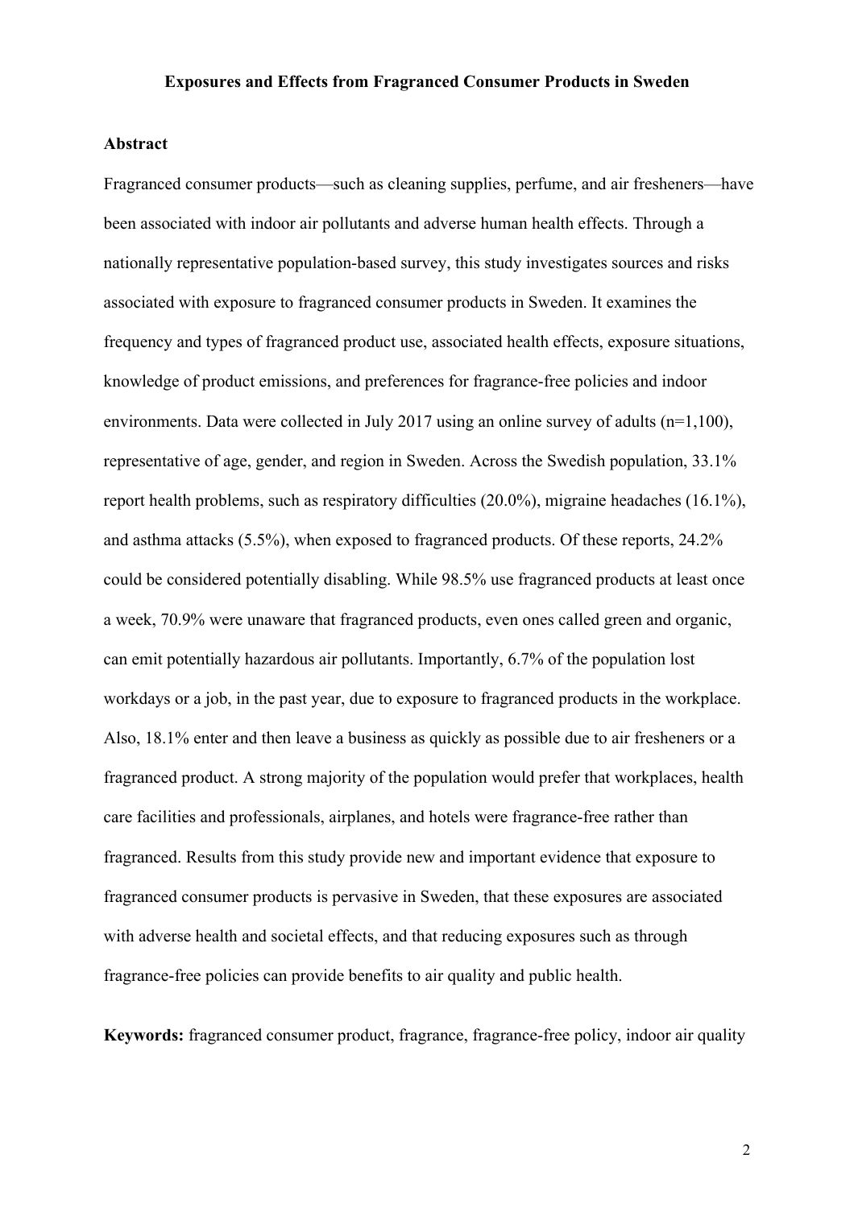# Exposures and Effects from Fragranced Consumer Products in Sweden

## Abstract

Fragranced consumer products—such as cleaning supplies, perfume, and air fresheners—have been associated with indoor air pollutants and adverse human health effects. Through a nationally representative population-based survey, this study investigates sources and risks associated with exposure to fragranced consumer products in Sweden. It examines the frequency and types of fragranced product use, associated health effects, exposure situations, knowledge of product emissions, and preferences for fragrance-free policies and indoor environments. Data were collected in July 2017 using an online survey of adults (n=1,100), representative of age, gender, and region in Sweden. Across the Swedish population, 33.1% report health problems, such as respiratory difficulties (20.0%), migraine headaches (16.1%), and asthma attacks (5.5%), when exposed to fragranced products. Of these reports, 24.2% could be considered potentially disabling. While 98.5% use fragranced products at least once a week, 70.9% were unaware that fragranced products, even ones called green and organic, can emit potentially hazardous air pollutants. Importantly, 6.7% of the population lost workdays or a job, in the past year, due to exposure to fragranced products in the workplace. Also, 18.1% enter and then leave a business as quickly as possible due to air fresheners or a fragranced product. A strong majority of the population would prefer that workplaces, health care facilities and professionals, airplanes, and hotels were fragrance-free rather than fragranced. Results from this study provide new and important evidence that exposure to fragranced consumer products is pervasive in Sweden, that these exposures are associated with adverse health and societal effects, and that reducing exposures such as through fragrance-free policies can provide benefits to air quality and public health.

**Keywords:** fragranced consumer product, fragrance, fragrance-free policy, indoor air quality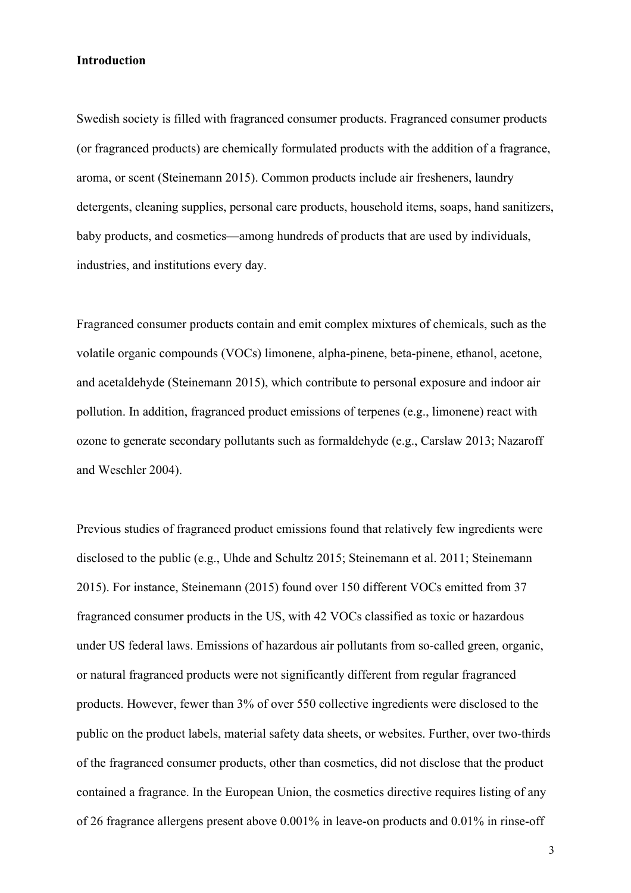**Introduction**

Swedish society is filled with fragranced consumer products. Fragranced consumer products (or fragranced products) are chemically formulated products with the addition of a fragrance, aroma, or scent (Steinemann 2015). Common products include air fresheners, laundry detergents, cleaning supplies, personal care products, household items, soaps, hand sanitizers, baby products, and cosmetics—among hundreds of products that are used by individuals, industries, and institutions every day.

Fragranced consumer products contain and emit complex mixtures of chemicals, such as the volatile organic compounds (VOCs) limonene, alpha-pinene, beta-pinene, ethanol, acetone, and acetaldehyde (Steinemann 2015), which contribute to personal exposure and indoor air pollution. In addition, fragranced product emissions of terpenes (e.g., limonene) react with ozone to generate secondary pollutants such as formaldehyde (e.g., Carslaw 2013; Nazaroff and Weschler 2004).

Previous studies of fragranced product emissions found that relatively few ingredients were disclosed to the public (e.g., Uhde and Schultz 2015; Steinemann et al. 2011; Steinemann 2015). For instance, Steinemann (2015) found over 150 different VOCs emitted from 37 fragranced consumer products in the US, with 42 VOCs classified as toxic or hazardous under US federal laws. Emissions of hazardous air pollutants from so-called green, organic, or natural fragranced products were not significantly different from regular fragranced products. However, fewer than 3% of over 550 collective ingredients were disclosed to the public on the product labels, material safety data sheets, or websites. Further, over two-thirds of the fragranced consumer products, other than cosmetics, did not disclose that the product contained a fragrance. In the European Union, the cosmetics directive requires listing of any of 26 fragrance allergens present above 0.001% in leave-on products and 0.01% in rinse-off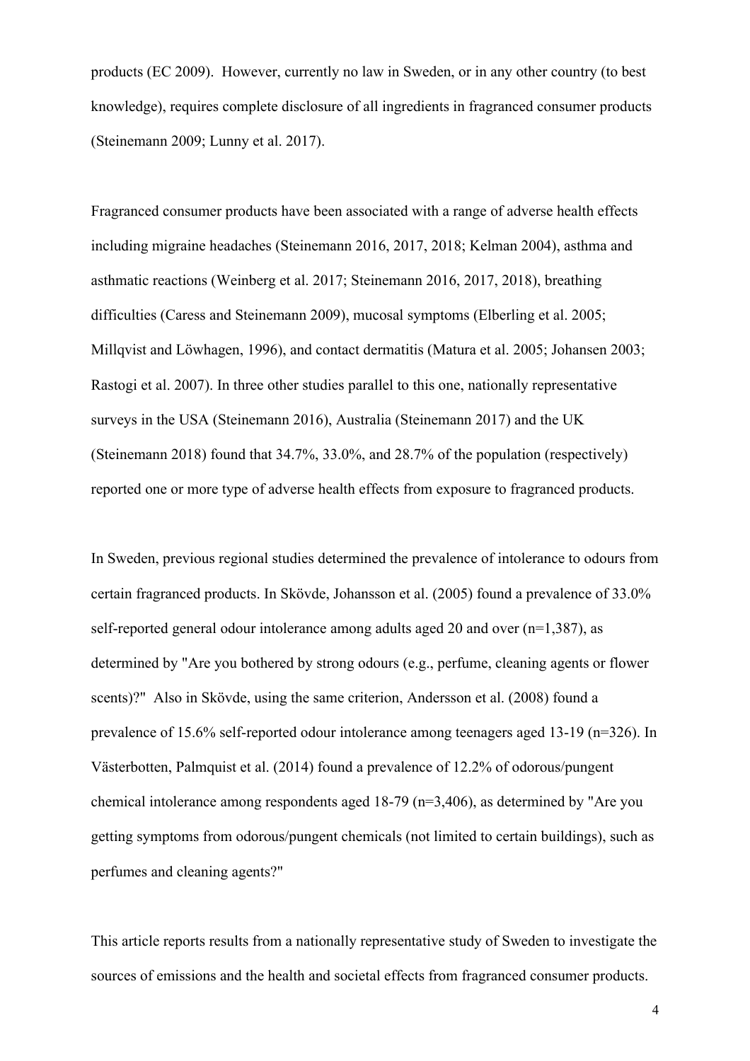products (EC 2009). However, currently no law in Sweden, or in any other country (to best knowledge), requires complete disclosure of all ingredients in fragranced consumer products (Steinemann 2009; Lunny et al. 2017).

Fragranced consumer products have been associated with a range of adverse health effects including migraine headaches (Steinemann 2016, 2017, 2018; Kelman 2004), asthma and asthmatic reactions (Weinberg et al. 2017; Steinemann 2016, 2017, 2018), breathing difficulties (Caress and Steinemann 2009), mucosal symptoms (Elberling et al. 2005; Millqvist and Löwhagen, 1996), and contact dermatitis (Matura et al. 2005; Johansen 2003; Rastogi et al. 2007). In three other studies parallel to this one, nationally representative surveys in the USA (Steinemann 2016), Australia (Steinemann 2017) and the UK (Steinemann 2018) found that 34.7%, 33.0%, and 28.7% of the population (respectively) reported one or more type of adverse health effects from exposure to fragranced products.

In Sweden, previous regional studies determined the prevalence of intolerance to odours from certain fragranced products. In Skövde, Johansson et al. (2005) found a prevalence of 33.0% self-reported general odour intolerance among adults aged 20 and over (n=1,387), as determined by "Are you bothered by strong odours (e.g., perfume, cleaning agents or flower scents)?" Also in Skövde, using the same criterion, Andersson et al. (2008) found a prevalence of 15.6% self-reported odour intolerance among teenagers aged 13-19 (n=326). In Västerbotten, Palmquist et al. (2014) found a prevalence of 12.2% of odorous/pungent chemical intolerance among respondents aged 18-79 (n=3,406), as determined by "Are you getting symptoms from odorous/pungent chemicals (not limited to certain buildings), such as perfumes and cleaning agents?"

This article reports results from a nationally representative study of Sweden to investigate the sources of emissions and the health and societal effects from fragranced consumer products.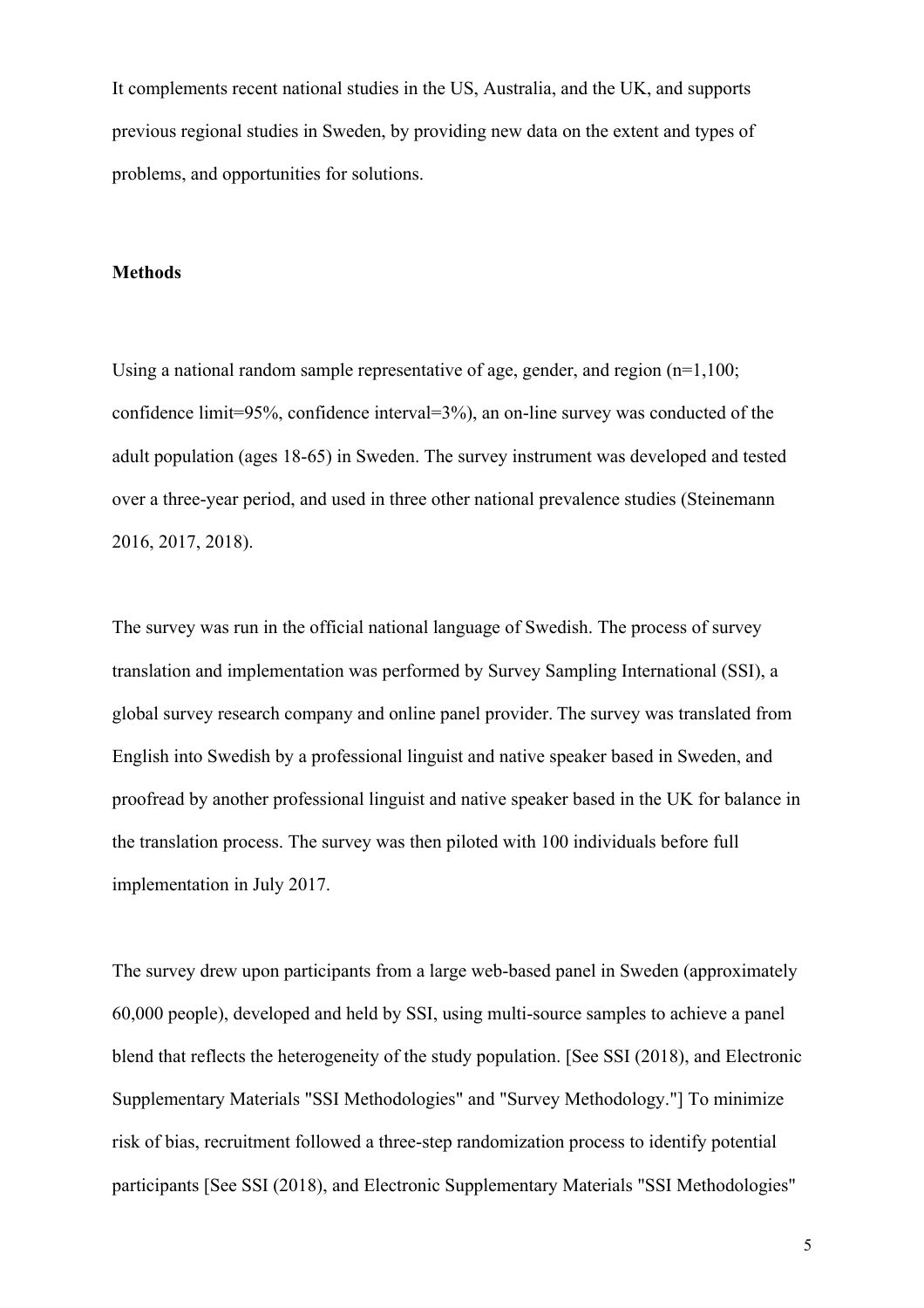It complements recent national studies in the US, Australia, and the UK, and supports previous regional studies in Sweden, by providing new data on the extent and types of problems, and opportunities for solutions.

## Methods

Using a national random sample representative of age, gender, and region (n=1,100; confidence limit=95%, confidence interval=3%), an on-line survey was conducted of the adult population (ages 18-65) in Sweden. The survey instrument was developed and tested over a three-year period, and used in three other national prevalence studies (Steinemann 2016, 2017, 2018).

The survey was run in the official national language of Swedish. The process of survey translation and implementation was performed by Survey Sampling International (SSI), a global survey research company and online panel provider. The survey was translated from English into Swedish by a professional linguist and native speaker based in Sweden, and proofread by another professional linguist and native speaker based in the UK for balance in the translation process. The survey was then piloted with 100 individuals before full implementation in July 2017.

The survey drew upon participants from a large web-based panel in Sweden (approximately 60,000 people), developed and held by SSI, using multi-source samples to achieve a panel blend that reflects the heterogeneity of the study population. [See SSI (2018), and Electronic Supplementary Materials "SSI Methodologies" and "Survey Methodology."] To minimize risk of bias, recruitment followed a three-step randomization process to identify potential participants [See SSI (2018), and Electronic Supplementary Materials "SSI Methodologies"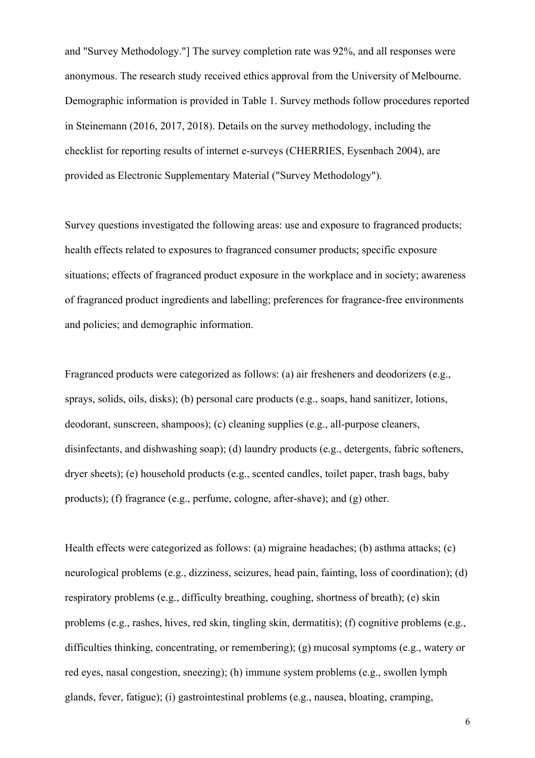and "Survey Methodology."] The survey completion rate was 92%, and all responses were anonymous. The research study received ethics approval from the University of Melbourne. Demographic information is provided in Table 1. Survey methods follow procedures reported in Steinemann (2016, 2017, 2018). Details on the survey methodology, including the checklist for reporting results of internet e-surveys (CHERRIES, Eysenbach 2004), are provided as Electronic Supplementary Material ("Survey Methodology").

Survey questions investigated the following areas: use and exposure to fragranced products; health effects related to exposures to fragranced consumer products; specific exposure situations; effects of fragranced product exposure in the workplace and in society; awareness of fragranced product ingredients and labelling; preferences for fragrance-free environments and policies; and demographic information.

Fragranced products were categorized as follows: (a) air fresheners and deodorizers (e.g., sprays, solids, oils, disks); (b) personal care products (e.g., soaps, hand sanitizer, lotions, deodorant, sunscreen, shampoos); (c) cleaning supplies (e.g., all-purpose cleaners, disinfectants, and dishwashing soap); (d) laundry products (e.g., detergents, fabric softeners, dryer sheets); (e) household products (e.g., scented candles, toilet paper, trash bags, baby products); (f) fragrance (e.g., perfume, cologne, after-shave); and (g) other.

Health effects were categorized as follows: (a) migraine headaches; (b) asthma attacks; (c) neurological problems (e.g., dizziness, seizures, head pain, fainting, loss of coordination); (d) respiratory problems (e.g., difficulty breathing, coughing, shortness of breath); (e) skin problems (e.g., rashes, hives, red skin, tingling skin, dermatitis); (f) cognitive problems (e.g., difficulties thinking, concentrating, or remembering); (g) mucosal symptoms (e.g., watery or red eyes, nasal congestion, sneezing); (h) immune system problems (e.g., swollen lymph glands, fever, fatigue); (i) gastrointestinal problems (e.g., nausea, bloating, cramping,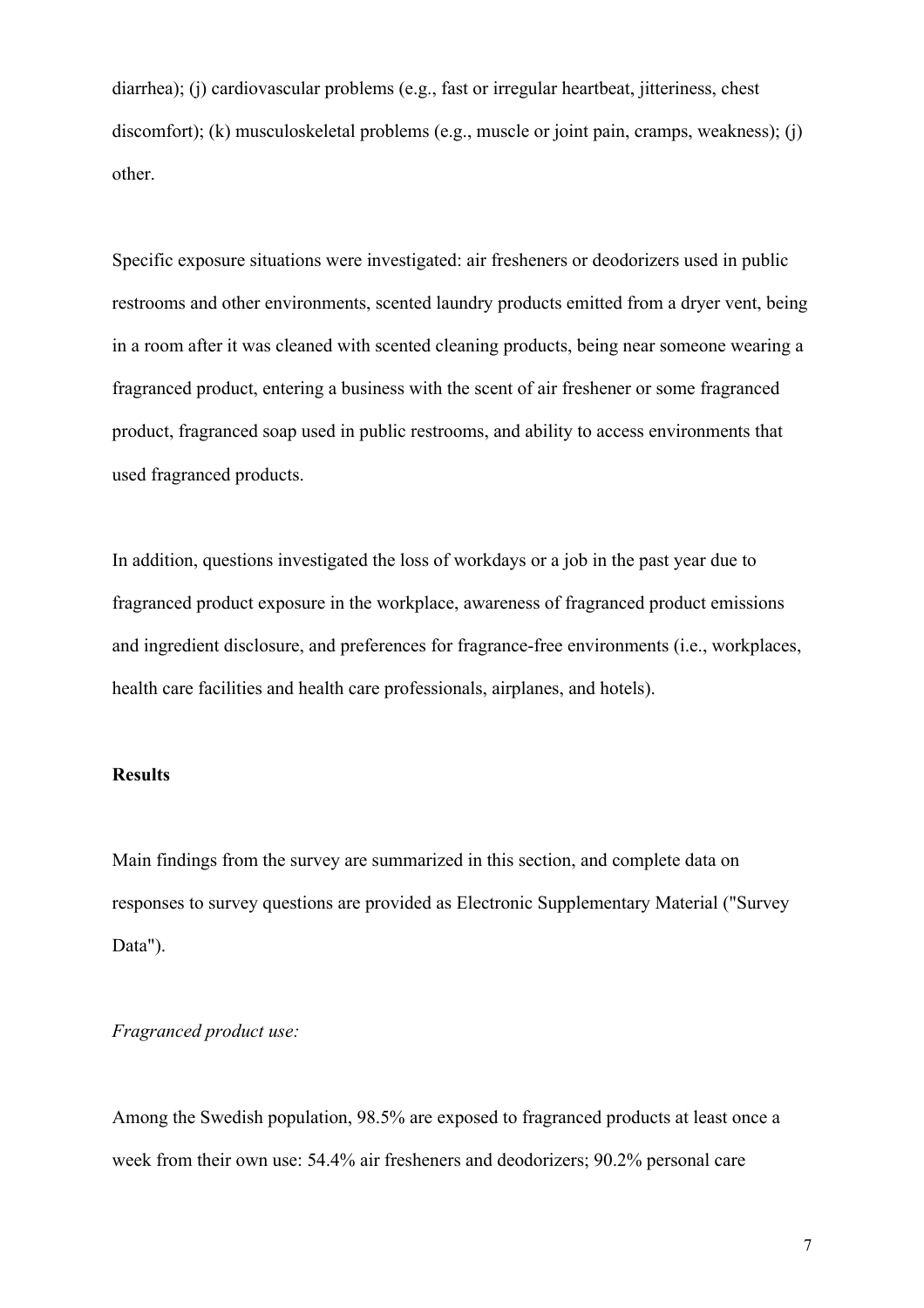diarrhea); (j) cardiovascular problems (e.g., fast or irregular heartbeat, jitteriness, chest discomfort); (k) musculoskeletal problems (e.g., muscle or joint pain, cramps, weakness); (j) other.

Specific exposure situations were investigated: air fresheners or deodorizers used in public restrooms and other environments, scented laundry products emitted from a dryer vent, being in a room after it was cleaned with scented cleaning products, being near someone wearing a fragranced product, entering a business with the scent of air freshener or some fragranced product, fragranced soap used in public restrooms, and ability to access environments that used fragranced products.

In addition, questions investigated the loss of workdays or a job in the past year due to fragranced product exposure in the workplace, awareness of fragranced product emissions and ingredient disclosure, and preferences for fragrance-free environments (i.e., workplaces, health care facilities and health care professionals, airplanes, and hotels).

**Results**

Main findings from the survey are summarized in this section, and complete data on responses to survey questions are provided as Electronic Supplementary Material ("Survey Data").

*Fragranced product use:*

Among the Swedish population, 98.5% are exposed to fragranced products at least once a week from their own use: 54.4% air fresheners and deodorizers; 90.2% personal care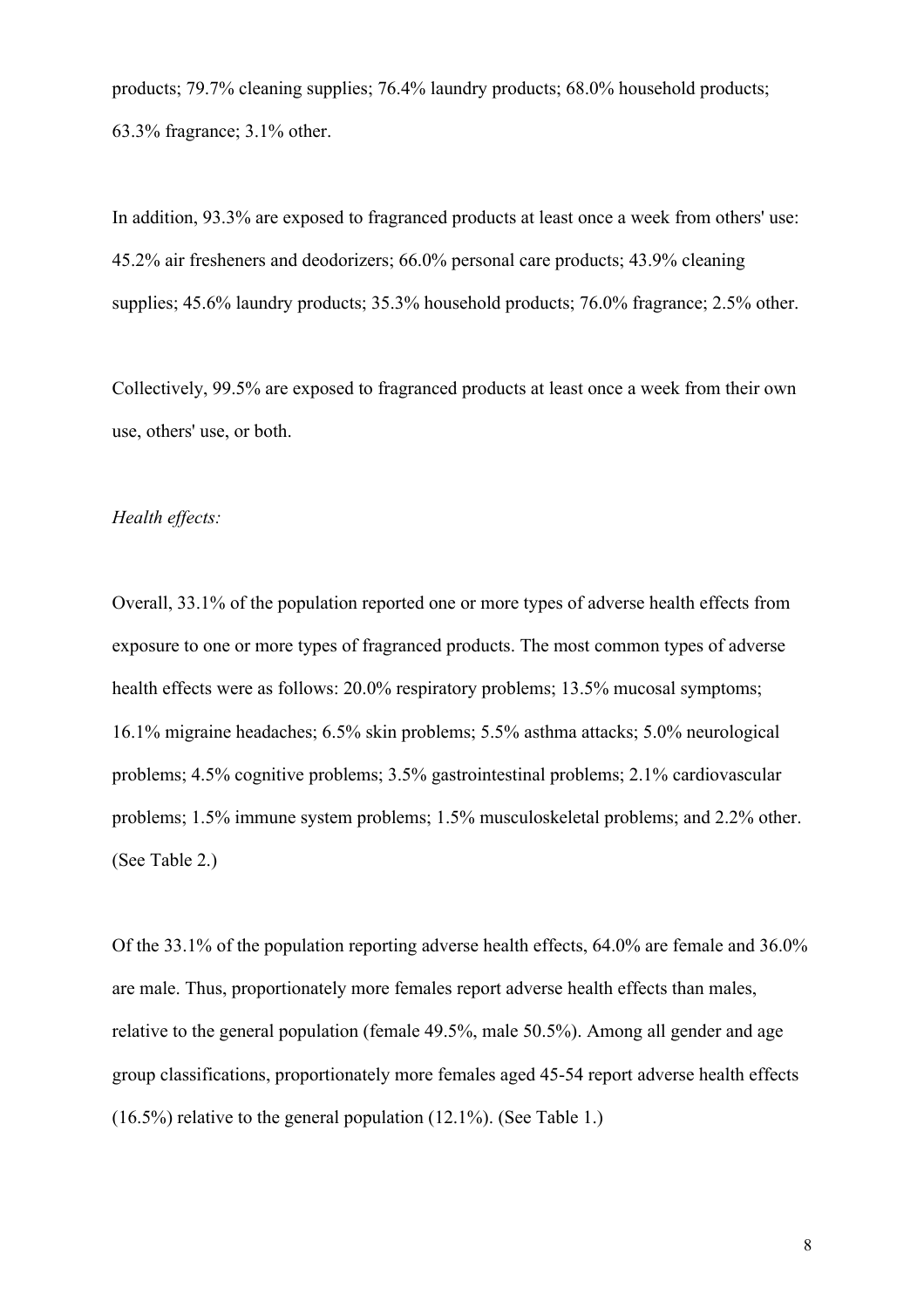products; 79.7% cleaning supplies; 76.4% laundry products; 68.0% household products; 63.3% fragrance; 3.1% other.

In addition, 93.3% are exposed to fragranced products at least once a week from others' use: 45.2% air fresheners and deodorizers; 66.0% personal care products; 43.9% cleaning supplies; 45.6% laundry products; 35.3% household products; 76.0% fragrance; 2.5% other.

Collectively, 99.5% are exposed to fragranced products at least once a week from their own use, others' use, or both.

*Health effects:*

Overall, 33.1% of the population reported one or more types of adverse health effects from exposure to one or more types of fragranced products. The most common types of adverse health effects were as follows: 20.0% respiratory problems; 13.5% mucosal symptoms; 16.1% migraine headaches; 6.5% skin problems; 5.5% asthma attacks; 5.0% neurological problems; 4.5% cognitive problems; 3.5% gastrointestinal problems; 2.1% cardiovascular problems; 1.5% immune system problems; 1.5% musculoskeletal problems; and 2.2% other. (See Table 2.)

Of the 33.1% of the population reporting adverse health effects, 64.0% are female and 36.0% are male. Thus, proportionately more females report adverse health effects than males, relative to the general population (female 49.5%, male 50.5%). Among all gender and age group classifications, proportionately more females aged 45-54 report adverse health effects (16.5%) relative to the general population (12.1%). (See Table 1.)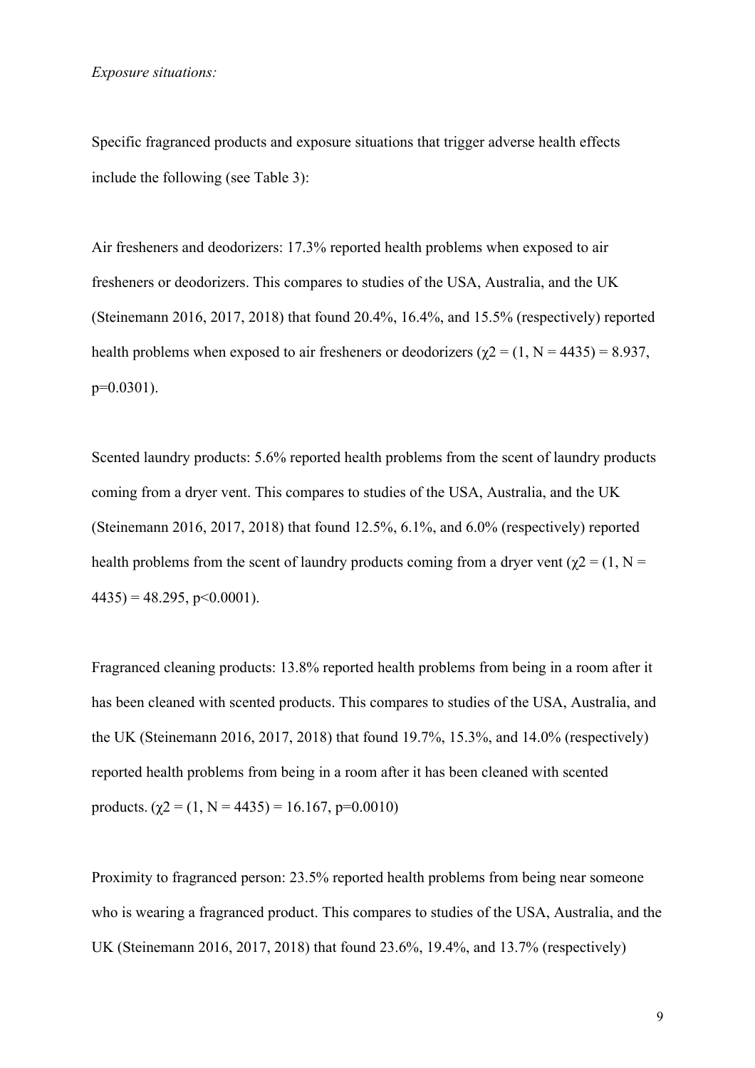*Exposure situations:*

Specific fragranced products and exposure situations that trigger adverse health effects include the following (see Table 3):

Air fresheners and deodorizers: 17.3% reported health problems when exposed to air fresheners or deodorizers. This compares to studies of the USA, Australia, and the UK (Steinemann 2016, 2017, 2018) that found 20.4%, 16.4%, and 15.5% (respectively) reported health problems when exposed to air fresheners or deodorizers ($\chi 2$ = (1, N = 4435) = 8.937, p=0.0301).

Scented laundry products: 5.6% reported health problems from the scent of laundry products coming from a dryer vent. This compares to studies of the USA, Australia, and the UK (Steinemann 2016, 2017, 2018) that found 12.5%, 6.1%, and 6.0% (respectively) reported health problems from the scent of laundry products coming from a dryer vent ($\chi 2$ = (1, N = 4435) = 48.295, p<0.0001).

Fragranced cleaning products: 13.8% reported health problems from being in a room after it has been cleaned with scented products. This compares to studies of the USA, Australia, and the UK (Steinemann 2016, 2017, 2018) that found 19.7%, 15.3%, and 14.0% (respectively) reported health problems from being in a room after it has been cleaned with scented products. ($\chi 2$ = (1, N = 4435) = 16.167, p=0.0010)

Proximity to fragranced person: 23.5% reported health problems from being near someone who is wearing a fragranced product. This compares to studies of the USA, Australia, and the UK (Steinemann 2016, 2017, 2018) that found 23.6%, 19.4%, and 13.7% (respectively)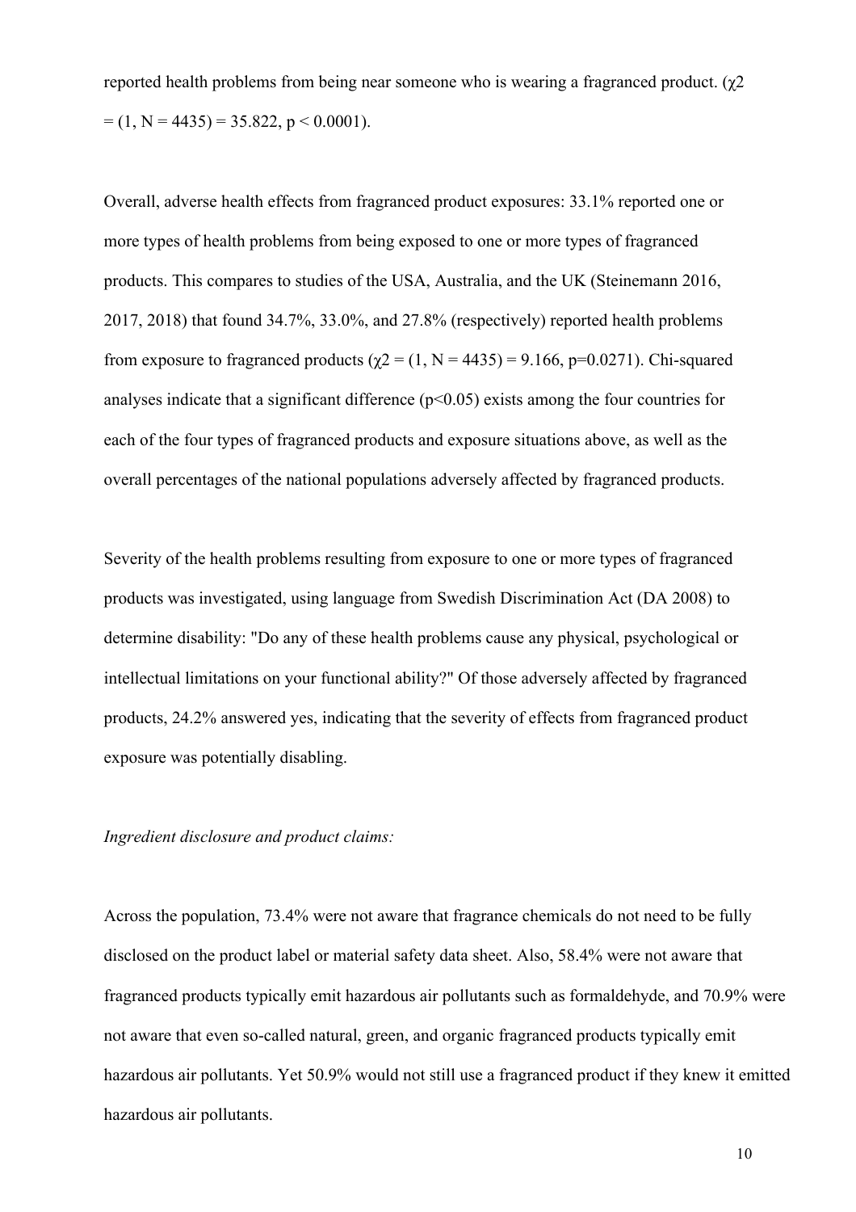reported health problems from being near someone who is wearing a fragranced product. ($\chi2 = (1, N = 4435) = 35.822$, $p < 0.0001$).

Overall, adverse health effects from fragranced product exposures: 33.1% reported one or more types of health problems from being exposed to one or more types of fragranced products. This compares to studies of the USA, Australia, and the UK (Steinemann 2016, 2017, 2018) that found 34.7%, 33.0%, and 27.8% (respectively) reported health problems from exposure to fragranced products ($\chi2 = (1, N = 4435) = 9.166$, $p=0.0271$). Chi-squared analyses indicate that a significant difference ($p<0.05$) exists among the four countries for each of the four types of fragranced products and exposure situations above, as well as the overall percentages of the national populations adversely affected by fragranced products.

Severity of the health problems resulting from exposure to one or more types of fragranced products was investigated, using language from Swedish Discrimination Act (DA 2008) to determine disability: "Do any of these health problems cause any physical, psychological or intellectual limitations on your functional ability?" Of those adversely affected by fragranced products, 24.2% answered yes, indicating that the severity of effects from fragranced product exposure was potentially disabling.

*Ingredient disclosure and product claims:*

Across the population, 73.4% were not aware that fragrance chemicals do not need to be fully disclosed on the product label or material safety data sheet. Also, 58.4% were not aware that fragranced products typically emit hazardous air pollutants such as formaldehyde, and 70.9% were not aware that even so-called natural, green, and organic fragranced products typically emit hazardous air pollutants. Yet 50.9% would not still use a fragranced product if they knew it emitted hazardous air pollutants.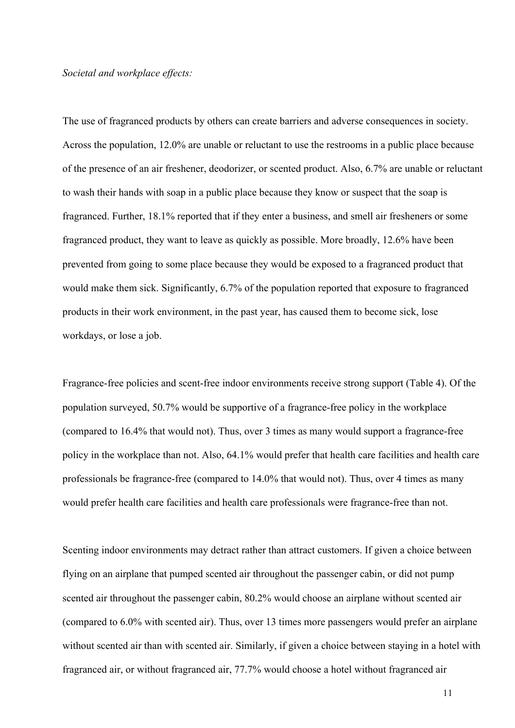*Societal and workplace effects:*

The use of fragranced products by others can create barriers and adverse consequences in society. Across the population, 12.0% are unable or reluctant to use the restrooms in a public place because of the presence of an air freshener, deodorizer, or scented product. Also, 6.7% are unable or reluctant to wash their hands with soap in a public place because they know or suspect that the soap is fragranced. Further, 18.1% reported that if they enter a business, and smell air fresheners or some fragranced product, they want to leave as quickly as possible. More broadly, 12.6% have been prevented from going to some place because they would be exposed to a fragranced product that would make them sick. Significantly, 6.7% of the population reported that exposure to fragranced products in their work environment, in the past year, has caused them to become sick, lose workdays, or lose a job.

Fragrance-free policies and scent-free indoor environments receive strong support (Table 4). Of the population surveyed, 50.7% would be supportive of a fragrance-free policy in the workplace (compared to 16.4% that would not). Thus, over 3 times as many would support a fragrance-free policy in the workplace than not. Also, 64.1% would prefer that health care facilities and health care professionals be fragrance-free (compared to 14.0% that would not). Thus, over 4 times as many would prefer health care facilities and health care professionals were fragrance-free than not.

Scenting indoor environments may detract rather than attract customers. If given a choice between flying on an airplane that pumped scented air throughout the passenger cabin, or did not pump scented air throughout the passenger cabin, 80.2% would choose an airplane without scented air (compared to 6.0% with scented air). Thus, over 13 times more passengers would prefer an airplane without scented air than with scented air. Similarly, if given a choice between staying in a hotel with fragranced air, or without fragranced air, 77.7% would choose a hotel without fragranced air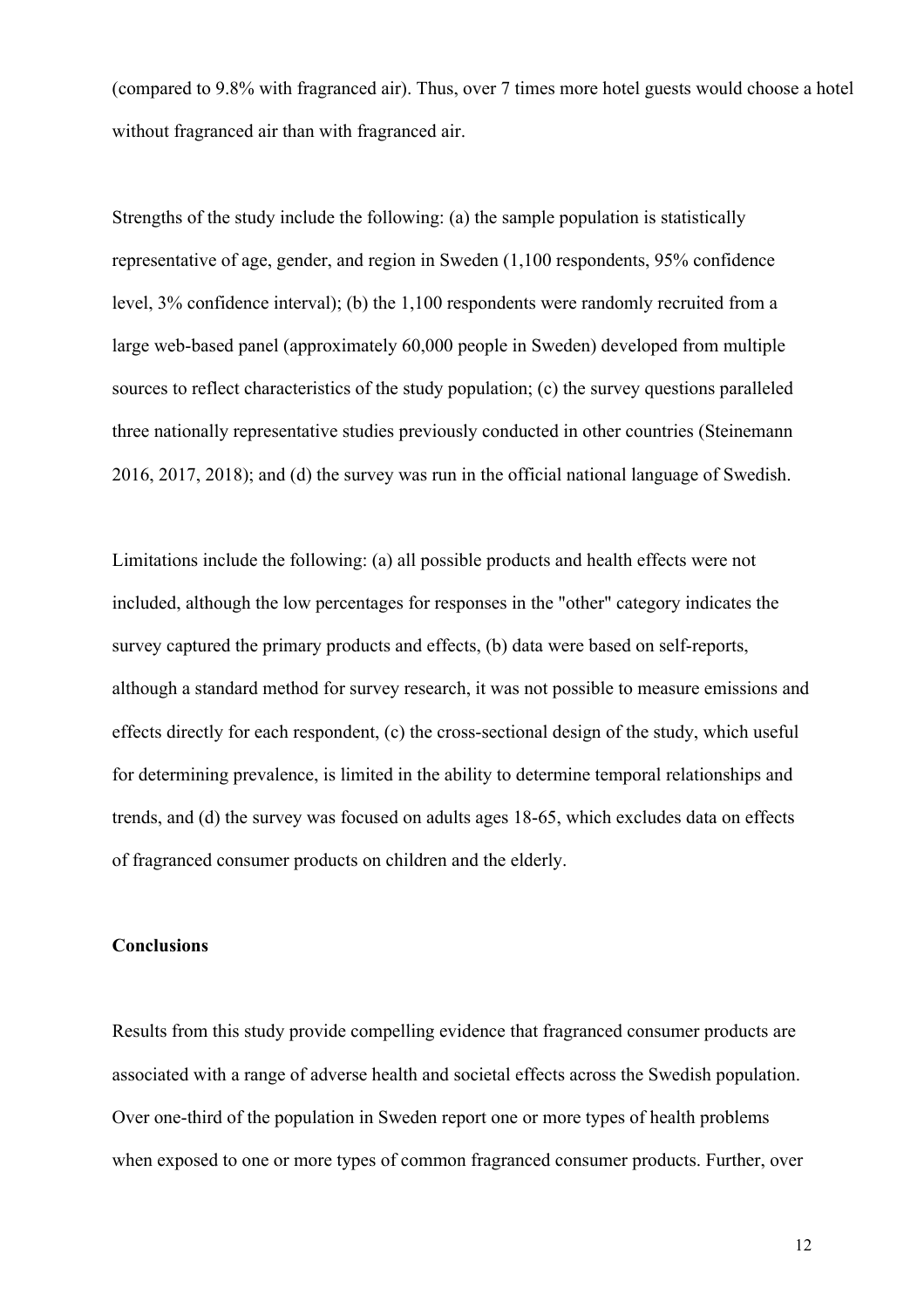(compared to 9.8% with fragranced air). Thus, over 7 times more hotel guests would choose a hotel without fragranced air than with fragranced air.

Strengths of the study include the following: (a) the sample population is statistically representative of age, gender, and region in Sweden (1,100 respondents, 95% confidence level, 3% confidence interval); (b) the 1,100 respondents were randomly recruited from a large web-based panel (approximately 60,000 people in Sweden) developed from multiple sources to reflect characteristics of the study population; (c) the survey questions paralleled three nationally representative studies previously conducted in other countries (Steinemann 2016, 2017, 2018); and (d) the survey was run in the official national language of Swedish.

Limitations include the following: (a) all possible products and health effects were not included, although the low percentages for responses in the "other" category indicates the survey captured the primary products and effects, (b) data were based on self-reports, although a standard method for survey research, it was not possible to measure emissions and effects directly for each respondent, (c) the cross-sectional design of the study, which useful for determining prevalence, is limited in the ability to determine temporal relationships and trends, and (d) the survey was focused on adults ages 18-65, which excludes data on effects of fragranced consumer products on children and the elderly.

## Conclusions

Results from this study provide compelling evidence that fragranced consumer products are associated with a range of adverse health and societal effects across the Swedish population. Over one-third of the population in Sweden report one or more types of health problems when exposed to one or more types of common fragranced consumer products. Further, over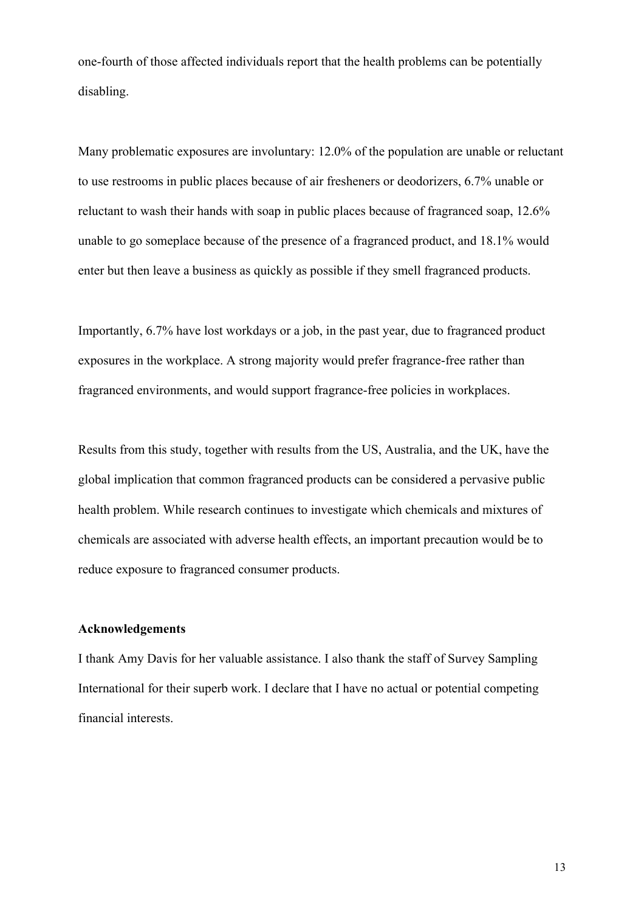one-fourth of those affected individuals report that the health problems can be potentially disabling.

Many problematic exposures are involuntary: 12.0% of the population are unable or reluctant to use restrooms in public places because of air fresheners or deodorizers, 6.7% unable or reluctant to wash their hands with soap in public places because of fragranced soap, 12.6% unable to go someplace because of the presence of a fragranced product, and 18.1% would enter but then leave a business as quickly as possible if they smell fragranced products.

Importantly, 6.7% have lost workdays or a job, in the past year, due to fragranced product exposures in the workplace. A strong majority would prefer fragrance-free rather than fragranced environments, and would support fragrance-free policies in workplaces.

Results from this study, together with results from the US, Australia, and the UK, have the global implication that common fragranced products can be considered a pervasive public health problem. While research continues to investigate which chemicals and mixtures of chemicals are associated with adverse health effects, an important precaution would be to reduce exposure to fragranced consumer products.

**Acknowledgements**

I thank Amy Davis for her valuable assistance. I also thank the staff of Survey Sampling International for their superb work. I declare that I have no actual or potential competing financial interests.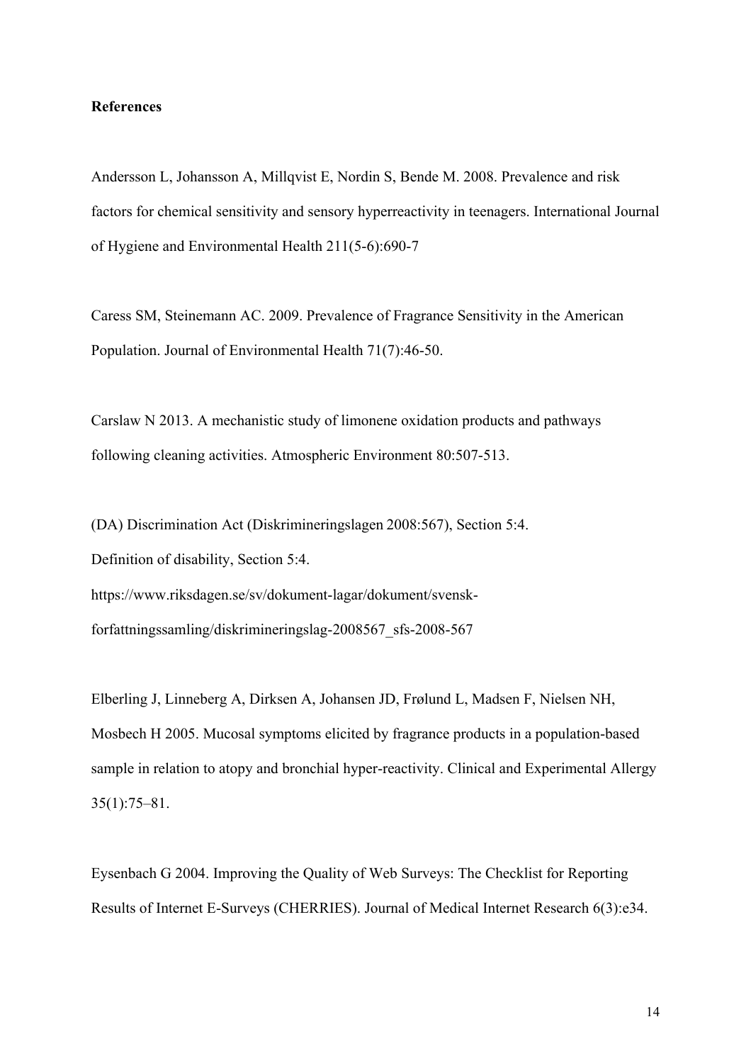**References**

Andersson L, Johansson A, Millqvist E, Nordin S, Bende M. 2008. Prevalence and risk factors for chemical sensitivity and sensory hyperreactivity in teenagers. International Journal of Hygiene and Environmental Health 211(5-6):690-7

Caress SM, Steinemann AC. 2009. Prevalence of Fragrance Sensitivity in the American Population. Journal of Environmental Health 71(7):46-50.

Carslaw N 2013. A mechanistic study of limonene oxidation products and pathways following cleaning activities. Atmospheric Environment 80:507-513.

(DA) Discrimination Act (Diskrimineringslagen 2008:567), Section 5:4.
Definition of disability, Section 5:4.
https://www.riksdagen.se/sv/dokument-lagar/dokument/svensk-forfattningssamling/diskrimineringslag-2008567_sfs-2008-567

Elberling J, Linneberg A, Dirksen A, Johansen JD, Frølund L, Madsen F, Nielsen NH, Mosbech H 2005. Mucosal symptoms elicited by fragrance products in a population-based sample in relation to atopy and bronchial hyper-reactivity. Clinical and Experimental Allergy 35(1):75–81.

Eysenbach G 2004. Improving the Quality of Web Surveys: The Checklist for Reporting Results of Internet E-Surveys (CHERRIES). Journal of Medical Internet Research 6(3):e34.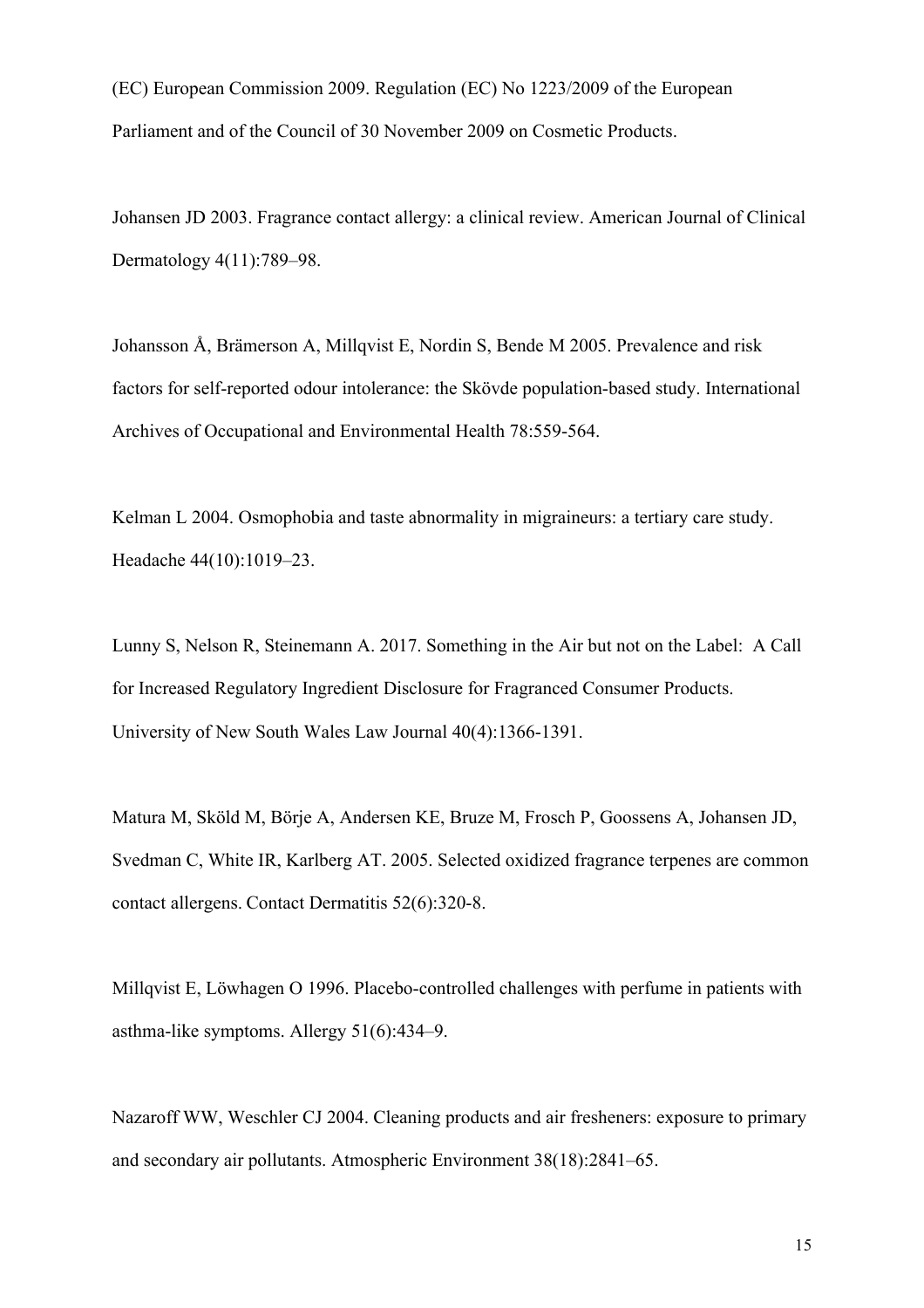(EC) European Commission 2009. Regulation (EC) No 1223/2009 of the European Parliament and of the Council of 30 November 2009 on Cosmetic Products.

Johansen JD 2003. Fragrance contact allergy: a clinical review. American Journal of Clinical Dermatology 4(11):789–98.

Johansson Å, Brämerson A, Millqvist E, Nordin S, Bende M 2005. Prevalence and risk factors for self-reported odour intolerance: the Skövde population-based study. International Archives of Occupational and Environmental Health 78:559-564.

Kelman L 2004. Osmophobia and taste abnormality in migraineurs: a tertiary care study. Headache 44(10):1019–23.

Lunny S, Nelson R, Steinemann A. 2017. Something in the Air but not on the Label: A Call for Increased Regulatory Ingredient Disclosure for Fragranced Consumer Products. University of New South Wales Law Journal 40(4):1366-1391.

Matura M, Sköld M, Börje A, Andersen KE, Bruze M, Frosch P, Goossens A, Johansen JD, Svedman C, White IR, Karlberg AT. 2005. Selected oxidized fragrance terpenes are common contact allergens. Contact Dermatitis 52(6):320-8.

Millqvist E, Löwhagen O 1996. Placebo-controlled challenges with perfume in patients with asthma-like symptoms. Allergy 51(6):434–9.

Nazaroff WW, Weschler CJ 2004. Cleaning products and air fresheners: exposure to primary and secondary air pollutants. Atmospheric Environment 38(18):2841–65.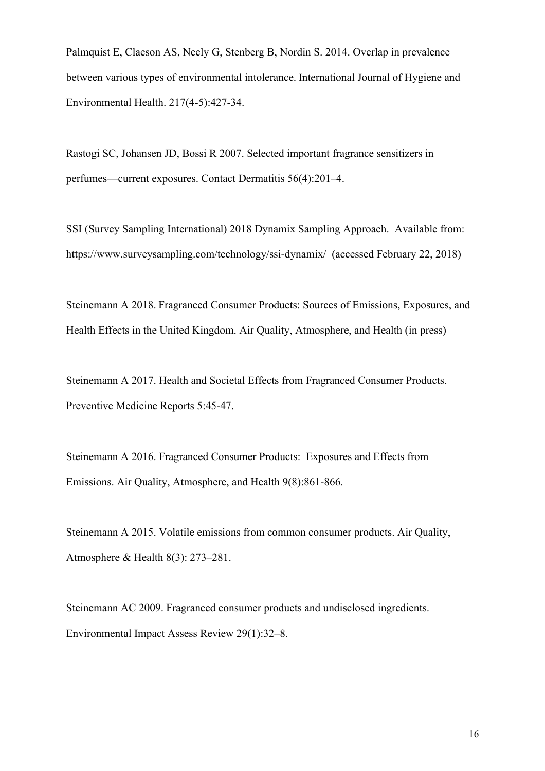Palmquist E, Claeson AS, Neely G, Stenberg B, Nordin S. 2014. Overlap in prevalence between various types of environmental intolerance. International Journal of Hygiene and Environmental Health. 217(4-5):427-34.

Rastogi SC, Johansen JD, Bossi R 2007. Selected important fragrance sensitizers in perfumes—current exposures. Contact Dermatitis 56(4):201–4.

SSI (Survey Sampling International) 2018 Dynamix Sampling Approach. Available from: https://www.surveysampling.com/technology/ssi-dynamix/ (accessed February 22, 2018)

Steinemann A 2018. Fragranced Consumer Products: Sources of Emissions, Exposures, and Health Effects in the United Kingdom. Air Quality, Atmosphere, and Health (in press)

Steinemann A 2017. Health and Societal Effects from Fragranced Consumer Products. Preventive Medicine Reports 5:45-47.

Steinemann A 2016. Fragranced Consumer Products: Exposures and Effects from Emissions. Air Quality, Atmosphere, and Health 9(8):861-866.

Steinemann A 2015. Volatile emissions from common consumer products. Air Quality, Atmosphere & Health 8(3): 273–281.

Steinemann AC 2009. Fragranced consumer products and undisclosed ingredients. Environmental Impact Assess Review 29(1):32–8.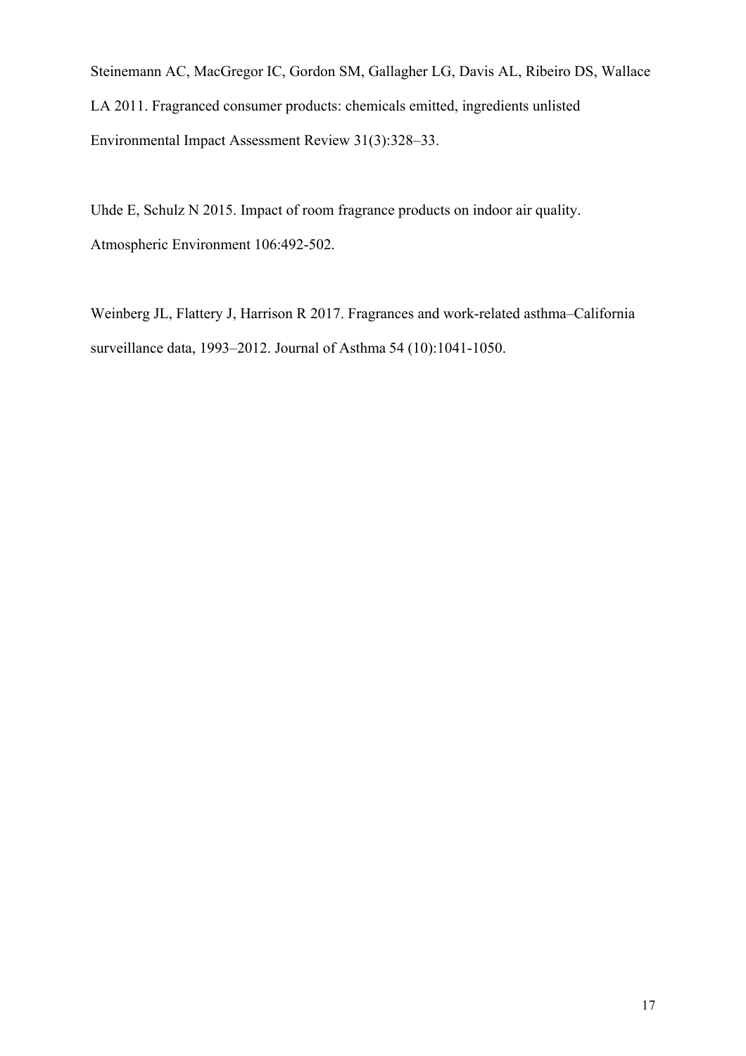Steinemann AC, MacGregor IC, Gordon SM, Gallagher LG, Davis AL, Ribeiro DS, Wallace LA 2011. Fragranced consumer products: chemicals emitted, ingredients unlisted Environmental Impact Assessment Review 31(3):328–33.

Uhde E, Schulz N 2015. Impact of room fragrance products on indoor air quality. Atmospheric Environment 106:492-502.

Weinberg JL, Flattery J, Harrison R 2017. Fragrances and work-related asthma–California surveillance data, 1993–2012. Journal of Asthma 54 (10):1041-1050.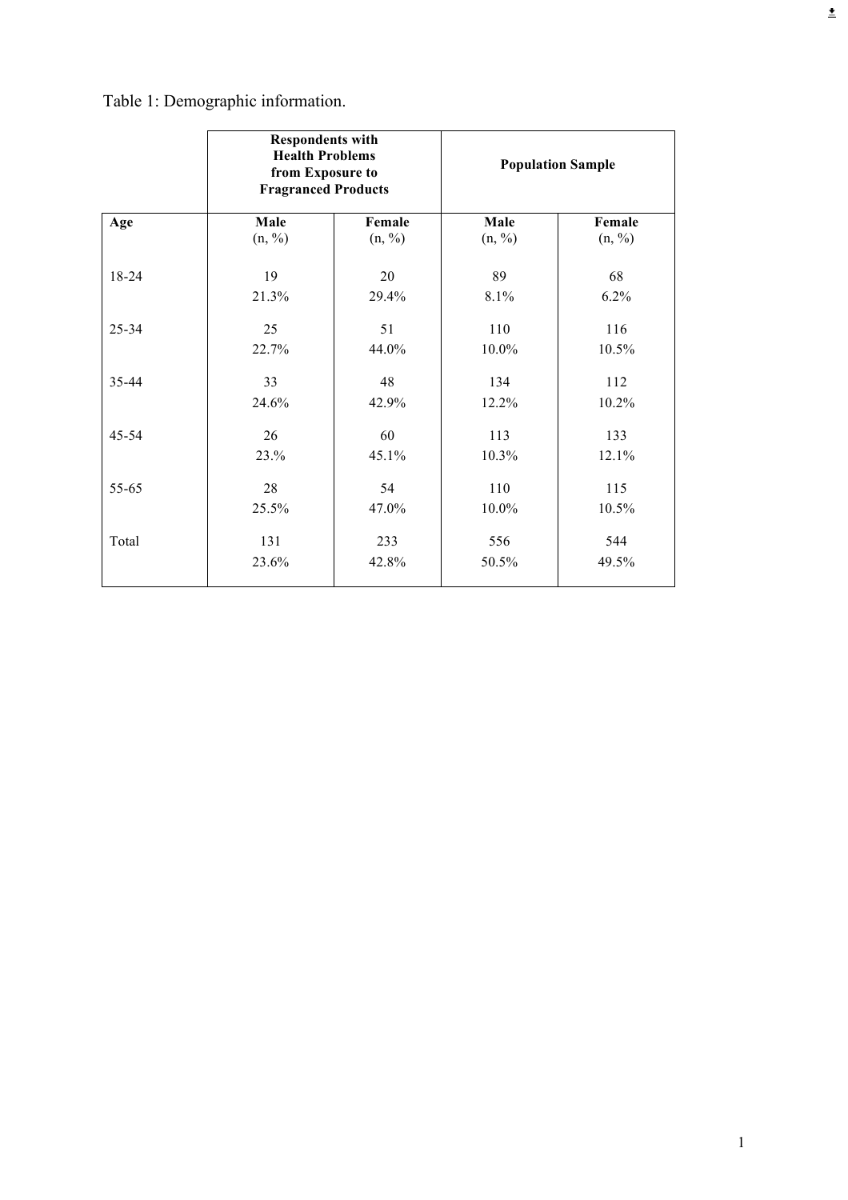Table 1: Demographic information.

| | Respondents with Health Problems from Exposure to Fragranced Products | | Population Sample | |
|---|---|---|---|---|
| **Age** | **Male** (n, %) | **Female** (n, %) | **Male** (n, %) | **Female** (n, %) |
| 18-24 | 19<br>21.3% | 20<br>29.4% | 89<br>8.1% | 68<br>6.2% |
| 25-34 | 25<br>22.7% | 51<br>44.0% | 110<br>10.0% | 116<br>10.5% |
| 35-44 | 33<br>24.6% | 48<br>42.9% | 134<br>12.2% | 112<br>10.2% |
| 45-54 | 26<br>23.% | 60<br>45.1% | 113<br>10.3% | 133<br>12.1% |
| 55-65 | 28<br>25.5% | 54<br>47.0% | 110<br>10.0% | 115<br>10.5% |
| Total | 131<br>23.6% | 233<br>42.8% | 556<br>50.5% | 544<br>49.5% |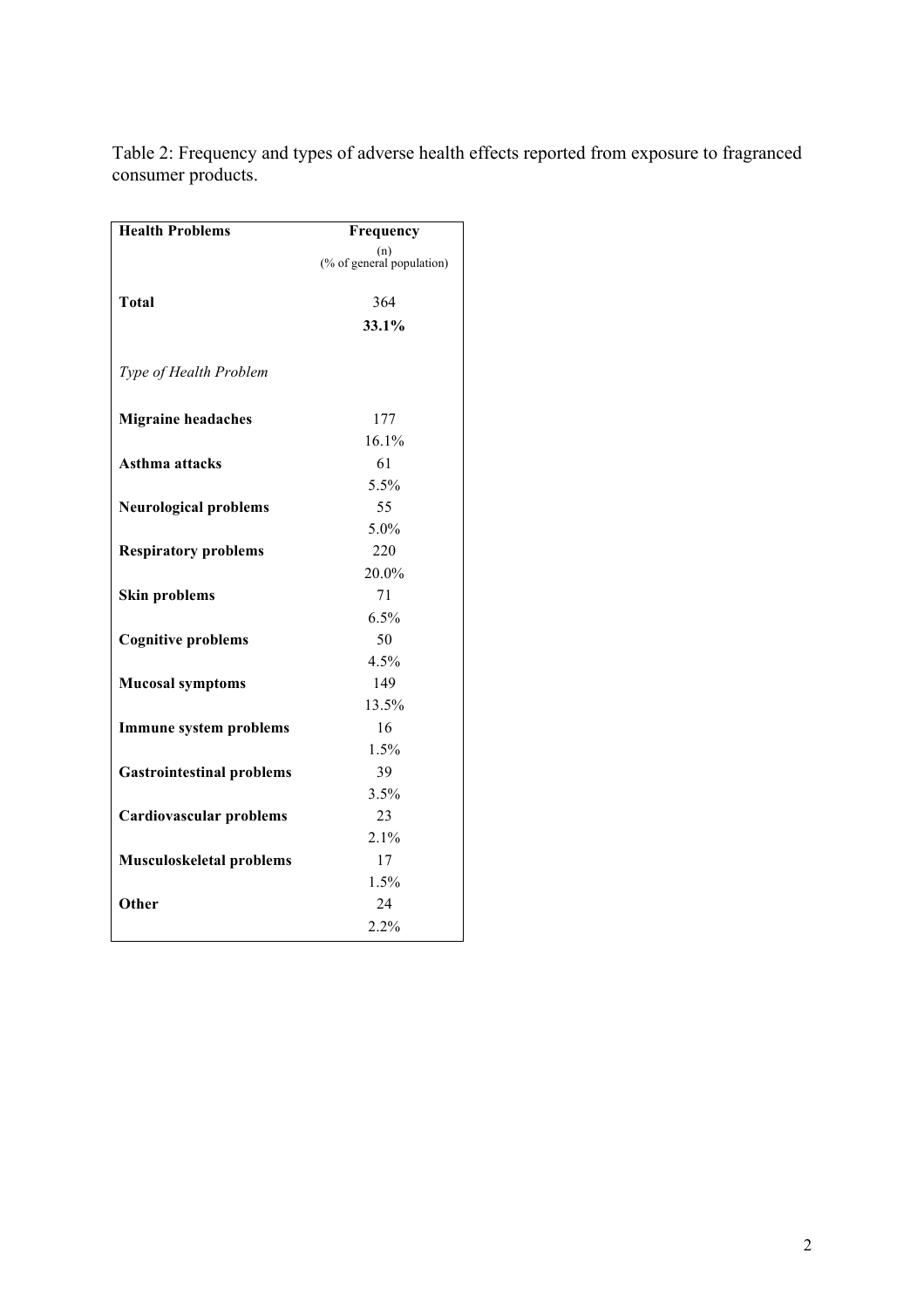Table 2: Frequency and types of adverse health effects reported from exposure to fragranced consumer products.

| Health Problems | Frequency (n) (% of general population) |
|---|---|
| **Total** | 364 **33.1%** |
| *Type of Health Problem* | |
| **Migraine headaches** | 177 16.1% |
| **Asthma attacks** | 61 5.5% |
| **Neurological problems** | 55 5.0% |
| **Respiratory problems** | 220 20.0% |
| **Skin problems** | 71 6.5% |
| **Cognitive problems** | 50 4.5% |
| **Mucosal symptoms** | 149 13.5% |
| **Immune system problems** | 16 1.5% |
| **Gastrointestinal problems** | 39 3.5% |
| **Cardiovascular problems** | 23 2.1% |
| **Musculoskeletal problems** | 17 1.5% |
| **Other** | 24 2.2% |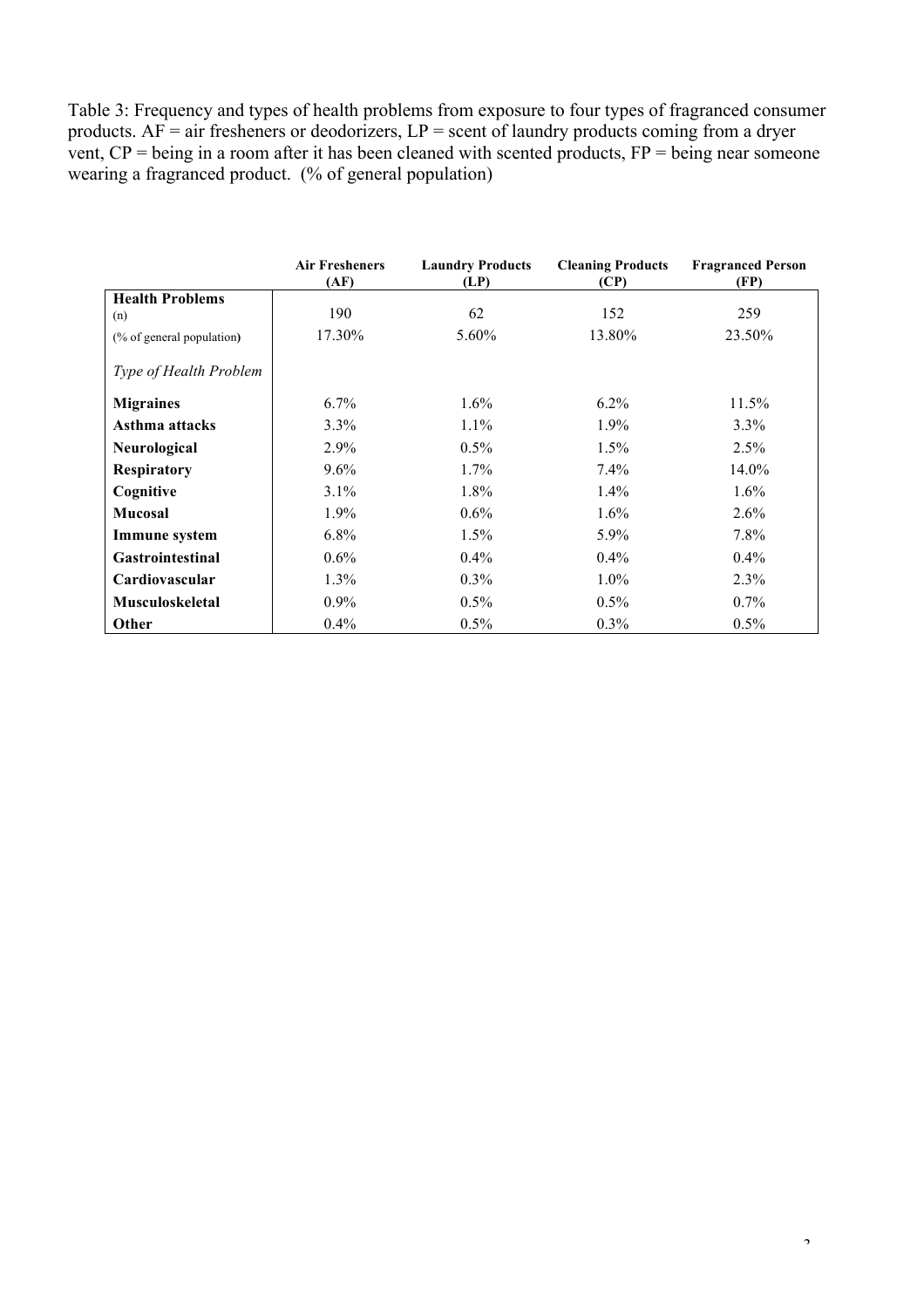Table 3: Frequency and types of health problems from exposure to four types of fragranced consumer products. AF = air fresheners or deodorizers, LP = scent of laundry products coming from a dryer vent, CP = being in a room after it has been cleaned with scented products, FP = being near someone wearing a fragranced product. (% of general population)

| | **Air Fresheners (AF)** | **Laundry Products (LP)** | **Cleaning Products (CP)** | **Fragranced Person (FP)** |
|---|---|---|---|---|
| **Health Problems** (n) | 190 | 62 | 152 | 259 |
| (% of general population) | 17.30% | 5.60% | 13.80% | 23.50% |
| *Type of Health Problem* | | | | |
| **Migraines** | 6.7% | 1.6% | 6.2% | 11.5% |
| **Asthma attacks** | 3.3% | 1.1% | 1.9% | 3.3% |
| **Neurological** | 2.9% | 0.5% | 1.5% | 2.5% |
| **Respiratory** | 9.6% | 1.7% | 7.4% | 14.0% |
| **Cognitive** | 3.1% | 1.8% | 1.4% | 1.6% |
| **Mucosal** | 1.9% | 0.6% | 1.6% | 2.6% |
| **Immune system** | 6.8% | 1.5% | 5.9% | 7.8% |
| **Gastrointestinal** | 0.6% | 0.4% | 0.4% | 0.4% |
| **Cardiovascular** | 1.3% | 0.3% | 1.0% | 2.3% |
| **Musculoskeletal** | 0.9% | 0.5% | 0.5% | 0.7% |
| **Other** | 0.4% | 0.5% | 0.3% | 0.5% |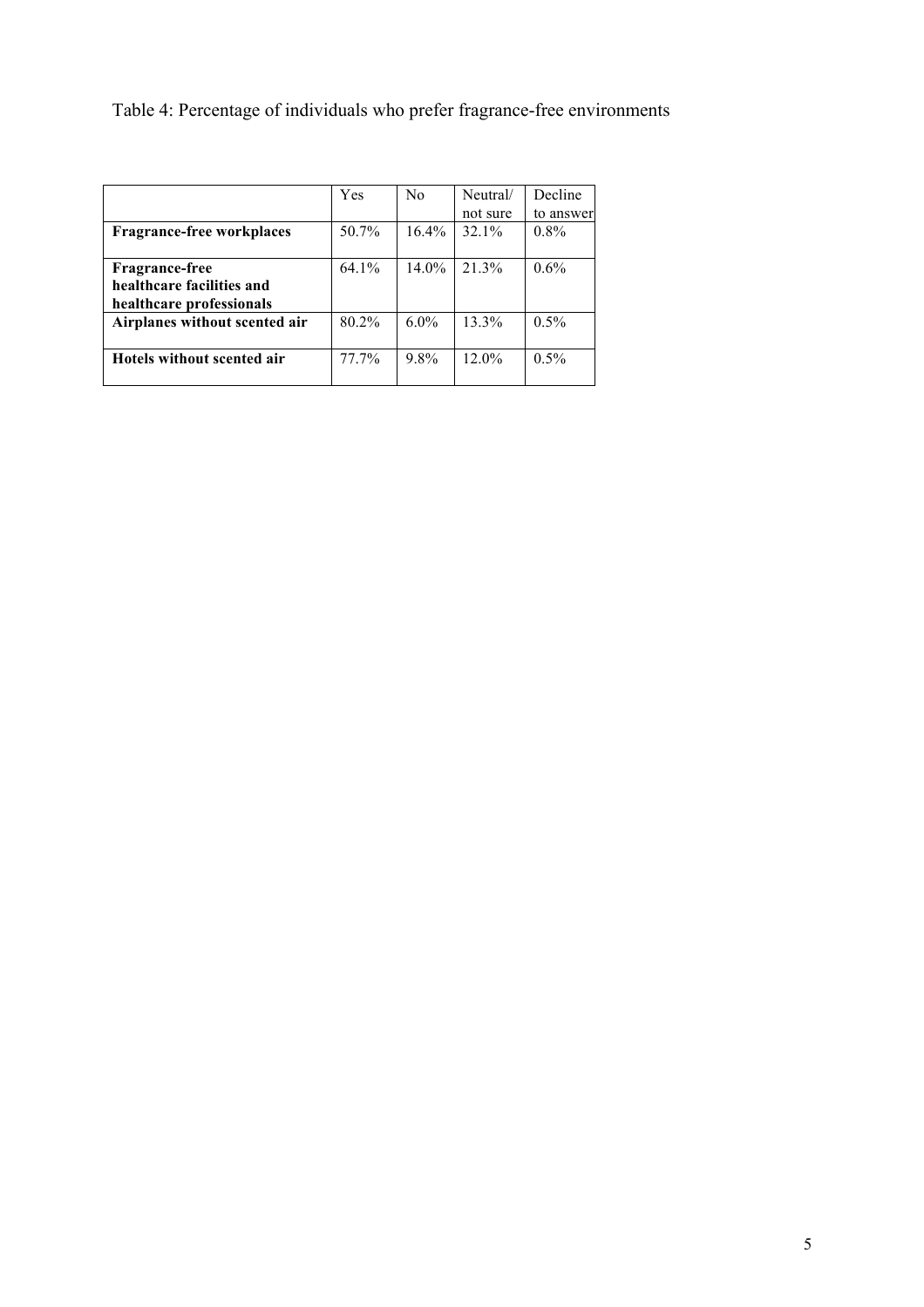Table 4: Percentage of individuals who prefer fragrance-free environments

| | Yes | No | Neutral/ not sure | Decline to answer |
|---|---|---|---|---|
| **Fragrance-free workplaces** | 50.7% | 16.4% | 32.1% | 0.8% |
| **Fragrance-free healthcare facilities and healthcare professionals** | 64.1% | 14.0% | 21.3% | 0.6% |
| **Airplanes without scented air** | 80.2% | 6.0% | 13.3% | 0.5% |
| **Hotels without scented air** | 77.7% | 9.8% | 12.0% | 0.5% |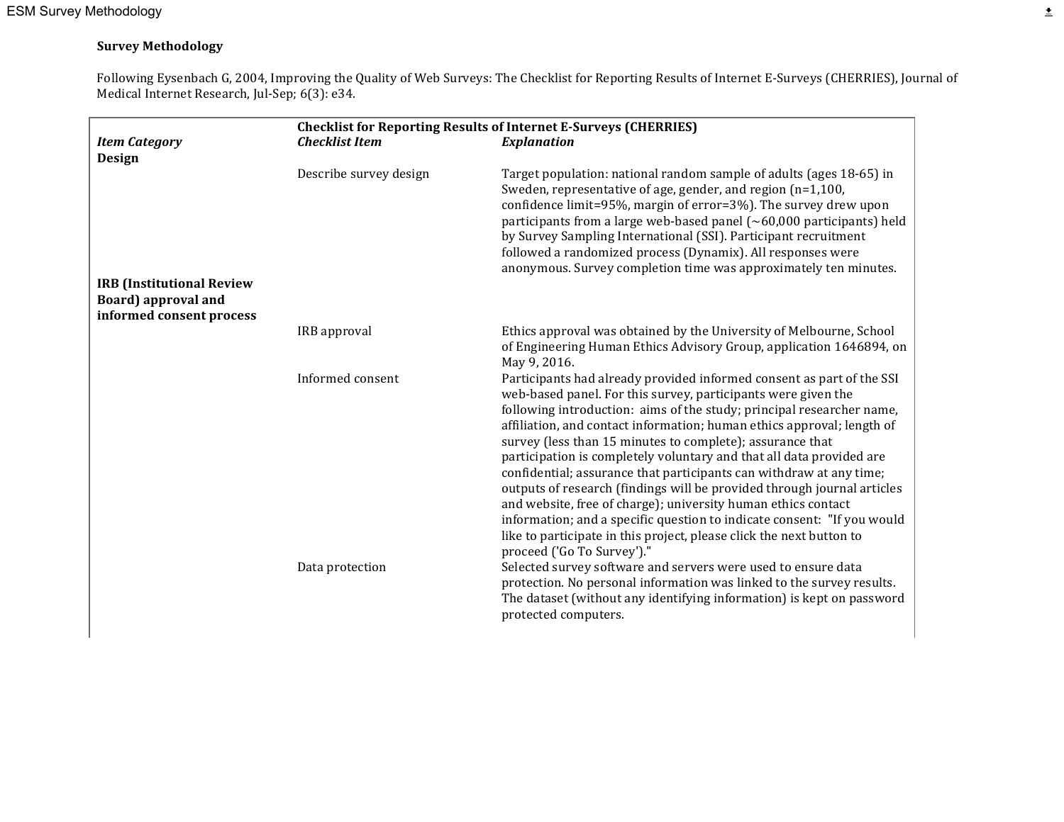**Survey Methodology**

Following Eysenbach G, 2004, Improving the Quality of Web Surveys: The Checklist for Reporting Results of Internet E-Surveys (CHERRIES), Journal of Medical Internet Research, Jul-Sep; 6(3): e34.

| | **Checklist for Reporting Results of Internet E-Surveys (CHERRIES)** | |
|---|---|---|
| ***Item Category*** | ***Checklist Item*** | ***Explanation*** |
| **Design** | | |
| | Describe survey design | Target population: national random sample of adults (ages 18-65) in Sweden, representative of age, gender, and region (n=1,100, confidence limit=95%, margin of error=3%). The survey drew upon participants from a large web-based panel (~60,000 participants) held by Survey Sampling International (SSI). Participant recruitment followed a randomized process (Dynamix). All responses were anonymous. Survey completion time was approximately ten minutes. |
| **IRB (Institutional Review Board) approval and informed consent process** | | |
| | IRB approval | Ethics approval was obtained by the University of Melbourne, School of Engineering Human Ethics Advisory Group, application 1646894, on May 9, 2016. |
| | Informed consent | Participants had already provided informed consent as part of the SSI web-based panel. For this survey, participants were given the following introduction: aims of the study; principal researcher name, affiliation, and contact information; human ethics approval; length of survey (less than 15 minutes to complete); assurance that participation is completely voluntary and that all data provided are confidential; assurance that participants can withdraw at any time; outputs of research (findings will be provided through journal articles and website, free of charge); university human ethics contact information; and a specific question to indicate consent: "If you would like to participate in this project, please click the next button to proceed ('Go To Survey')." |
| | Data protection | Selected survey software and servers were used to ensure data protection. No personal information was linked to the survey results. The dataset (without any identifying information) is kept on password protected computers. |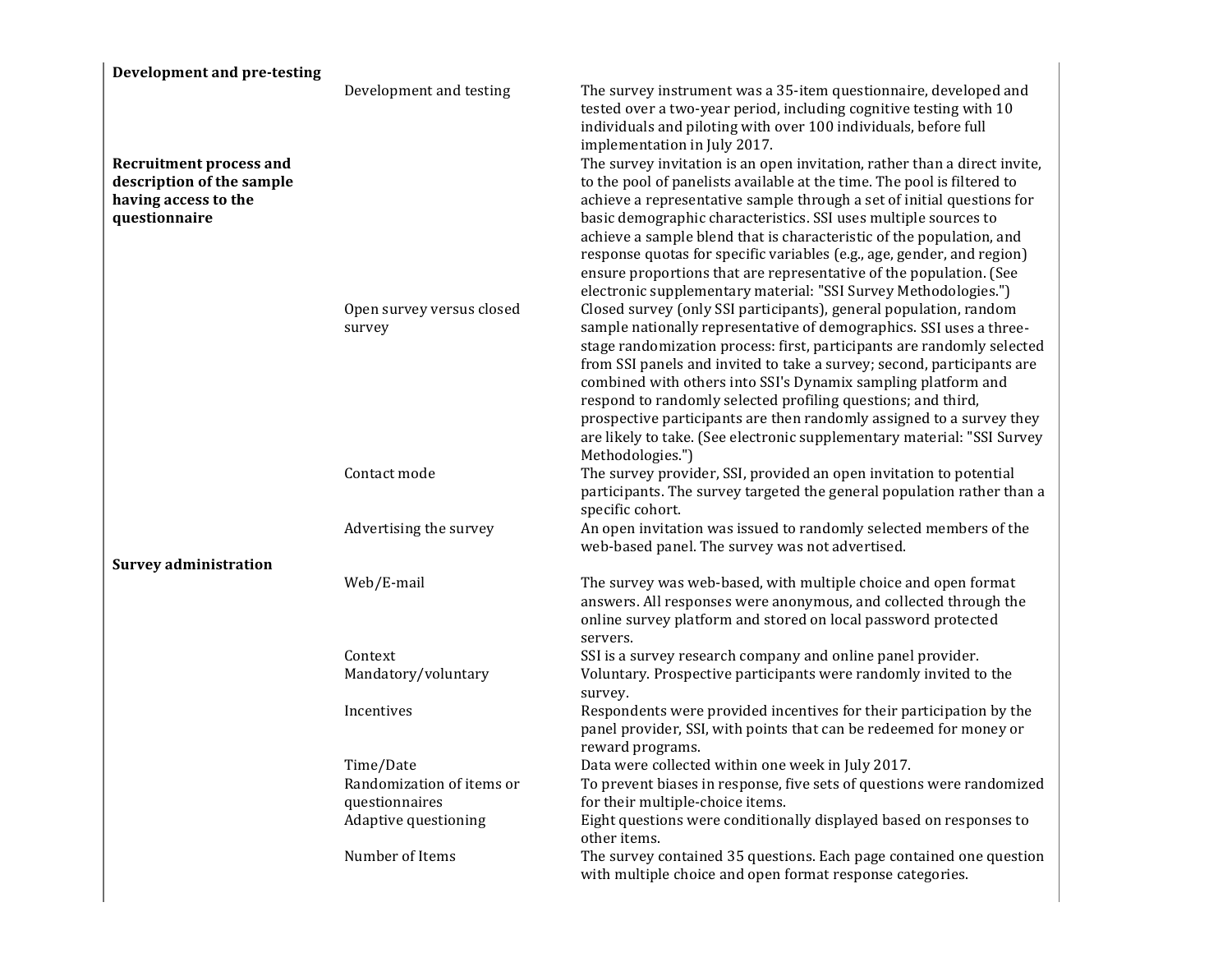| | | |
|---|---|---|
| **Development and pre-testing** | | |
| | Development and testing | The survey instrument was a 35-item questionnaire, developed and tested over a two-year period, including cognitive testing with 10 individuals and piloting with over 100 individuals, before full implementation in July 2017. |
| **Recruitment process and description of the sample having access to the questionnaire** | | The survey invitation is an open invitation, rather than a direct invite, to the pool of panelists available at the time. The pool is filtered to achieve a representative sample through a set of initial questions for basic demographic characteristics. SSI uses multiple sources to achieve a sample blend that is characteristic of the population, and response quotas for specific variables (e.g., age, gender, and region) ensure proportions that are representative of the population. (See electronic supplementary material: "SSI Survey Methodologies.") |
| | Open survey versus closed survey | Closed survey (only SSI participants), general population, random sample nationally representative of demographics. SSI uses a three-stage randomization process: first, participants are randomly selected from SSI panels and invited to take a survey; second, participants are combined with others into SSI's Dynamix sampling platform and respond to randomly selected profiling questions; and third, prospective participants are then randomly assigned to a survey they are likely to take. (See electronic supplementary material: "SSI Survey Methodologies.") |
| | Contact mode | The survey provider, SSI, provided an open invitation to potential participants. The survey targeted the general population rather than a specific cohort. |
| | Advertising the survey | An open invitation was issued to randomly selected members of the web-based panel. The survey was not advertised. |
| **Survey administration** | | |
| | Web/E-mail | The survey was web-based, with multiple choice and open format answers. All responses were anonymous, and collected through the online survey platform and stored on local password protected servers. |
| | Context | SSI is a survey research company and online panel provider. |
| | Mandatory/voluntary | Voluntary. Prospective participants were randomly invited to the survey. |
| | Incentives | Respondents were provided incentives for their participation by the panel provider, SSI, with points that can be redeemed for money or reward programs. |
| | Time/Date | Data were collected within one week in July 2017. |
| | Randomization of items or questionnaires | To prevent biases in response, five sets of questions were randomized for their multiple-choice items. |
| | Adaptive questioning | Eight questions were conditionally displayed based on responses to other items. |
| | Number of Items | The survey contained 35 questions. Each page contained one question with multiple choice and open format response categories. |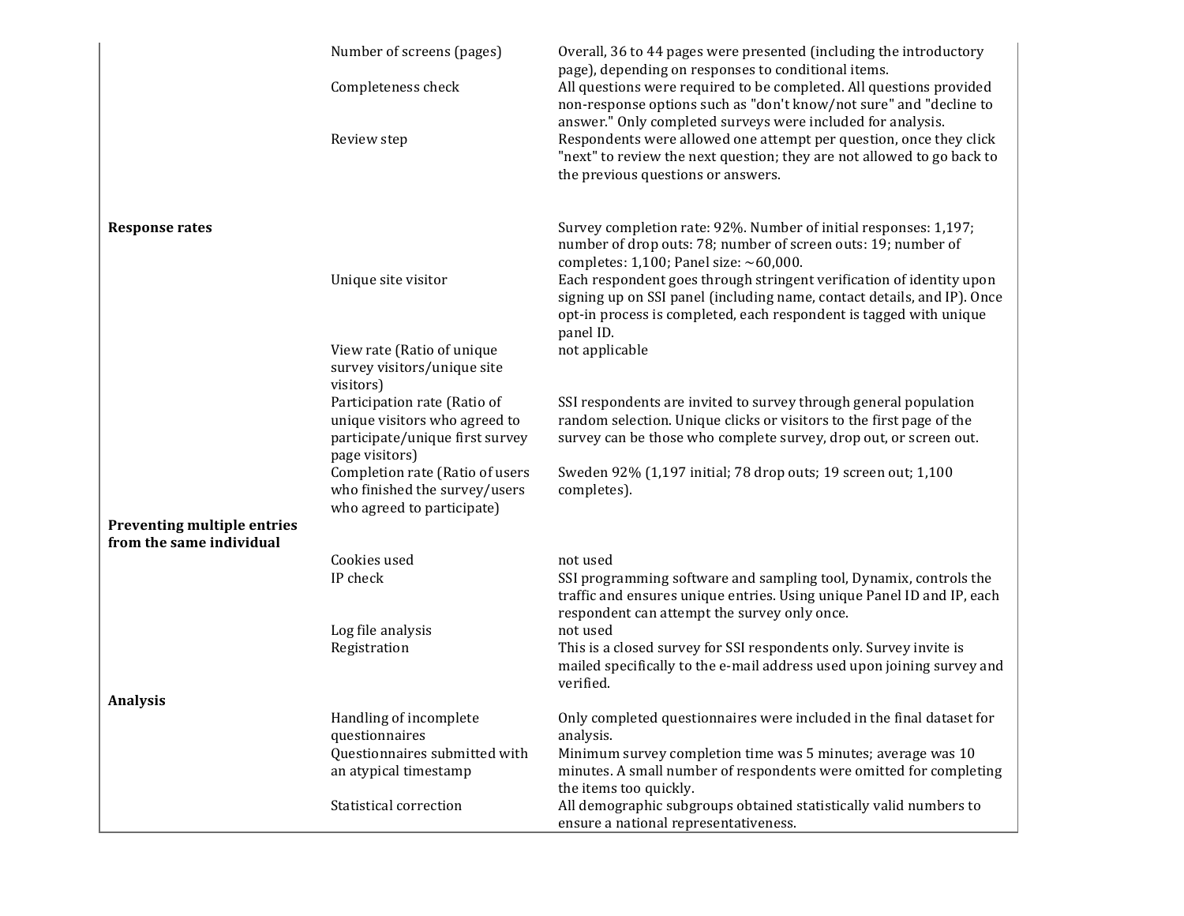| | | |
|---|---|---|
| | Number of screens (pages) | Overall, 36 to 44 pages were presented (including the introductory page), depending on responses to conditional items. |
| | Completeness check | All questions were required to be completed. All questions provided non-response options such as "don't know/not sure" and "decline to answer." Only completed surveys were included for analysis. |
| | Review step | Respondents were allowed one attempt per question, once they click "next" to review the next question; they are not allowed to go back to the previous questions or answers. |
| **Response rates** | | Survey completion rate: 92%. Number of initial responses: 1,197; number of drop outs: 78; number of screen outs: 19; number of completes: 1,100; Panel size: ~60,000. |
| | Unique site visitor | Each respondent goes through stringent verification of identity upon signing up on SSI panel (including name, contact details, and IP). Once opt-in process is completed, each respondent is tagged with unique panel ID. |
| | View rate (Ratio of unique survey visitors/unique site visitors) | not applicable |
| | Participation rate (Ratio of unique visitors who agreed to participate/unique first survey page visitors) | SSI respondents are invited to survey through general population random selection. Unique clicks or visitors to the first page of the survey can be those who complete survey, drop out, or screen out. |
| | Completion rate (Ratio of users who finished the survey/users who agreed to participate) | Sweden 92% (1,197 initial; 78 drop outs; 19 screen out; 1,100 completes). |
| **Preventing multiple entries from the same individual** | | |
| | Cookies used | not used |
| | IP check | SSI programming software and sampling tool, Dynamix, controls the traffic and ensures unique entries. Using unique Panel ID and IP, each respondent can attempt the survey only once. |
| | Log file analysis | not used |
| | Registration | This is a closed survey for SSI respondents only. Survey invite is mailed specifically to the e-mail address used upon joining survey and verified. |
| **Analysis** | | |
| | Handling of incomplete questionnaires | Only completed questionnaires were included in the final dataset for analysis. |
| | Questionnaires submitted with an atypical timestamp | Minimum survey completion time was 5 minutes; average was 10 minutes. A small number of respondents were omitted for completing the items too quickly. |
| | Statistical correction | All demographic subgroups obtained statistically valid numbers to ensure a national representativeness. |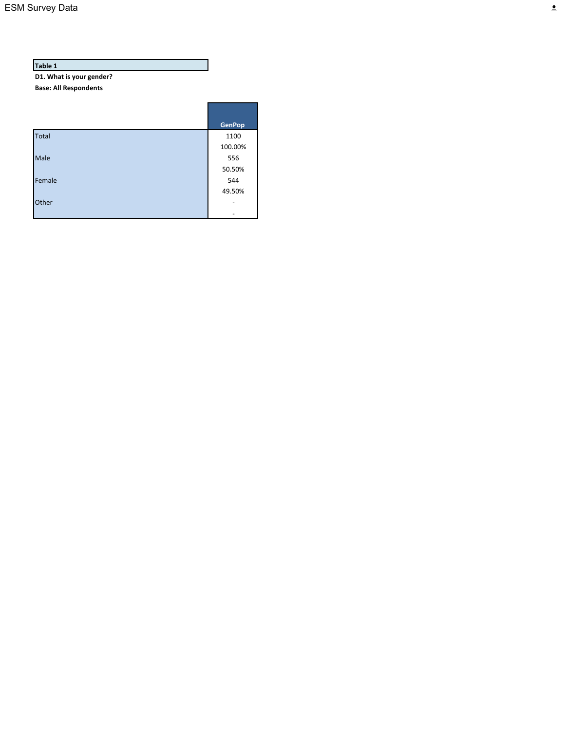**Table 1**

**D1. What is your gender?**

**Base: All Respondents**

| | GenPop |
|---|---|
| Total | 1100 |
| | 100.00% |
| Male | 556 |
| | 50.50% |
| Female | 544 |
| | 49.50% |
| Other | - |
| | - |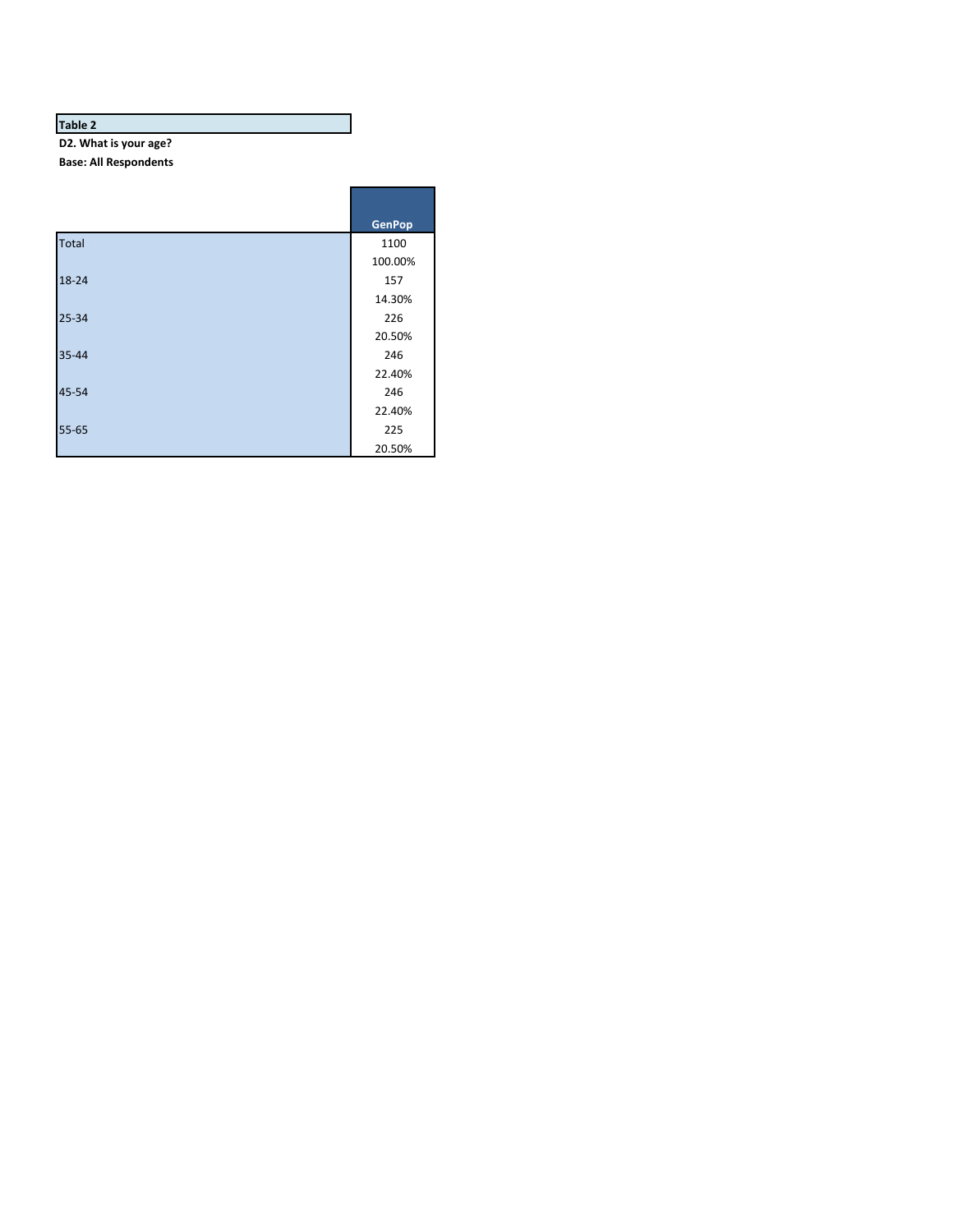**Table 2**

**D2. What is your age?**

**Base: All Respondents**

| | GenPop |
|---|---|
| Total | 1100 |
| | 100.00% |
| 18-24 | 157 |
| | 14.30% |
| 25-34 | 226 |
| | 20.50% |
| 35-44 | 246 |
| | 22.40% |
| 45-54 | 246 |
| | 22.40% |
| 55-65 | 225 |
| | 20.50% |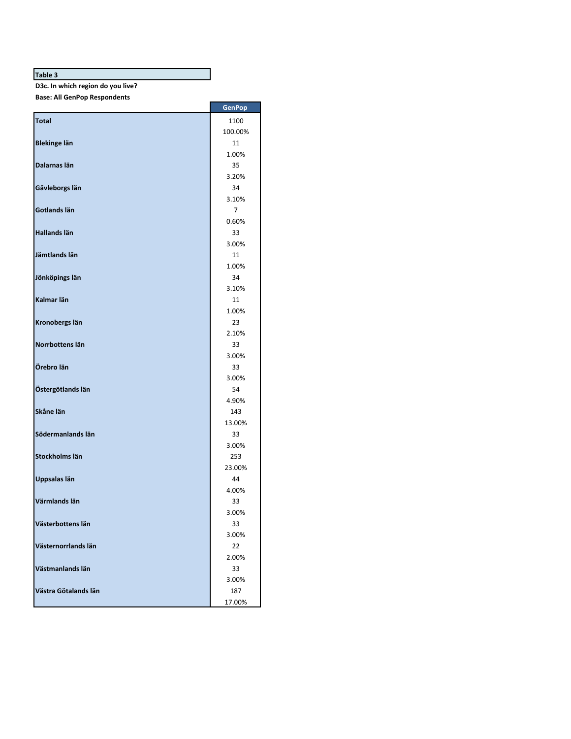**Table 3**

**D3c. In which region do you live?**

**Base: All GenPop Respondents**

| | GenPop |
|---|---|
| **Total** | 1100 |
| | 100.00% |
| **Blekinge län** | 11 |
| | 1.00% |
| **Dalarnas län** | 35 |
| | 3.20% |
| **Gävleborgs län** | 34 |
| | 3.10% |
| **Gotlands län** | 7 |
| | 0.60% |
| **Hallands län** | 33 |
| | 3.00% |
| **Jämtlands län** | 11 |
| | 1.00% |
| **Jönköpings län** | 34 |
| | 3.10% |
| **Kalmar län** | 11 |
| | 1.00% |
| **Kronobergs län** | 23 |
| | 2.10% |
| **Norrbottens län** | 33 |
| | 3.00% |
| **Örebro län** | 33 |
| | 3.00% |
| **Östergötlands län** | 54 |
| | 4.90% |
| **Skåne län** | 143 |
| | 13.00% |
| **Södermanlands län** | 33 |
| | 3.00% |
| **Stockholms län** | 253 |
| | 23.00% |
| **Uppsalas län** | 44 |
| | 4.00% |
| **Värmlands län** | 33 |
| | 3.00% |
| **Västerbottens län** | 33 |
| | 3.00% |
| **Västernorrlands län** | 22 |
| | 2.00% |
| **Västmanlands län** | 33 |
| | 3.00% |
| **Västra Götalands län** | 187 |
| | 17.00% |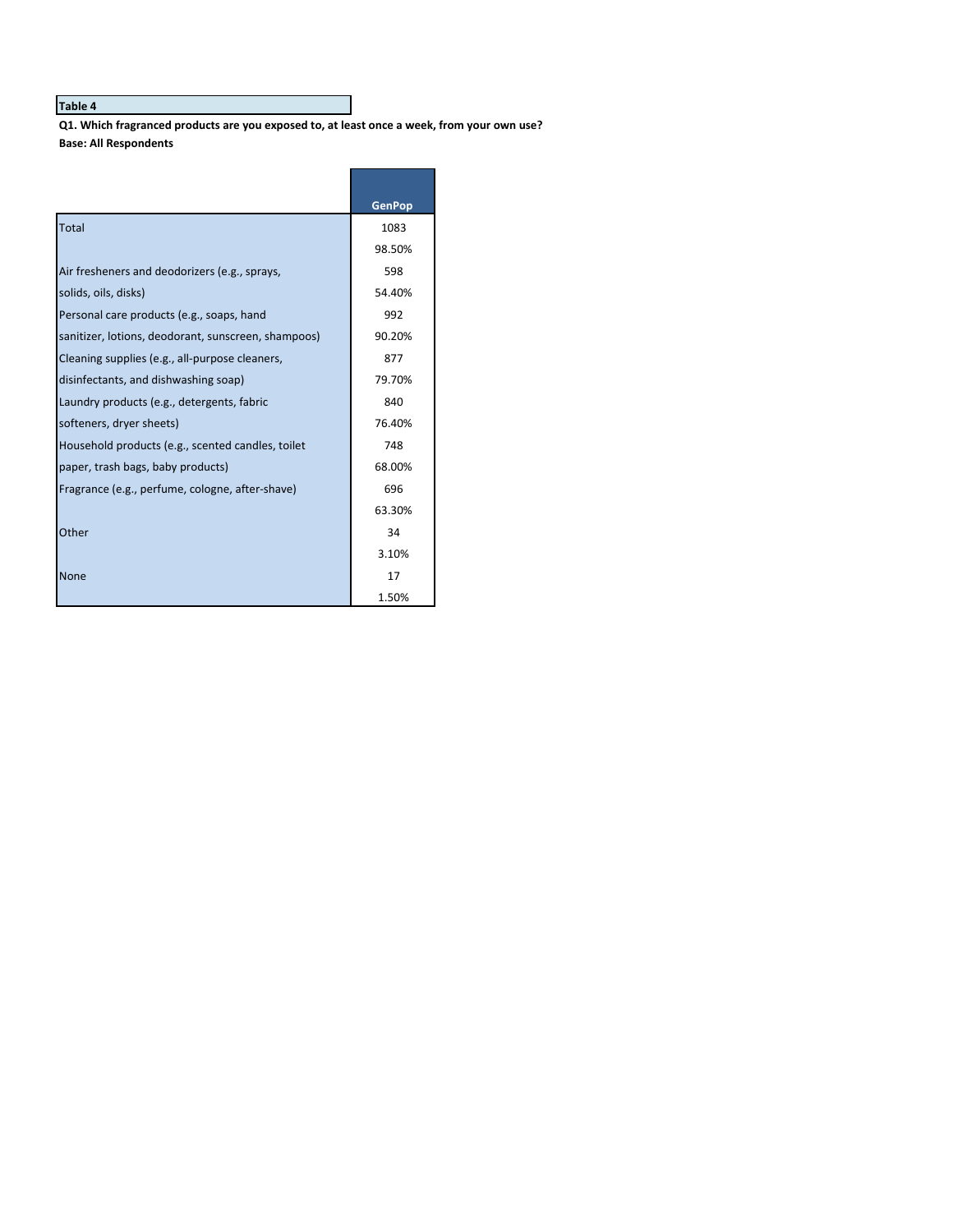**Table 4**

**Q1. Which fragranced products are you exposed to, at least once a week, from your own use?**
**Base: All Respondents**

| | GenPop |
|---|---|
| Total | 1083 |
| | 98.50% |
| Air fresheners and deodorizers (e.g., sprays, | 598 |
| solids, oils, disks) | 54.40% |
| Personal care products (e.g., soaps, hand | 992 |
| sanitizer, lotions, deodorant, sunscreen, shampoos) | 90.20% |
| Cleaning supplies (e.g., all-purpose cleaners, | 877 |
| disinfectants, and dishwashing soap) | 79.70% |
| Laundry products (e.g., detergents, fabric | 840 |
| softeners, dryer sheets) | 76.40% |
| Household products (e.g., scented candles, toilet | 748 |
| paper, trash bags, baby products) | 68.00% |
| Fragrance (e.g., perfume, cologne, after-shave) | 696 |
| | 63.30% |
| Other | 34 |
| | 3.10% |
| None | 17 |
| | 1.50% |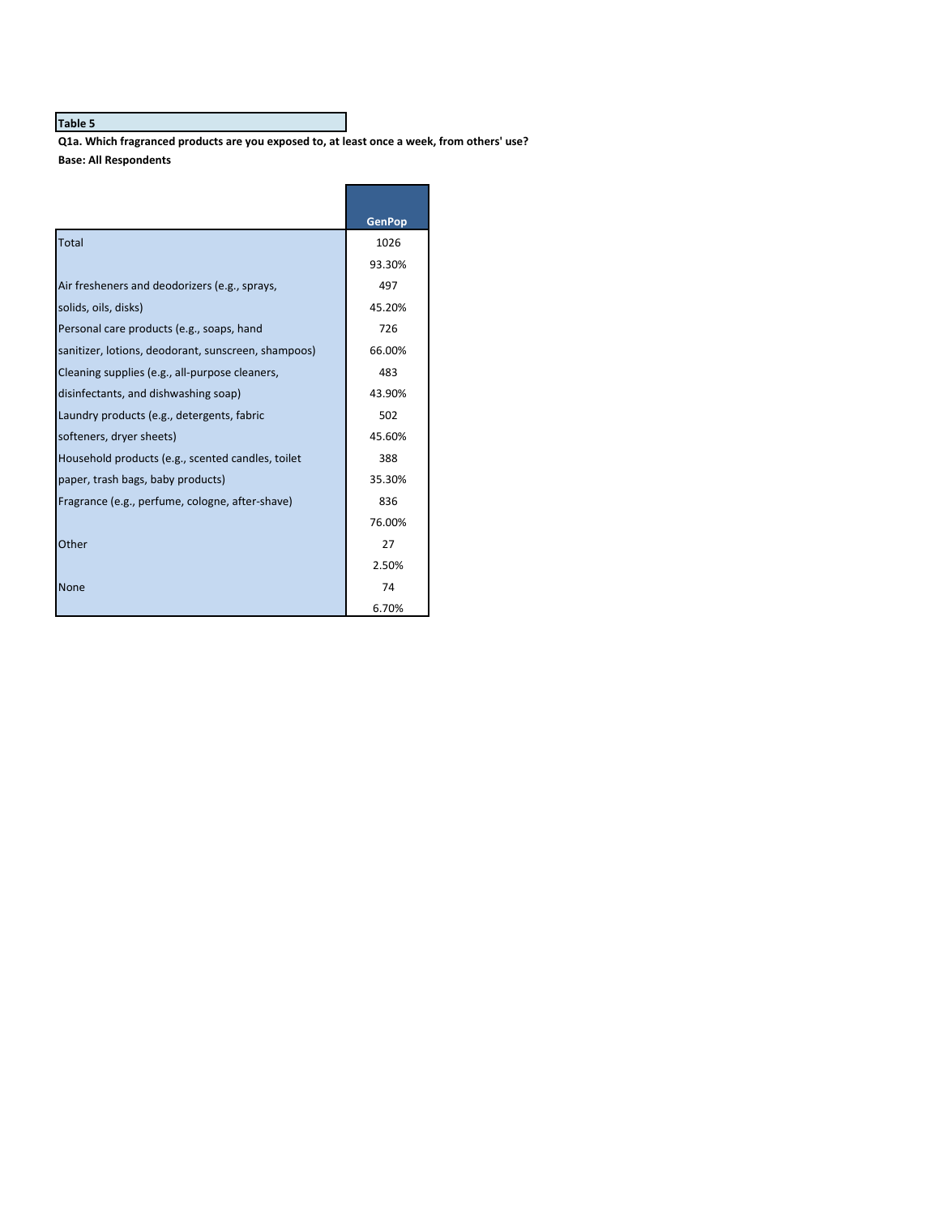**Table 5**

**Q1a. Which fragranced products are you exposed to, at least once a week, from others' use?**

**Base: All Respondents**

| | GenPop |
|---|---|
| Total | 1026 |
| | 93.30% |
| Air fresheners and deodorizers (e.g., sprays, solids, oils, disks) | 497 |
| | 45.20% |
| Personal care products (e.g., soaps, hand sanitizer, lotions, deodorant, sunscreen, shampoos) | 726 |
| | 66.00% |
| Cleaning supplies (e.g., all-purpose cleaners, disinfectants, and dishwashing soap) | 483 |
| | 43.90% |
| Laundry products (e.g., detergents, fabric softeners, dryer sheets) | 502 |
| | 45.60% |
| Household products (e.g., scented candles, toilet paper, trash bags, baby products) | 388 |
| | 35.30% |
| Fragrance (e.g., perfume, cologne, after-shave) | 836 |
| | 76.00% |
| Other | 27 |
| | 2.50% |
| None | 74 |
| | 6.70% |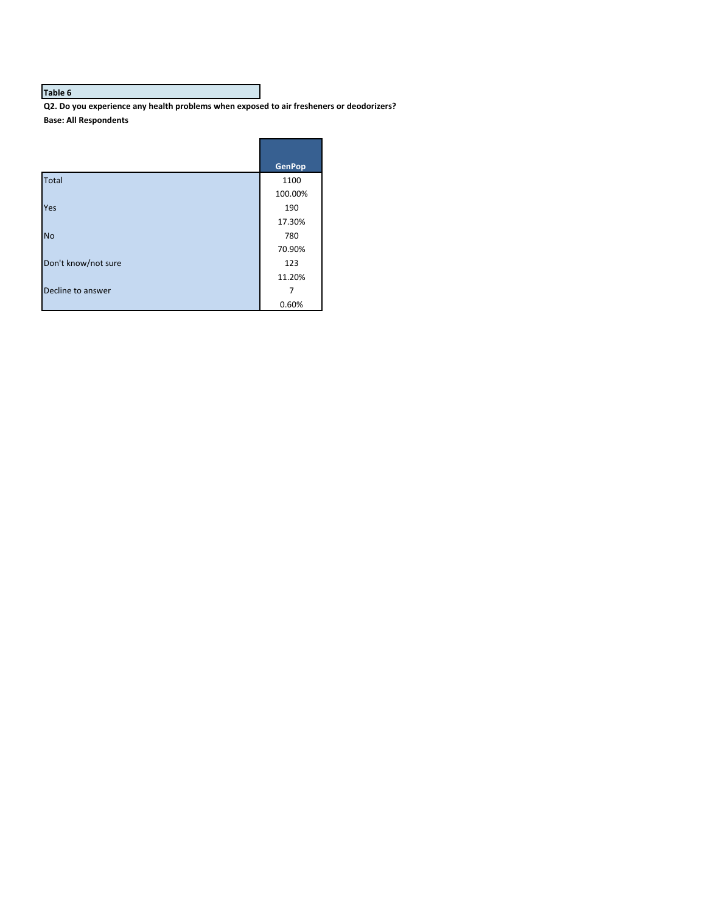**Table 6**

**Q2. Do you experience any health problems when exposed to air fresheners or deodorizers?**

**Base: All Respondents**

| | GenPop |
|---|---|
| Total | 1100 |
| | 100.00% |
| Yes | 190 |
| | 17.30% |
| No | 780 |
| | 70.90% |
| Don't know/not sure | 123 |
| | 11.20% |
| Decline to answer | 7 |
| | 0.60% |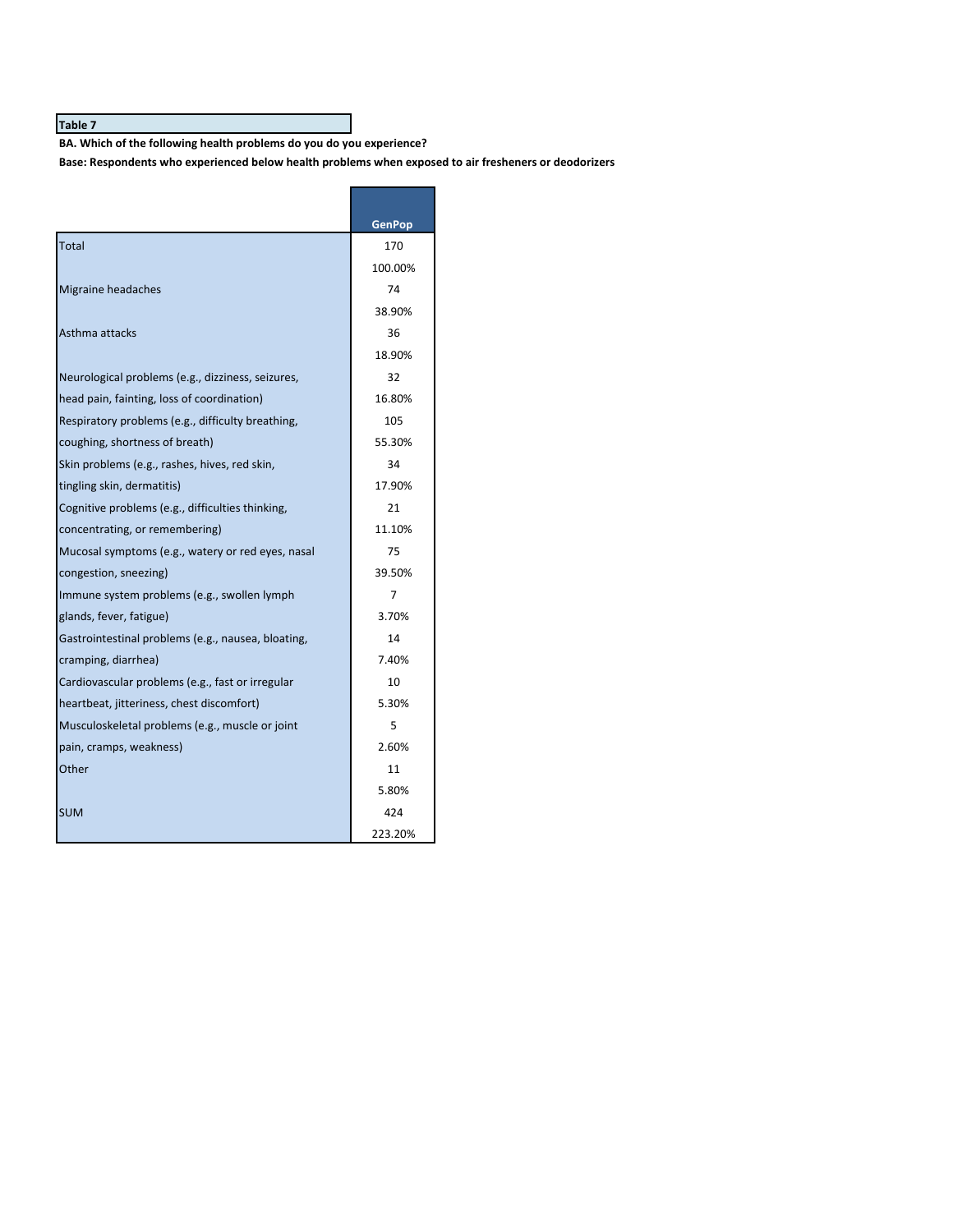**Table 7**

**BA. Which of the following health problems do you do you experience?**

**Base: Respondents who experienced below health problems when exposed to air fresheners or deodorizers**

| | GenPop |
|---|---|
| Total | 170 |
| | 100.00% |
| Migraine headaches | 74 |
| | 38.90% |
| Asthma attacks | 36 |
| | 18.90% |
| Neurological problems (e.g., dizziness, seizures, head pain, fainting, loss of coordination) | 32 |
| | 16.80% |
| Respiratory problems (e.g., difficulty breathing, coughing, shortness of breath) | 105 |
| | 55.30% |
| Skin problems (e.g., rashes, hives, red skin, tingling skin, dermatitis) | 34 |
| | 17.90% |
| Cognitive problems (e.g., difficulties thinking, concentrating, or remembering) | 21 |
| | 11.10% |
| Mucosal symptoms (e.g., watery or red eyes, nasal congestion, sneezing) | 75 |
| | 39.50% |
| Immune system problems (e.g., swollen lymph glands, fever, fatigue) | 7 |
| | 3.70% |
| Gastrointestinal problems (e.g., nausea, bloating, cramping, diarrhea) | 14 |
| | 7.40% |
| Cardiovascular problems (e.g., fast or irregular heartbeat, jitteriness, chest discomfort) | 10 |
| | 5.30% |
| Musculoskeletal problems (e.g., muscle or joint pain, cramps, weakness) | 5 |
| | 2.60% |
| Other | 11 |
| | 5.80% |
| SUM | 424 |
| | 223.20% |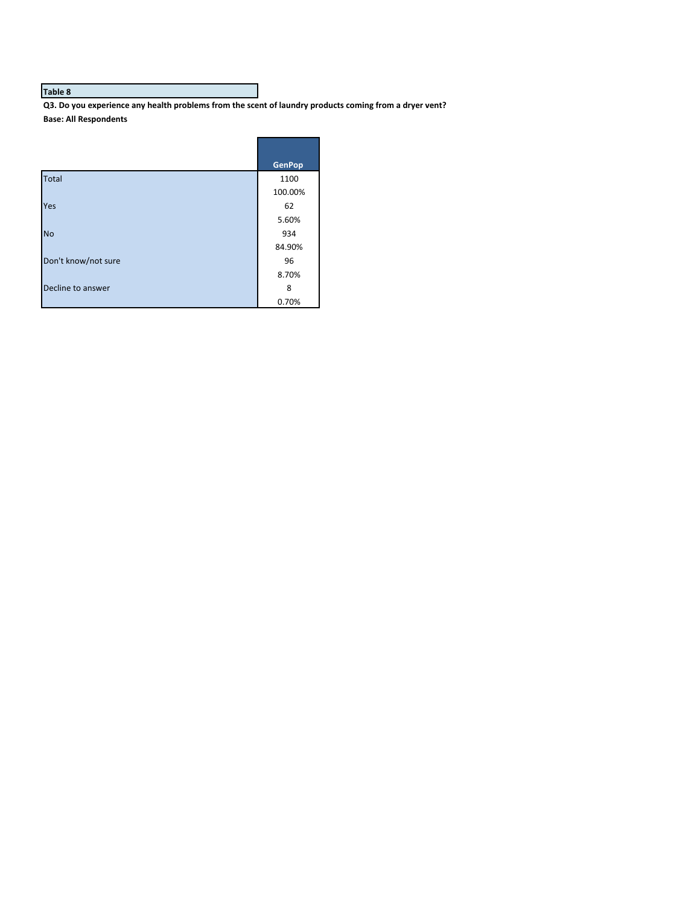**Table 8**

**Q3. Do you experience any health problems from the scent of laundry products coming from a dryer vent?**

**Base: All Respondents**

| | GenPop |
|---|---|
| Total | 1100 |
| | 100.00% |
| Yes | 62 |
| | 5.60% |
| No | 934 |
| | 84.90% |
| Don't know/not sure | 96 |
| | 8.70% |
| Decline to answer | 8 |
| | 0.70% |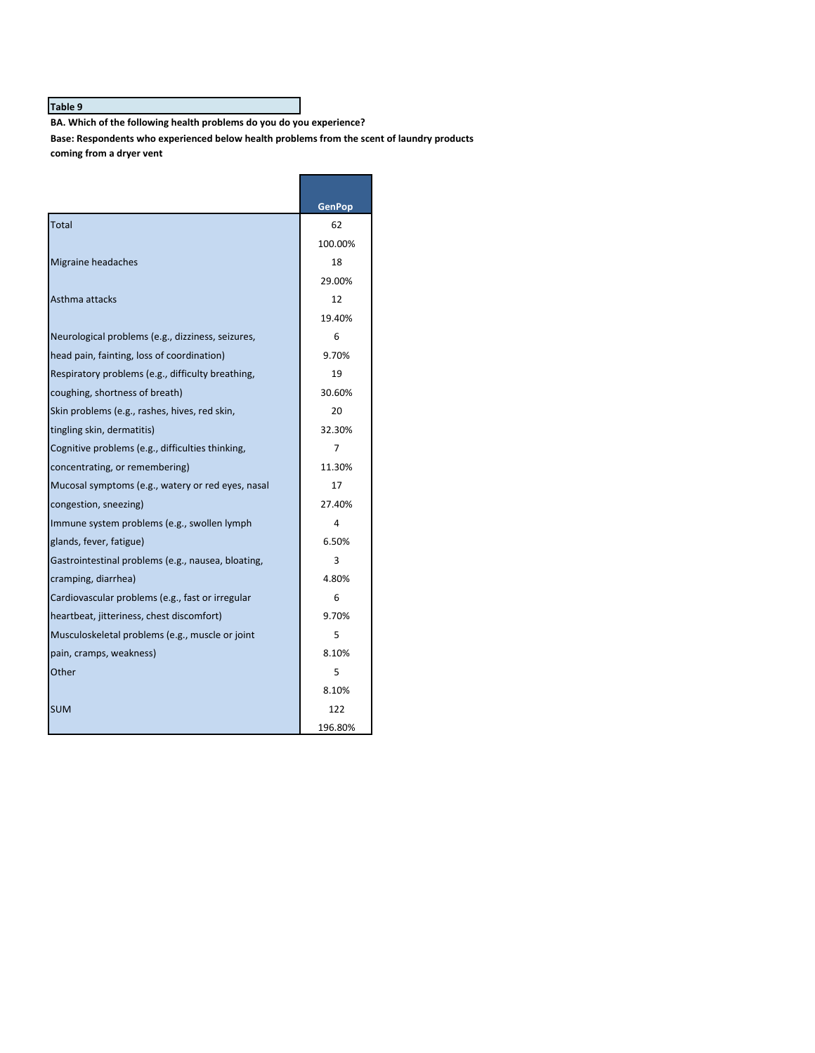**Table 9**

**BA. Which of the following health problems do you do you experience?**

**Base: Respondents who experienced below health problems from the scent of laundry products coming from a dryer vent**

| | GenPop |
|---|---|
| Total | 62 |
| | 100.00% |
| Migraine headaches | 18 |
| | 29.00% |
| Asthma attacks | 12 |
| | 19.40% |
| Neurological problems (e.g., dizziness, seizures, | 6 |
| head pain, fainting, loss of coordination) | 9.70% |
| Respiratory problems (e.g., difficulty breathing, | 19 |
| coughing, shortness of breath) | 30.60% |
| Skin problems (e.g., rashes, hives, red skin, | 20 |
| tingling skin, dermatitis) | 32.30% |
| Cognitive problems (e.g., difficulties thinking, | 7 |
| concentrating, or remembering) | 11.30% |
| Mucosal symptoms (e.g., watery or red eyes, nasal | 17 |
| congestion, sneezing) | 27.40% |
| Immune system problems (e.g., swollen lymph | 4 |
| glands, fever, fatigue) | 6.50% |
| Gastrointestinal problems (e.g., nausea, bloating, | 3 |
| cramping, diarrhea) | 4.80% |
| Cardiovascular problems (e.g., fast or irregular | 6 |
| heartbeat, jitteriness, chest discomfort) | 9.70% |
| Musculoskeletal problems (e.g., muscle or joint | 5 |
| pain, cramps, weakness) | 8.10% |
| Other | 5 |
| | 8.10% |
| SUM | 122 |
| | 196.80% |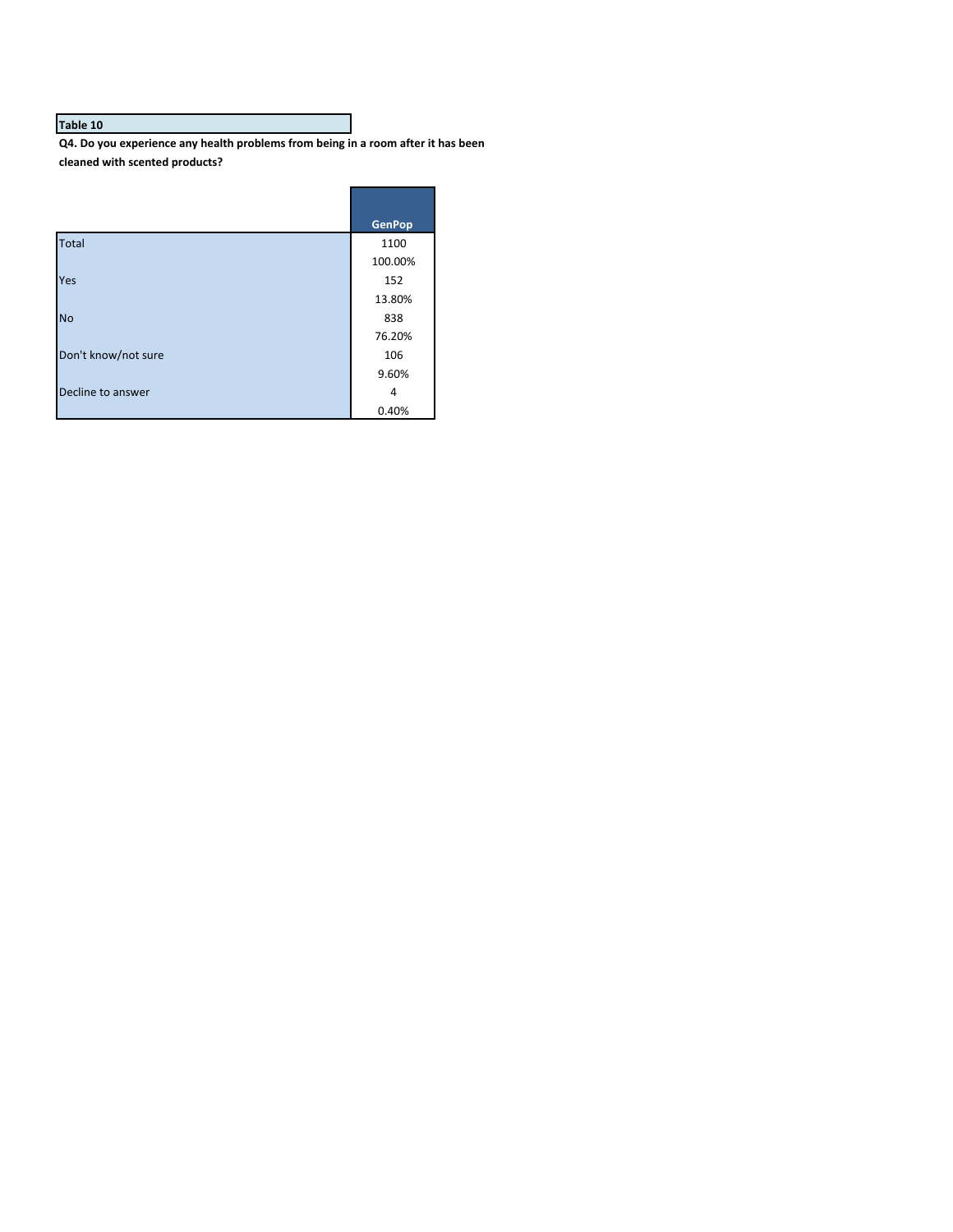**Table 10**

**Q4. Do you experience any health problems from being in a room after it has been cleaned with scented products?**

| | GenPop |
| --- | --- |
| Total | 1100 |
| | 100.00% |
| Yes | 152 |
| | 13.80% |
| No | 838 |
| | 76.20% |
| Don't know/not sure | 106 |
| | 9.60% |
| Decline to answer | 4 |
| | 0.40% |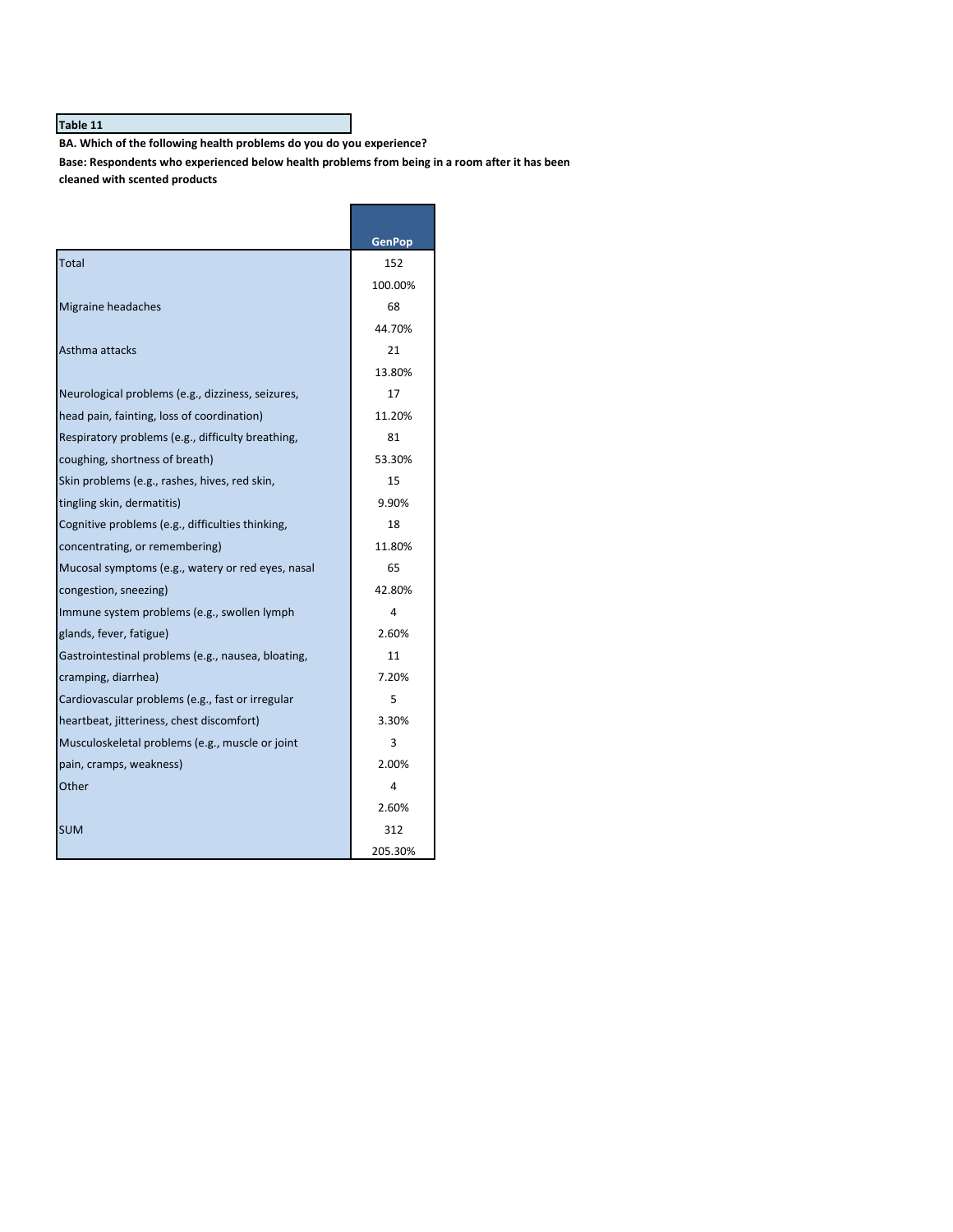**Table 11**

**BA. Which of the following health problems do you do you experience?**

**Base: Respondents who experienced below health problems from being in a room after it has been cleaned with scented products**

| | GenPop |
|---|---|
| Total | 152 |
| | 100.00% |
| Migraine headaches | 68 |
| | 44.70% |
| Asthma attacks | 21 |
| | 13.80% |
| Neurological problems (e.g., dizziness, seizures, head pain, fainting, loss of coordination) | 17 |
| | 11.20% |
| Respiratory problems (e.g., difficulty breathing, coughing, shortness of breath) | 81 |
| | 53.30% |
| Skin problems (e.g., rashes, hives, red skin, tingling skin, dermatitis) | 15 |
| | 9.90% |
| Cognitive problems (e.g., difficulties thinking, concentrating, or remembering) | 18 |
| | 11.80% |
| Mucosal symptoms (e.g., watery or red eyes, nasal congestion, sneezing) | 65 |
| | 42.80% |
| Immune system problems (e.g., swollen lymph glands, fever, fatigue) | 4 |
| | 2.60% |
| Gastrointestinal problems (e.g., nausea, bloating, cramping, diarrhea) | 11 |
| | 7.20% |
| Cardiovascular problems (e.g., fast or irregular heartbeat, jitteriness, chest discomfort) | 5 |
| | 3.30% |
| Musculoskeletal problems (e.g., muscle or joint pain, cramps, weakness) | 3 |
| | 2.00% |
| Other | 4 |
| | 2.60% |
| SUM | 312 |
| | 205.30% |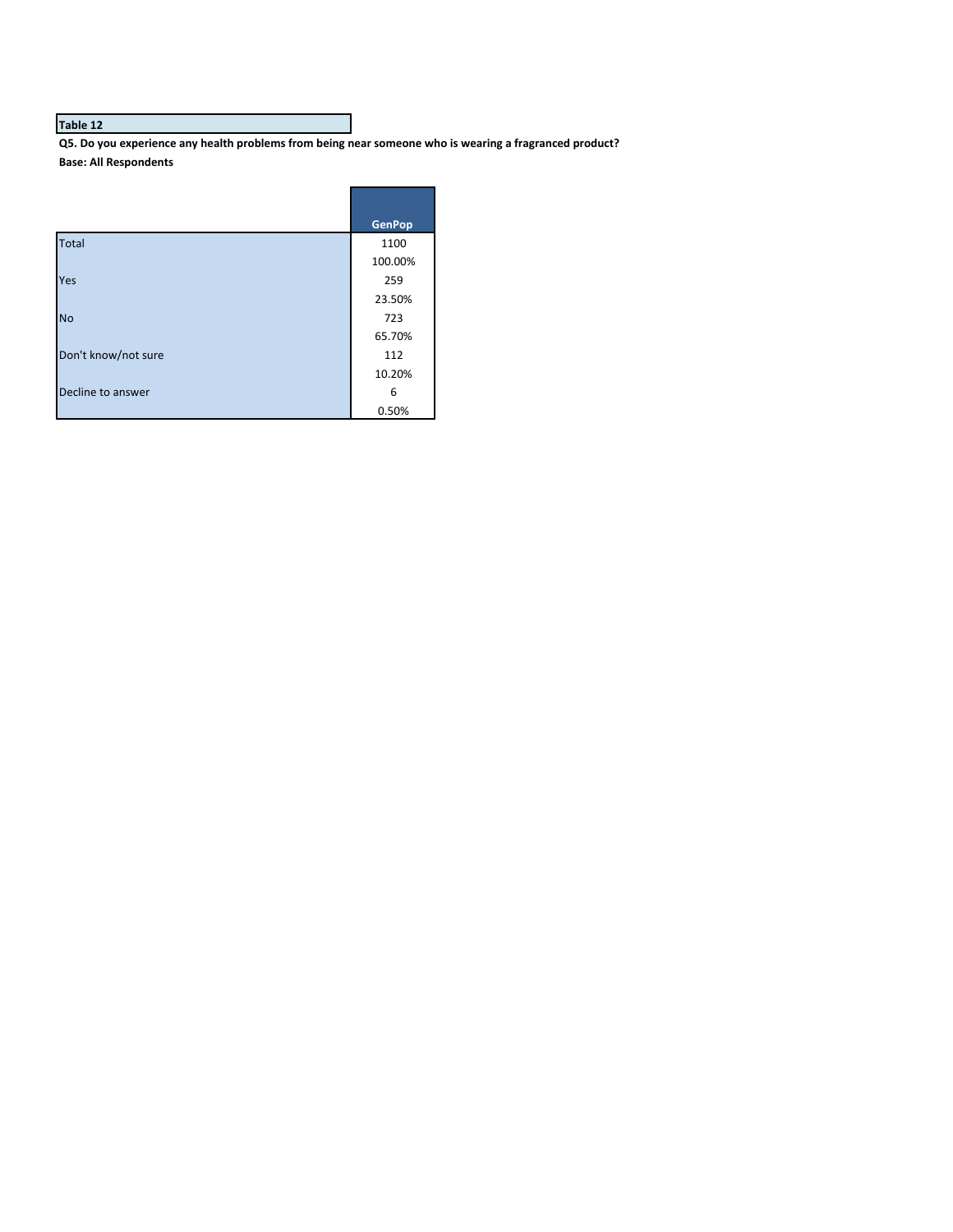**Table 12**

**Q5. Do you experience any health problems from being near someone who is wearing a fragranced product?**

**Base: All Respondents**

| | GenPop |
|---|---|
| Total | 1100 |
| | 100.00% |
| Yes | 259 |
| | 23.50% |
| No | 723 |
| | 65.70% |
| Don't know/not sure | 112 |
| | 10.20% |
| Decline to answer | 6 |
| | 0.50% |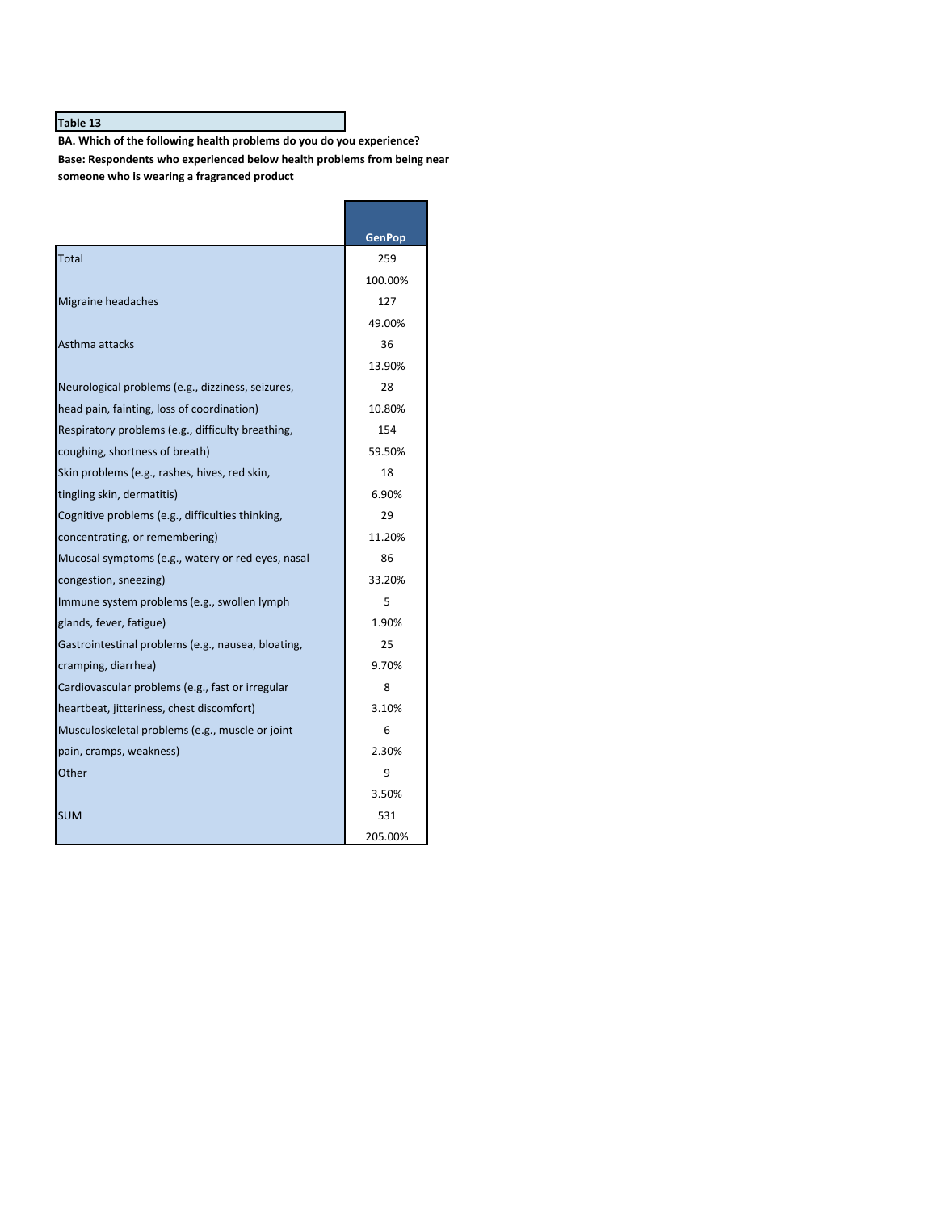**Table 13**

**BA. Which of the following health problems do you do you experience?**

**Base: Respondents who experienced below health problems from being near someone who is wearing a fragranced product**

| | GenPop |
|---|---|
| Total | 259 |
| | 100.00% |
| Migraine headaches | 127 |
| | 49.00% |
| Asthma attacks | 36 |
| | 13.90% |
| Neurological problems (e.g., dizziness, seizures, head pain, fainting, loss of coordination) | 28 |
| | 10.80% |
| Respiratory problems (e.g., difficulty breathing, coughing, shortness of breath) | 154 |
| | 59.50% |
| Skin problems (e.g., rashes, hives, red skin, tingling skin, dermatitis) | 18 |
| | 6.90% |
| Cognitive problems (e.g., difficulties thinking, concentrating, or remembering) | 29 |
| | 11.20% |
| Mucosal symptoms (e.g., watery or red eyes, nasal congestion, sneezing) | 86 |
| | 33.20% |
| Immune system problems (e.g., swollen lymph glands, fever, fatigue) | 5 |
| | 1.90% |
| Gastrointestinal problems (e.g., nausea, bloating, cramping, diarrhea) | 25 |
| | 9.70% |
| Cardiovascular problems (e.g., fast or irregular heartbeat, jitteriness, chest discomfort) | 8 |
| | 3.10% |
| Musculoskeletal problems (e.g., muscle or joint pain, cramps, weakness) | 6 |
| | 2.30% |
| Other | 9 |
| | 3.50% |
| SUM | 531 |
| | 205.00% |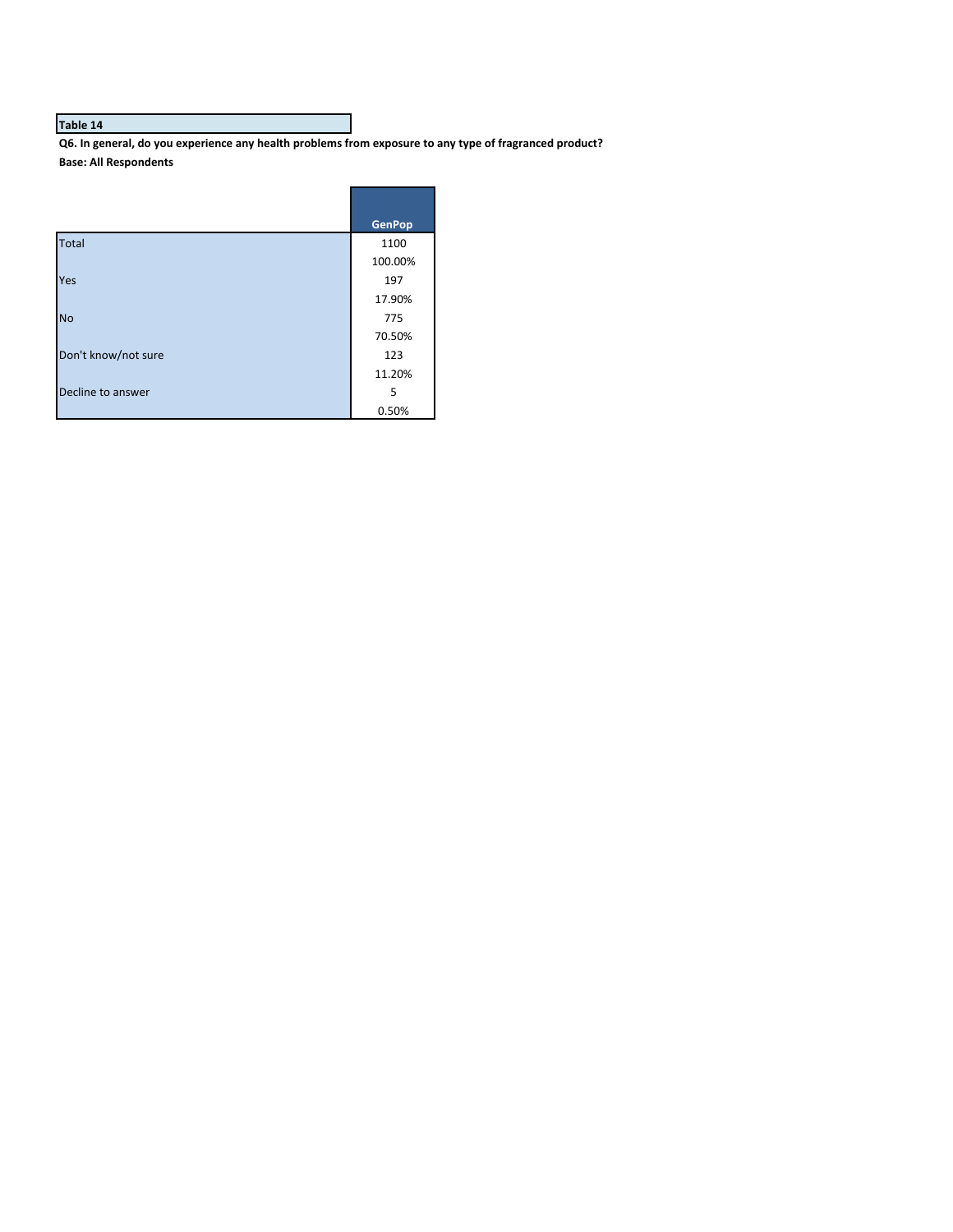**Table 14**

**Q6. In general, do you experience any health problems from exposure to any type of fragranced product?**

**Base: All Respondents**

| | GenPop |
|---|---|
| Total | 1100 |
| | 100.00% |
| Yes | 197 |
| | 17.90% |
| No | 775 |
| | 70.50% |
| Don't know/not sure | 123 |
| | 11.20% |
| Decline to answer | 5 |
| | 0.50% |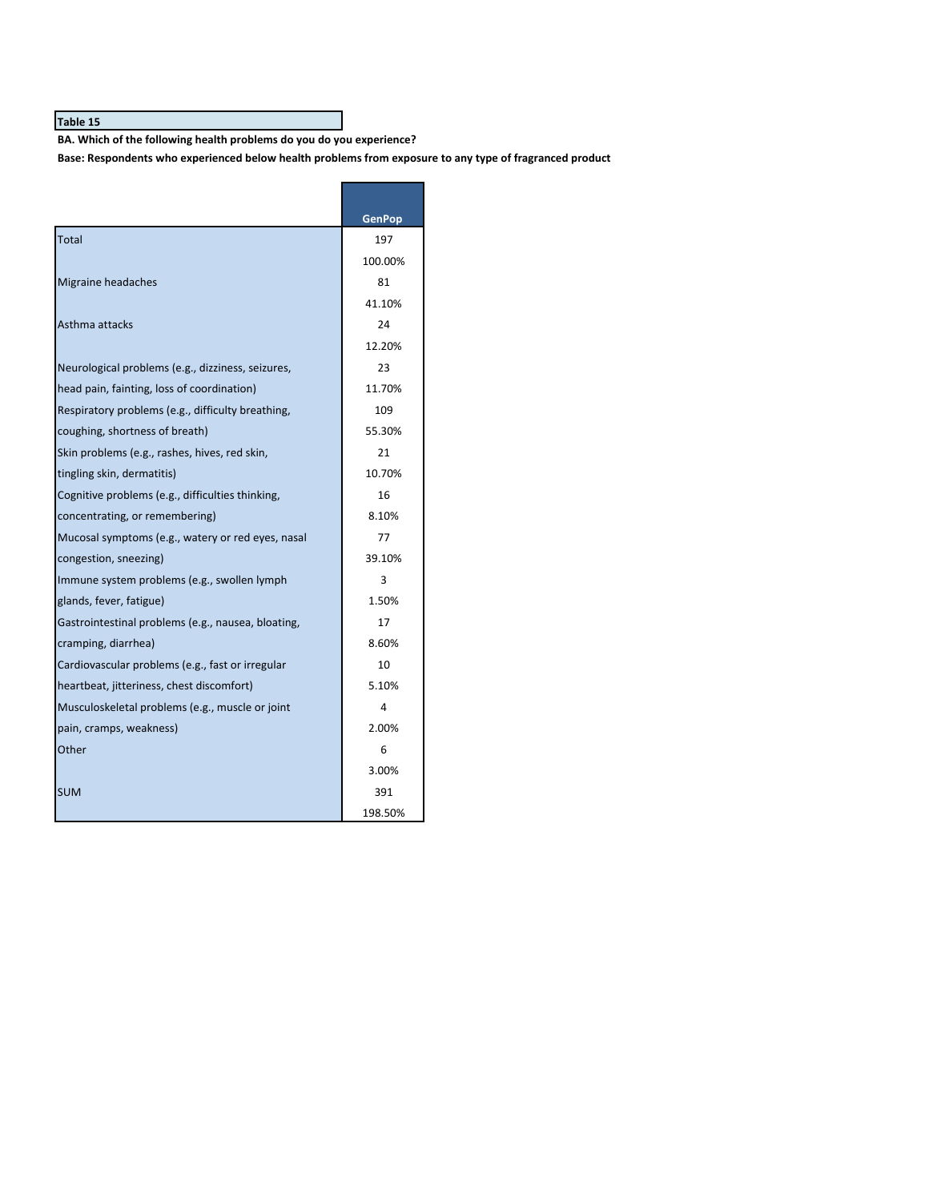**Table 15**

**BA. Which of the following health problems do you do you experience?**

**Base: Respondents who experienced below health problems from exposure to any type of fragranced product**

| | GenPop |
|---|---|
| Total | 197 |
| | 100.00% |
| Migraine headaches | 81 |
| | 41.10% |
| Asthma attacks | 24 |
| | 12.20% |
| Neurological problems (e.g., dizziness, seizures, head pain, fainting, loss of coordination) | 23 |
| | 11.70% |
| Respiratory problems (e.g., difficulty breathing, coughing, shortness of breath) | 109 |
| | 55.30% |
| Skin problems (e.g., rashes, hives, red skin, tingling skin, dermatitis) | 21 |
| | 10.70% |
| Cognitive problems (e.g., difficulties thinking, concentrating, or remembering) | 16 |
| | 8.10% |
| Mucosal symptoms (e.g., watery or red eyes, nasal congestion, sneezing) | 77 |
| | 39.10% |
| Immune system problems (e.g., swollen lymph glands, fever, fatigue) | 3 |
| | 1.50% |
| Gastrointestinal problems (e.g., nausea, bloating, cramping, diarrhea) | 17 |
| | 8.60% |
| Cardiovascular problems (e.g., fast or irregular heartbeat, jitteriness, chest discomfort) | 10 |
| | 5.10% |
| Musculoskeletal problems (e.g., muscle or joint pain, cramps, weakness) | 4 |
| | 2.00% |
| Other | 6 |
| | 3.00% |
| SUM | 391 |
| | 198.50% |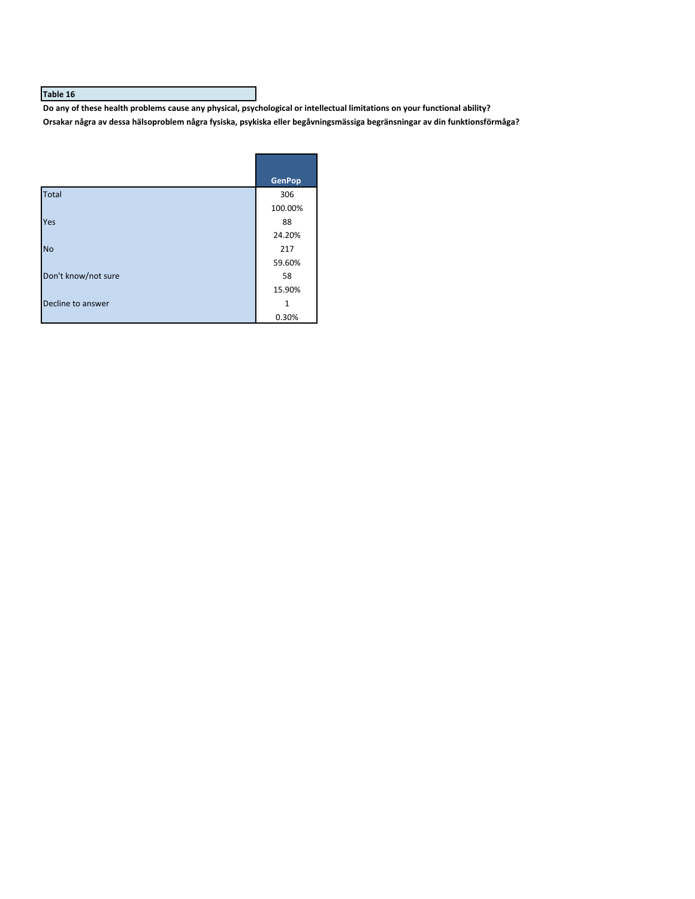**Table 16**

**Do any of these health problems cause any physical, psychological or intellectual limitations on your functional ability?**

**Orsakar några av dessa hälsoproblem några fysiska, psykiska eller begåvningsmässiga begränsningar av din funktionsförmåga?**

| | GenPop |
|---|---|
| Total | 306 |
| | 100.00% |
| Yes | 88 |
| | 24.20% |
| No | 217 |
| | 59.60% |
| Don't know/not sure | 58 |
| | 15.90% |
| Decline to answer | 1 |
| | 0.30% |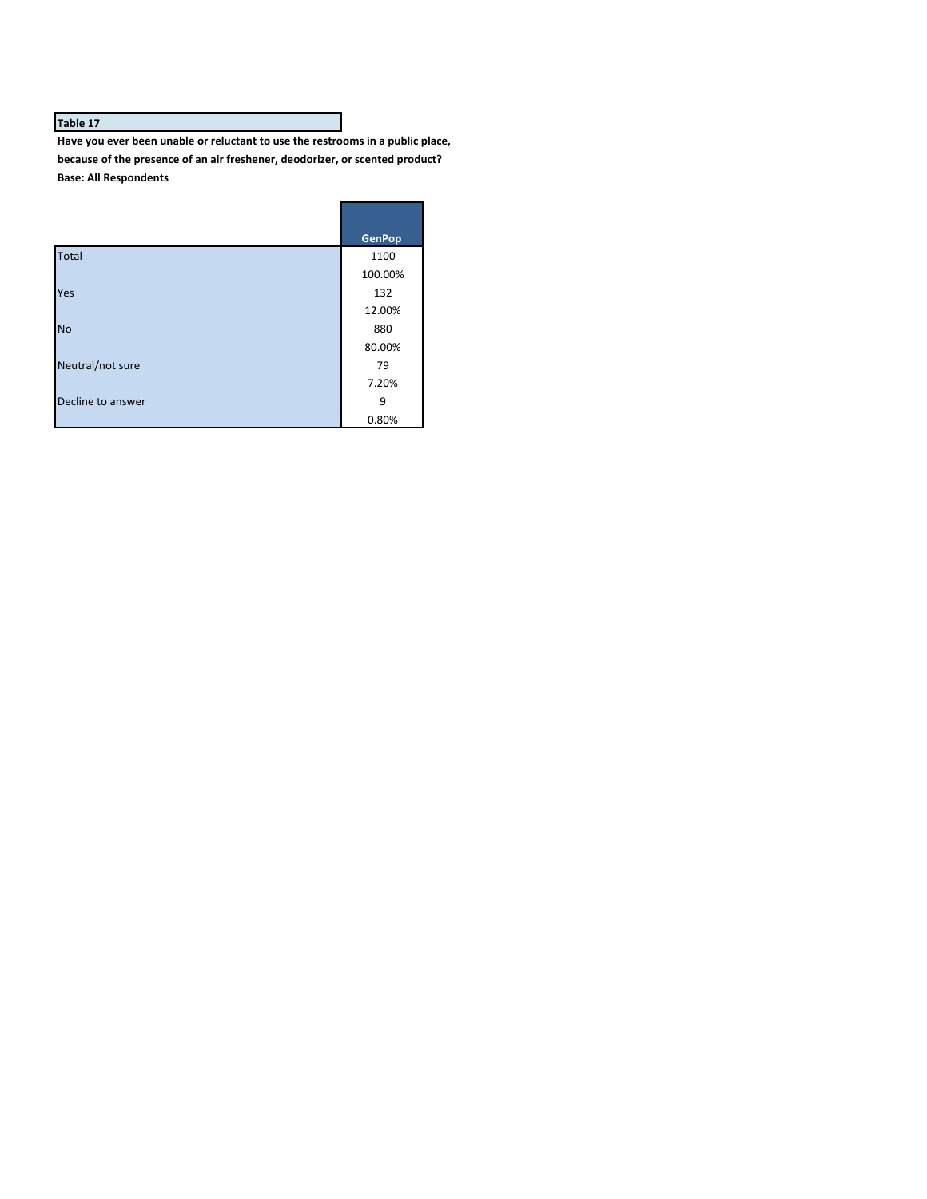**Table 17**

**Have you ever been unable or reluctant to use the restrooms in a public place, because of the presence of an air freshener, deodorizer, or scented product?**

**Base: All Respondents**

| | GenPop |
|---|---|
| Total | 1100 |
| | 100.00% |
| Yes | 132 |
| | 12.00% |
| No | 880 |
| | 80.00% |
| Neutral/not sure | 79 |
| | 7.20% |
| Decline to answer | 9 |
| | 0.80% |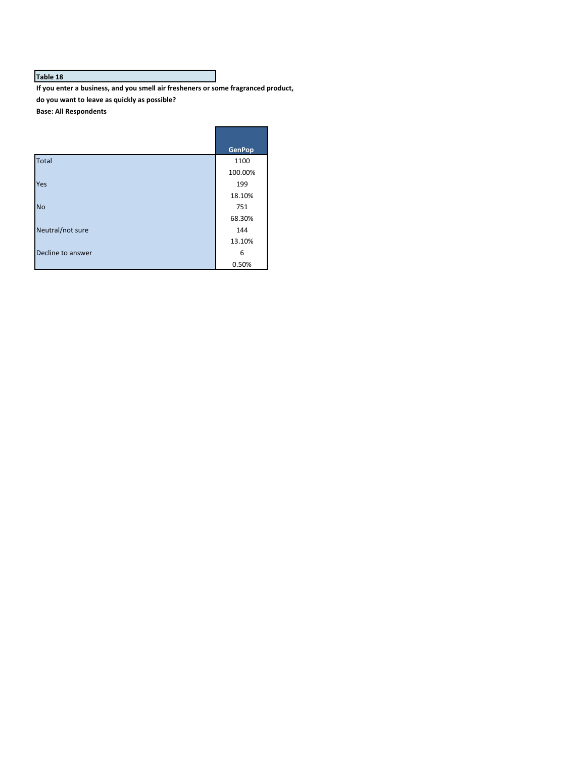**Table 18**

**If you enter a business, and you smell air fresheners or some fragranced product, do you want to leave as quickly as possible?**

**Base: All Respondents**

| | GenPop |
|---|---|
| Total | 1100 |
| | 100.00% |
| Yes | 199 |
| | 18.10% |
| No | 751 |
| | 68.30% |
| Neutral/not sure | 144 |
| | 13.10% |
| Decline to answer | 6 |
| | 0.50% |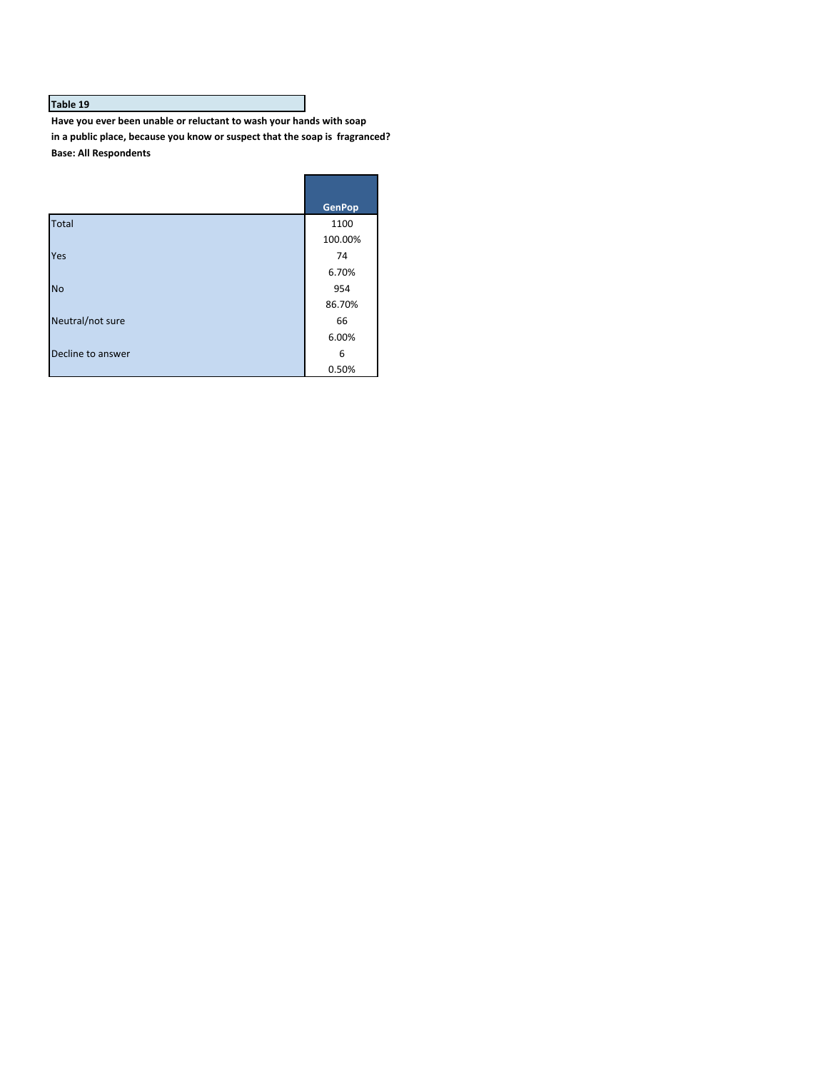**Table 19**

**Have you ever been unable or reluctant to wash your hands with soap in a public place, because you know or suspect that the soap is fragranced?**

**Base: All Respondents**

| | GenPop |
|---|---|
| Total | 1100 |
| | 100.00% |
| Yes | 74 |
| | 6.70% |
| No | 954 |
| | 86.70% |
| Neutral/not sure | 66 |
| | 6.00% |
| Decline to answer | 6 |
| | 0.50% |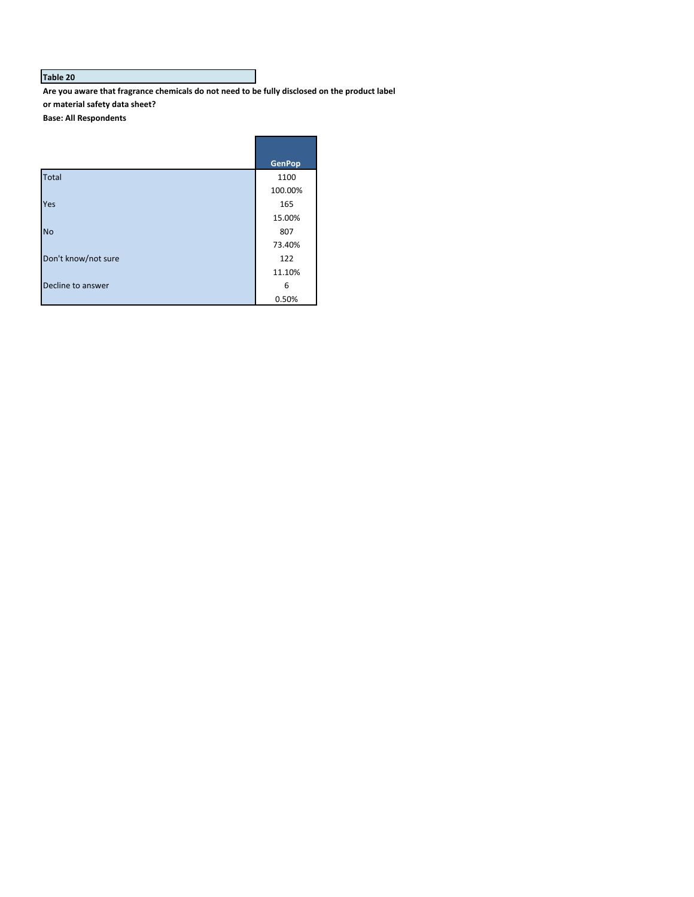**Table 20**

**Are you aware that fragrance chemicals do not need to be fully disclosed on the product label or material safety data sheet?**

**Base: All Respondents**

| | GenPop |
|---|---|
| Total | 1100 |
| | 100.00% |
| Yes | 165 |
| | 15.00% |
| No | 807 |
| | 73.40% |
| Don't know/not sure | 122 |
| | 11.10% |
| Decline to answer | 6 |
| | 0.50% |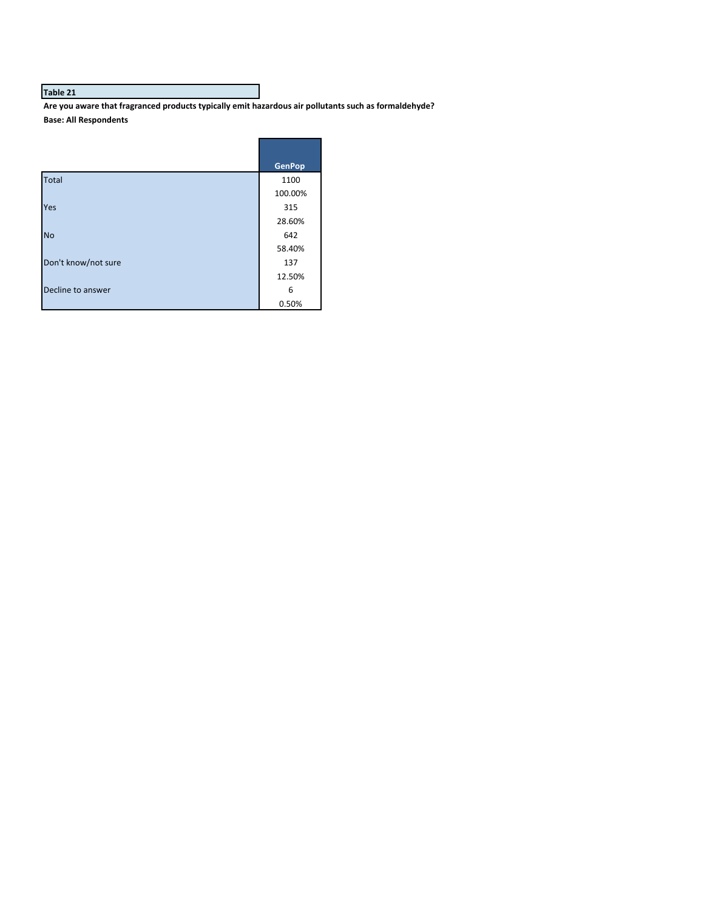**Table 21**

**Are you aware that fragranced products typically emit hazardous air pollutants such as formaldehyde?**

**Base: All Respondents**

| | GenPop |
|---|---|
| Total | 1100 |
| | 100.00% |
| Yes | 315 |
| | 28.60% |
| No | 642 |
| | 58.40% |
| Don't know/not sure | 137 |
| | 12.50% |
| Decline to answer | 6 |
| | 0.50% |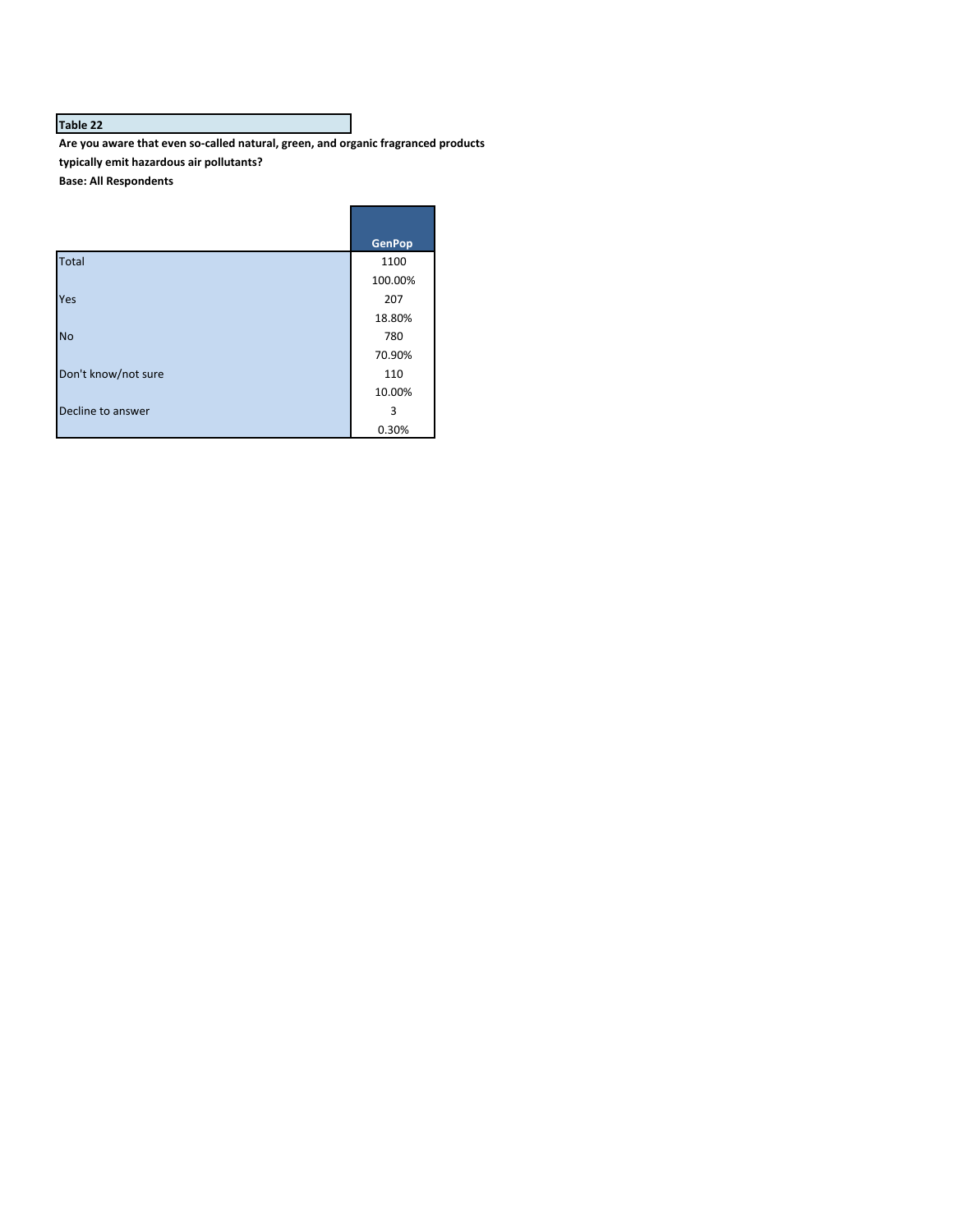**Table 22**

**Are you aware that even so-called natural, green, and organic fragranced products typically emit hazardous air pollutants?**

**Base: All Respondents**

| | GenPop |
|---|---|
| Total | 1100 |
| | 100.00% |
| Yes | 207 |
| | 18.80% |
| No | 780 |
| | 70.90% |
| Don't know/not sure | 110 |
| | 10.00% |
| Decline to answer | 3 |
| | 0.30% |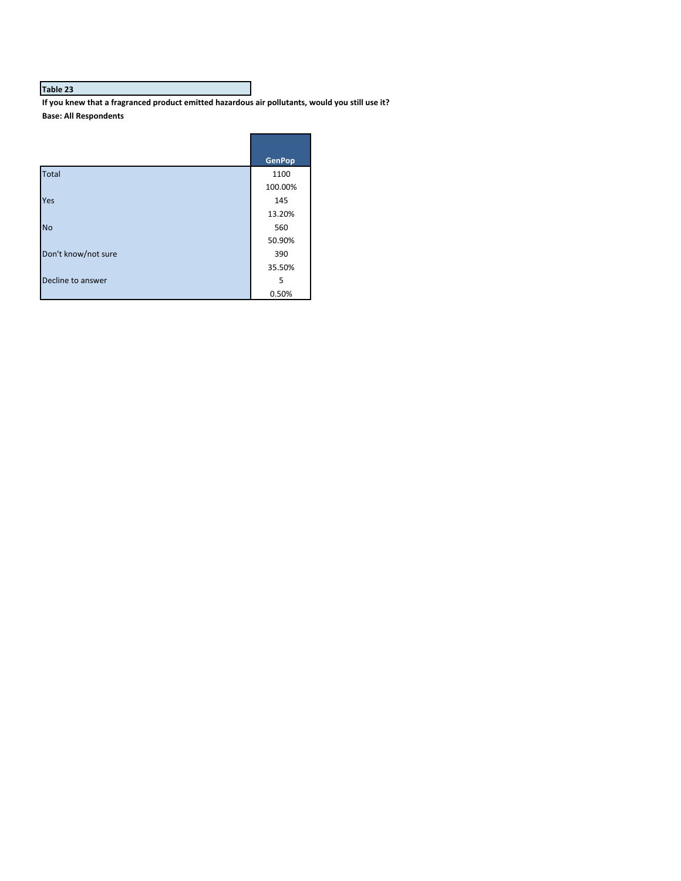**Table 23**

**If you knew that a fragranced product emitted hazardous air pollutants, would you still use it?**

**Base: All Respondents**

| | GenPop |
|---|---|
| Total | 1100 |
| | 100.00% |
| Yes | 145 |
| | 13.20% |
| No | 560 |
| | 50.90% |
| Don't know/not sure | 390 |
| | 35.50% |
| Decline to answer | 5 |
| | 0.50% |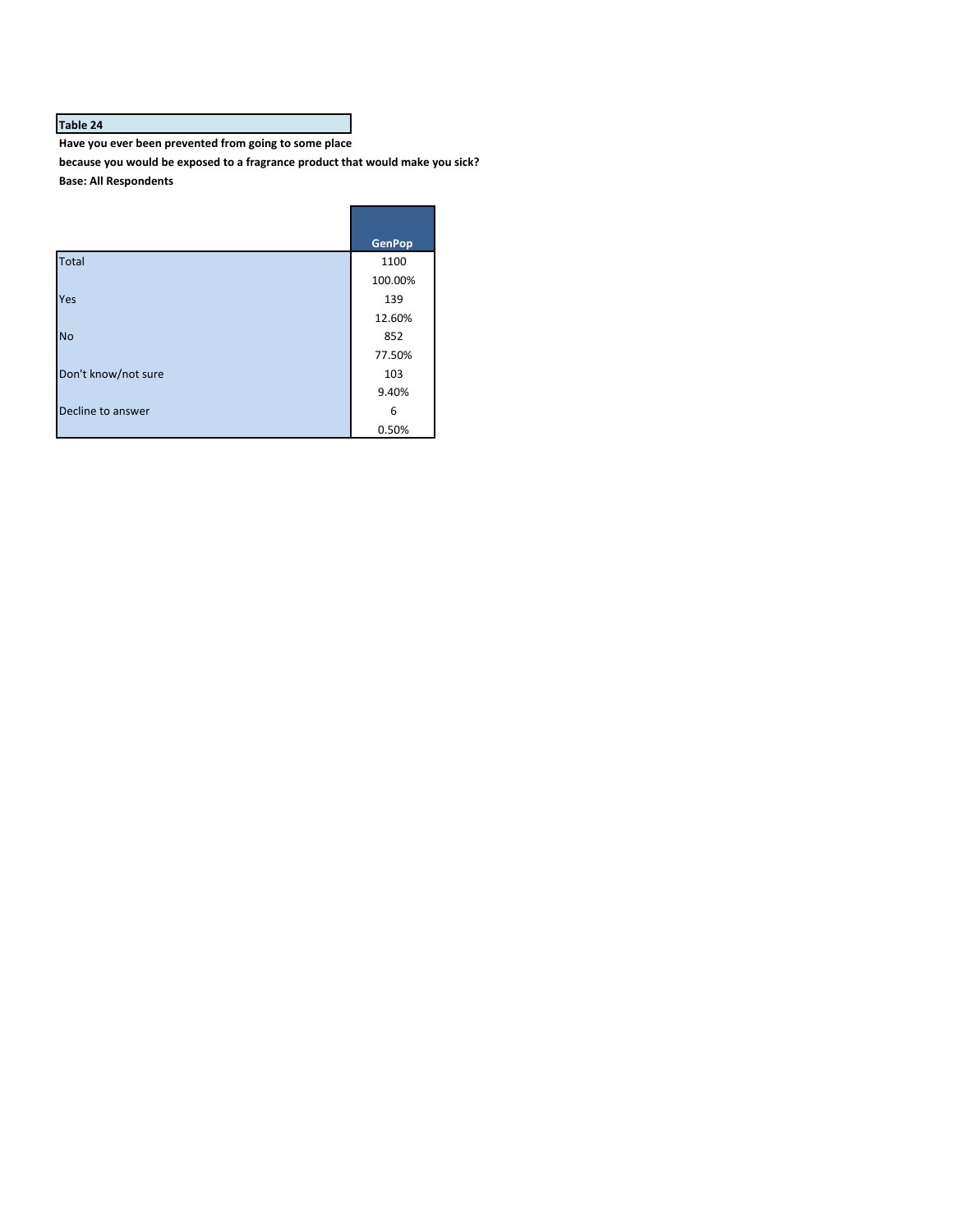**Table 24**

**Have you ever been prevented from going to some place because you would be exposed to a fragrance product that would make you sick?**

**Base: All Respondents**

| | GenPop |
|---|---|
| Total | 1100 |
| | 100.00% |
| Yes | 139 |
| | 12.60% |
| No | 852 |
| | 77.50% |
| Don't know/not sure | 103 |
| | 9.40% |
| Decline to answer | 6 |
| | 0.50% |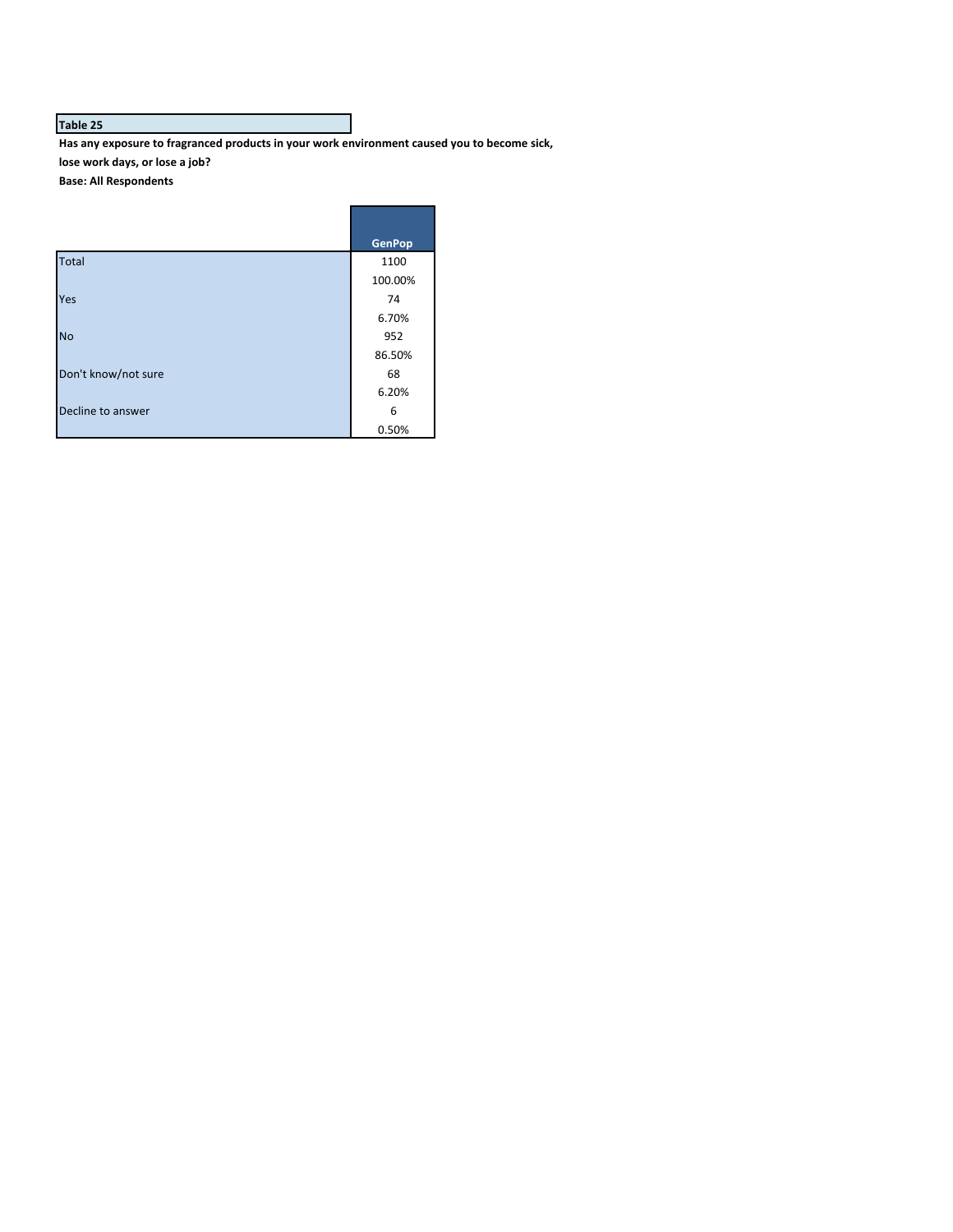**Table 25**

**Has any exposure to fragranced products in your work environment caused you to become sick, lose work days, or lose a job?**

**Base: All Respondents**

| | GenPop |
|---|---|
| Total | 1100 |
| | 100.00% |
| Yes | 74 |
| | 6.70% |
| No | 952 |
| | 86.50% |
| Don't know/not sure | 68 |
| | 6.20% |
| Decline to answer | 6 |
| | 0.50% |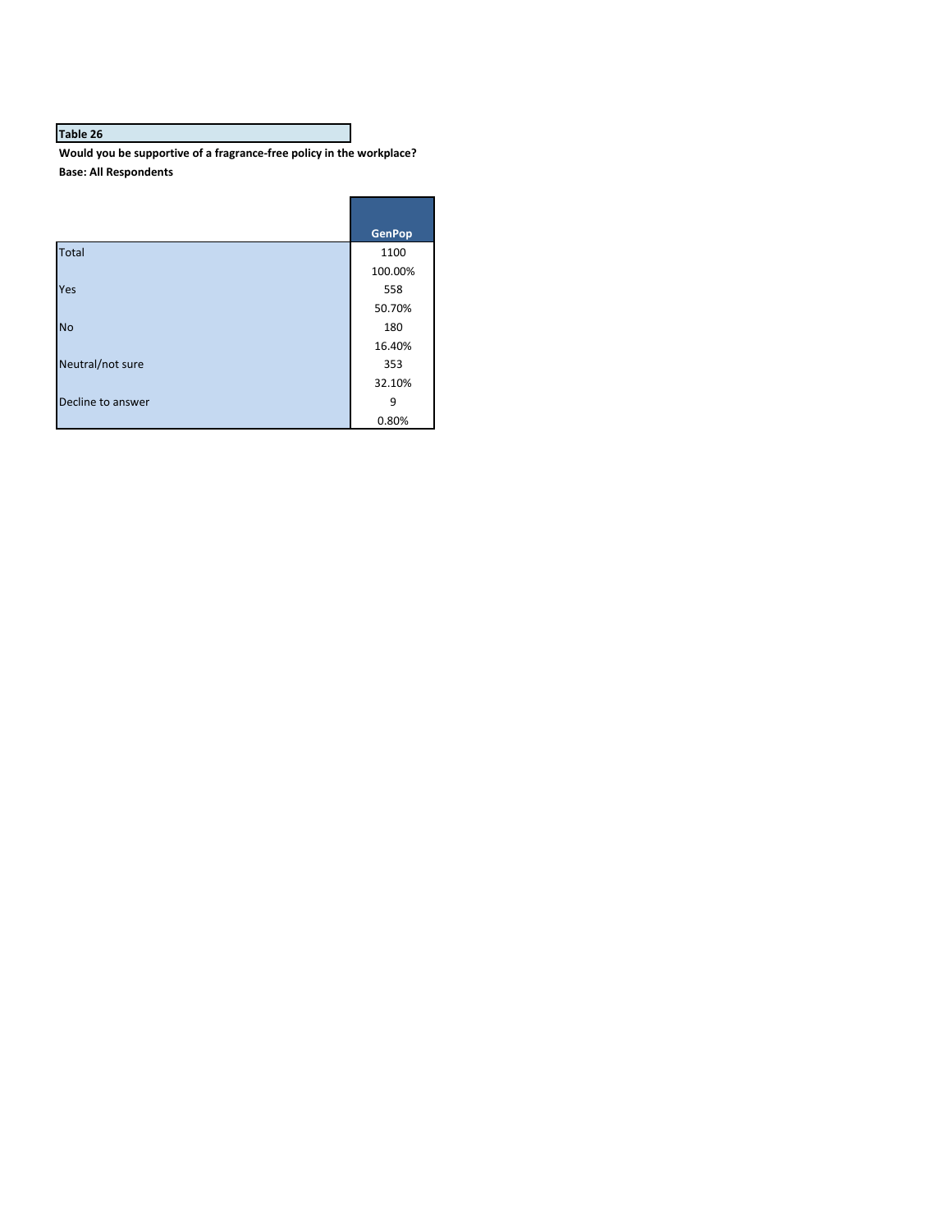**Table 26**

**Would you be supportive of a fragrance-free policy in the workplace?**

**Base: All Respondents**

| | GenPop |
|---|---|
| Total | 1100 |
| | 100.00% |
| Yes | 558 |
| | 50.70% |
| No | 180 |
| | 16.40% |
| Neutral/not sure | 353 |
| | 32.10% |
| Decline to answer | 9 |
| | 0.80% |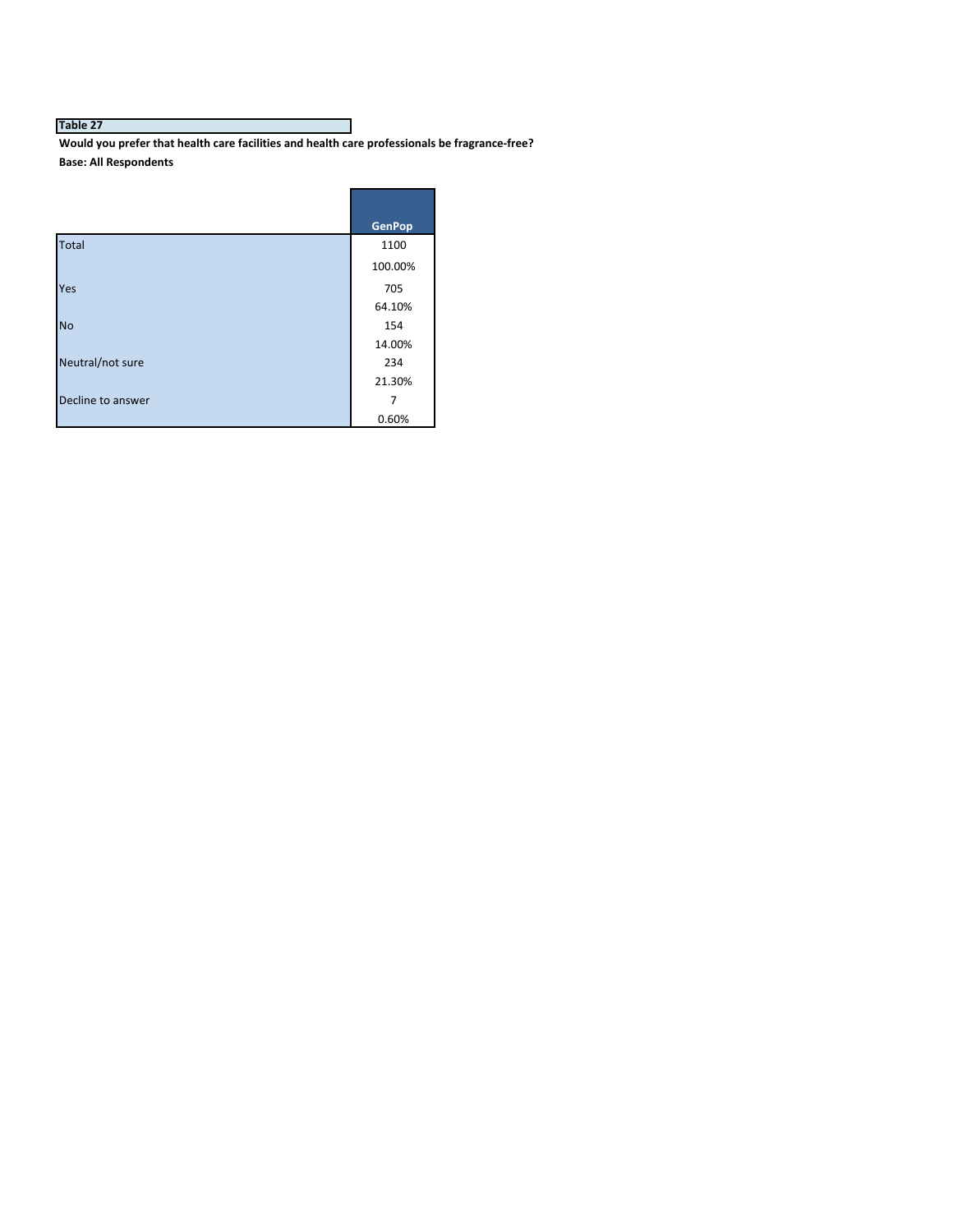**Table 27**

**Would you prefer that health care facilities and health care professionals be fragrance-free?**

**Base: All Respondents**

| | GenPop |
|---|---|
| Total | 1100 |
| | 100.00% |
| Yes | 705 |
| | 64.10% |
| No | 154 |
| | 14.00% |
| Neutral/not sure | 234 |
| | 21.30% |
| Decline to answer | 7 |
| | 0.60% |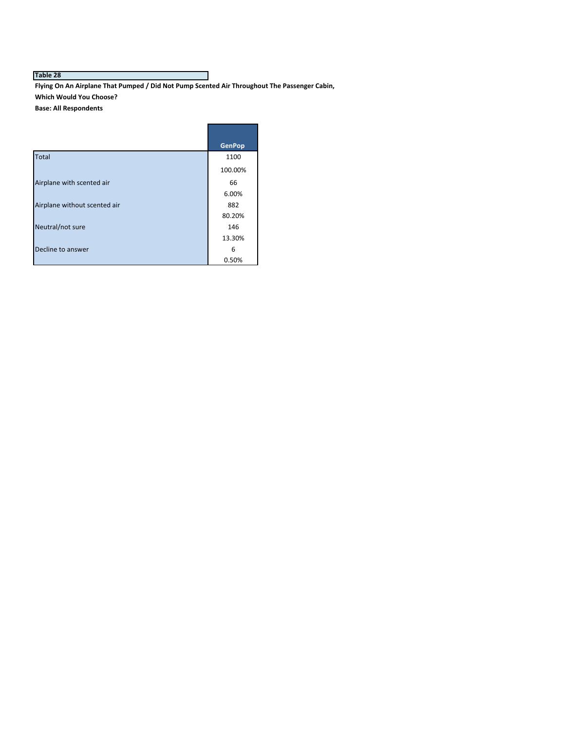**Table 28**

**Flying On An Airplane That Pumped / Did Not Pump Scented Air Throughout The Passenger Cabin, Which Would You Choose?**

**Base: All Respondents**

| | GenPop |
|---|---|
| Total | 1100 |
| | 100.00% |
| Airplane with scented air | 66 |
| | 6.00% |
| Airplane without scented air | 882 |
| | 80.20% |
| Neutral/not sure | 146 |
| | 13.30% |
| Decline to answer | 6 |
| | 0.50% |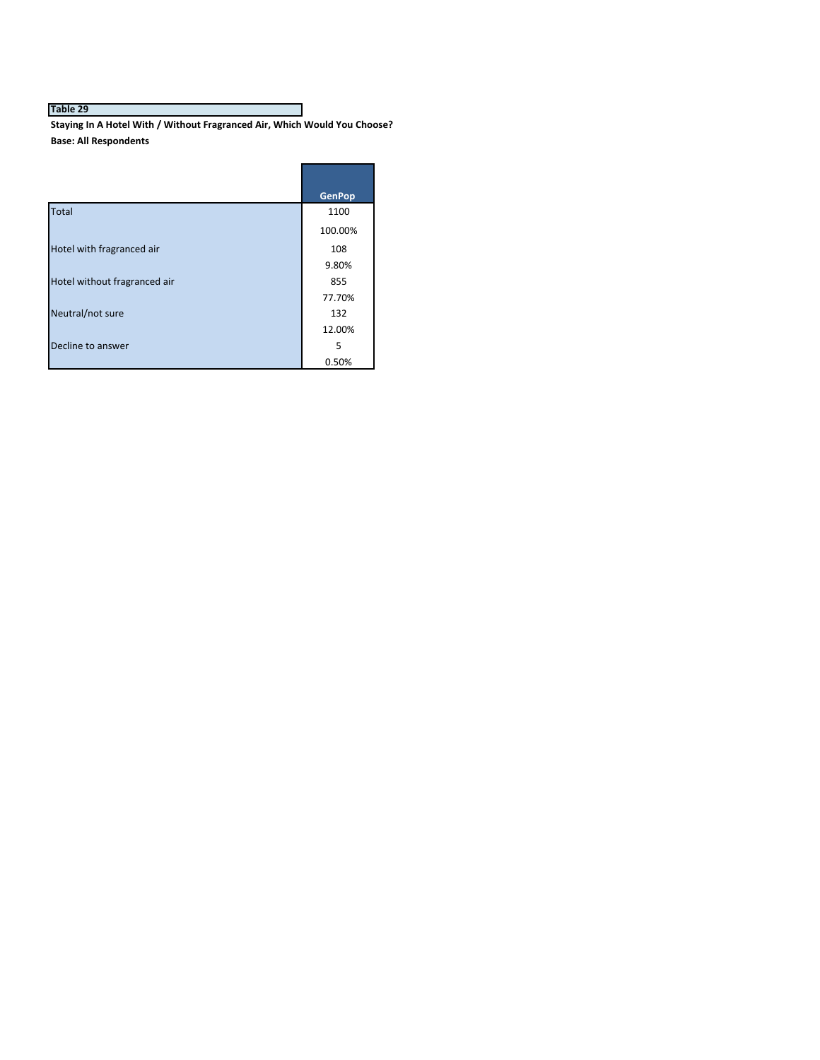**Table 29**

**Staying In A Hotel With / Without Fragranced Air, Which Would You Choose?**

**Base: All Respondents**

| | GenPop |
|---|---|
| Total | 1100 |
| | 100.00% |
| Hotel with fragranced air | 108 |
| | 9.80% |
| Hotel without fragranced air | 855 |
| | 77.70% |
| Neutral/not sure | 132 |
| | 12.00% |
| Decline to answer | 5 |
| | 0.50% |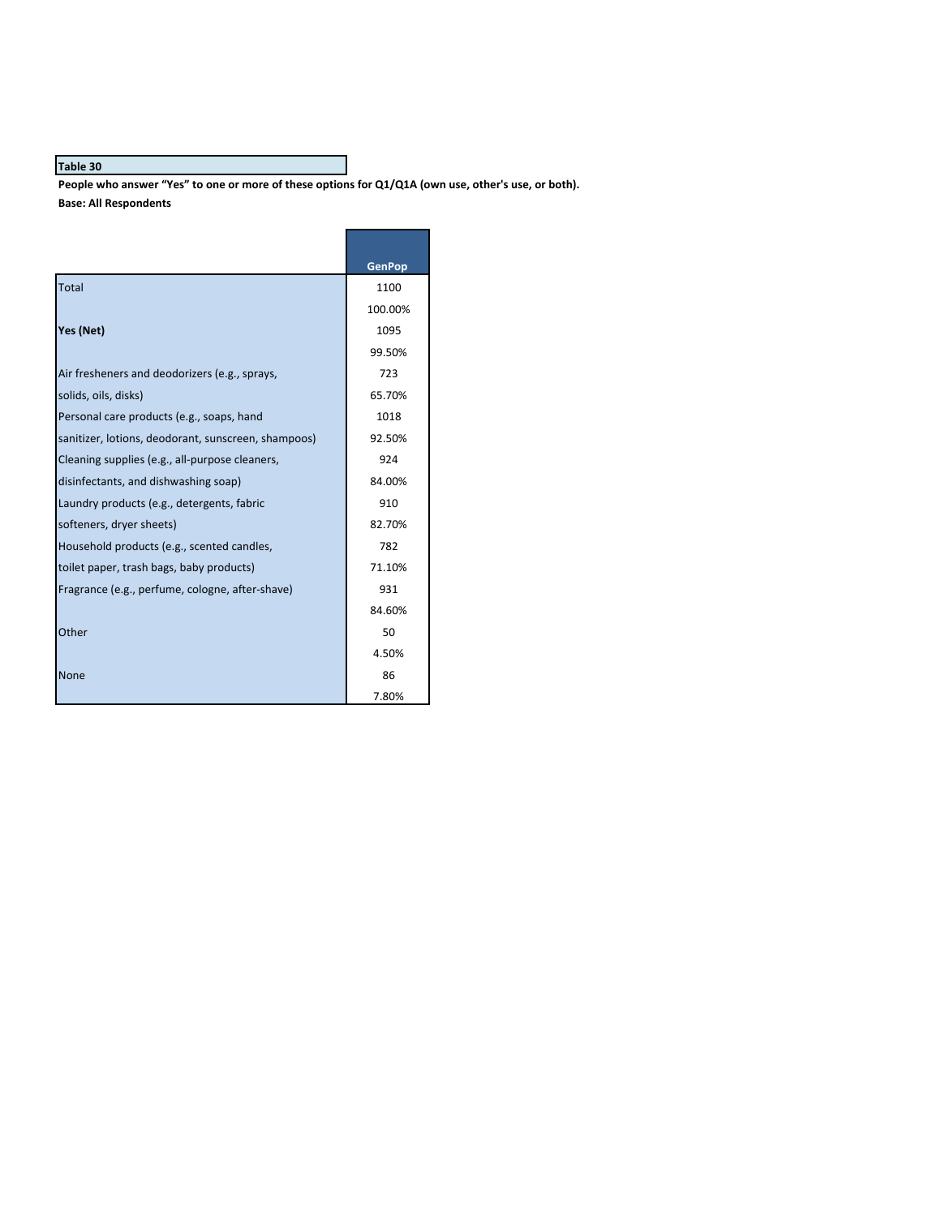**Table 30**

**People who answer “Yes” to one or more of these options for Q1/Q1A (own use, other's use, or both).**

**Base: All Respondents**

| | GenPop |
|---|---|
| Total | 1100 |
| | 100.00% |
| **Yes (Net)** | 1095 |
| | 99.50% |
| Air fresheners and deodorizers (e.g., sprays, solids, oils, disks) | 723 |
| | 65.70% |
| Personal care products (e.g., soaps, hand sanitizer, lotions, deodorant, sunscreen, shampoos) | 1018 |
| | 92.50% |
| Cleaning supplies (e.g., all-purpose cleaners, disinfectants, and dishwashing soap) | 924 |
| | 84.00% |
| Laundry products (e.g., detergents, fabric softeners, dryer sheets) | 910 |
| | 82.70% |
| Household products (e.g., scented candles, toilet paper, trash bags, baby products) | 782 |
| | 71.10% |
| Fragrance (e.g., perfume, cologne, after-shave) | 931 |
| | 84.60% |
| Other | 50 |
| | 4.50% |
| None | 86 |
| | 7.80% |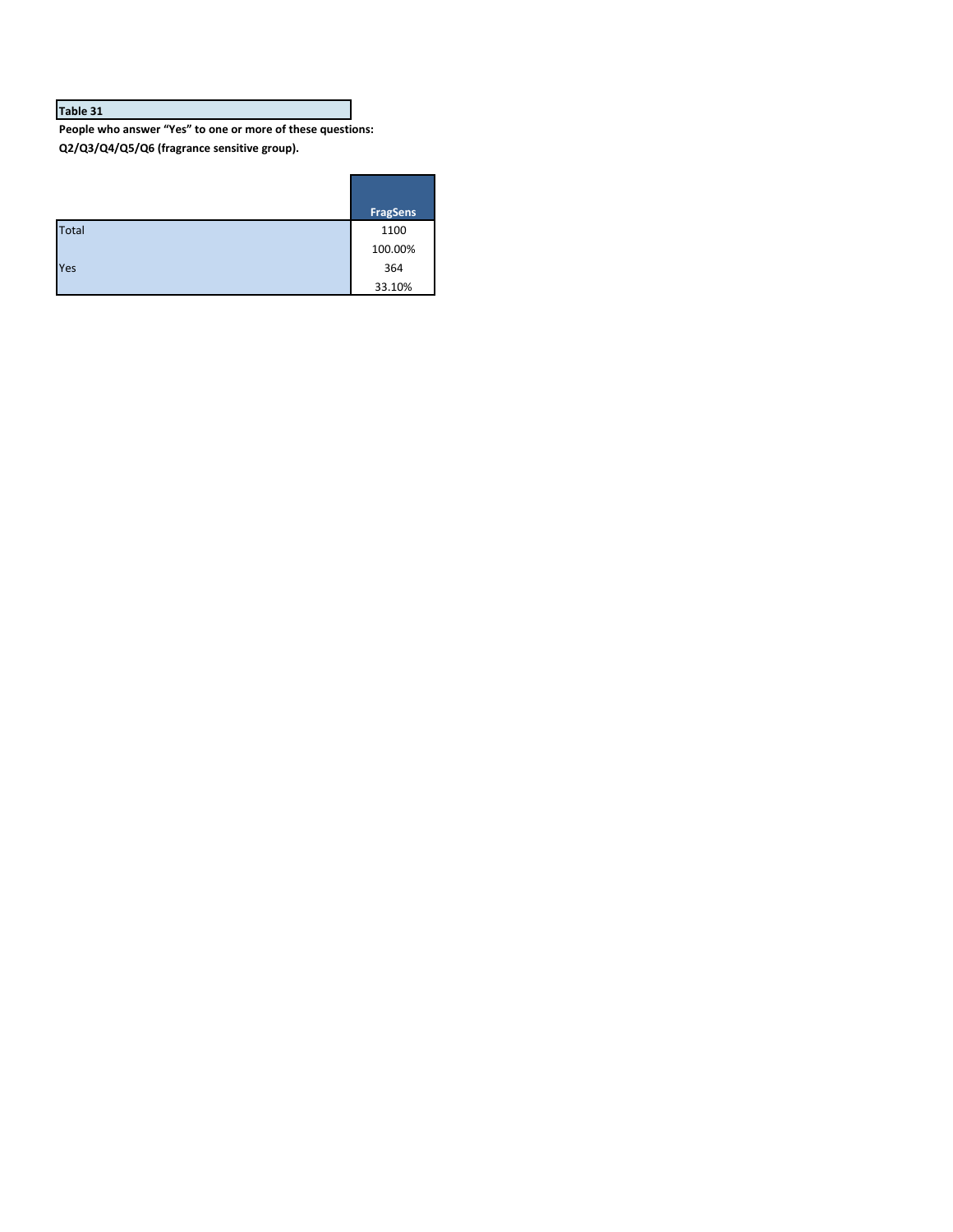**Table 31**

**People who answer “Yes” to one or more of these questions:**
**Q2/Q3/Q4/Q5/Q6 (fragrance sensitive group).**

| | FragSens |
|---|---|
| Total | 1100 |
| | 100.00% |
| Yes | 364 |
| | 33.10% |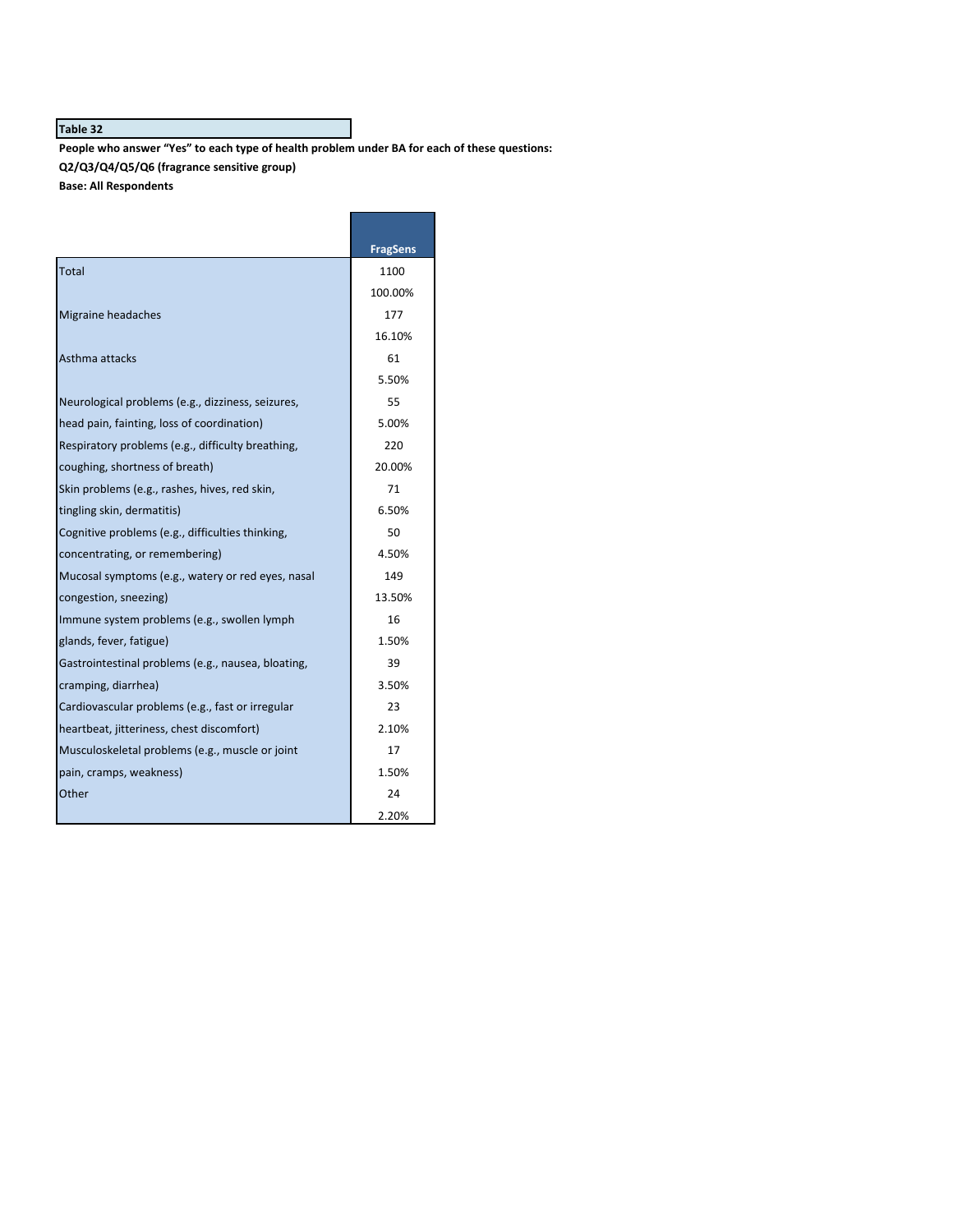**Table 32**

**People who answer "Yes" to each type of health problem under BA for each of these questions: Q2/Q3/Q4/Q5/Q6 (fragrance sensitive group)**

**Base: All Respondents**

| | FragSens |
|---|---|
| Total | 1100 |
| | 100.00% |
| Migraine headaches | 177 |
| | 16.10% |
| Asthma attacks | 61 |
| | 5.50% |
| Neurological problems (e.g., dizziness, seizures, head pain, fainting, loss of coordination) | 55 |
| | 5.00% |
| Respiratory problems (e.g., difficulty breathing, coughing, shortness of breath) | 220 |
| | 20.00% |
| Skin problems (e.g., rashes, hives, red skin, tingling skin, dermatitis) | 71 |
| | 6.50% |
| Cognitive problems (e.g., difficulties thinking, concentrating, or remembering) | 50 |
| | 4.50% |
| Mucosal symptoms (e.g., watery or red eyes, nasal congestion, sneezing) | 149 |
| | 13.50% |
| Immune system problems (e.g., swollen lymph glands, fever, fatigue) | 16 |
| | 1.50% |
| Gastrointestinal problems (e.g., nausea, bloating, cramping, diarrhea) | 39 |
| | 3.50% |
| Cardiovascular problems (e.g., fast or irregular heartbeat, jitteriness, chest discomfort) | 23 |
| | 2.10% |
| Musculoskeletal problems (e.g., muscle or joint pain, cramps, weakness) | 17 |
| | 1.50% |
| Other | 24 |
| | 2.20% |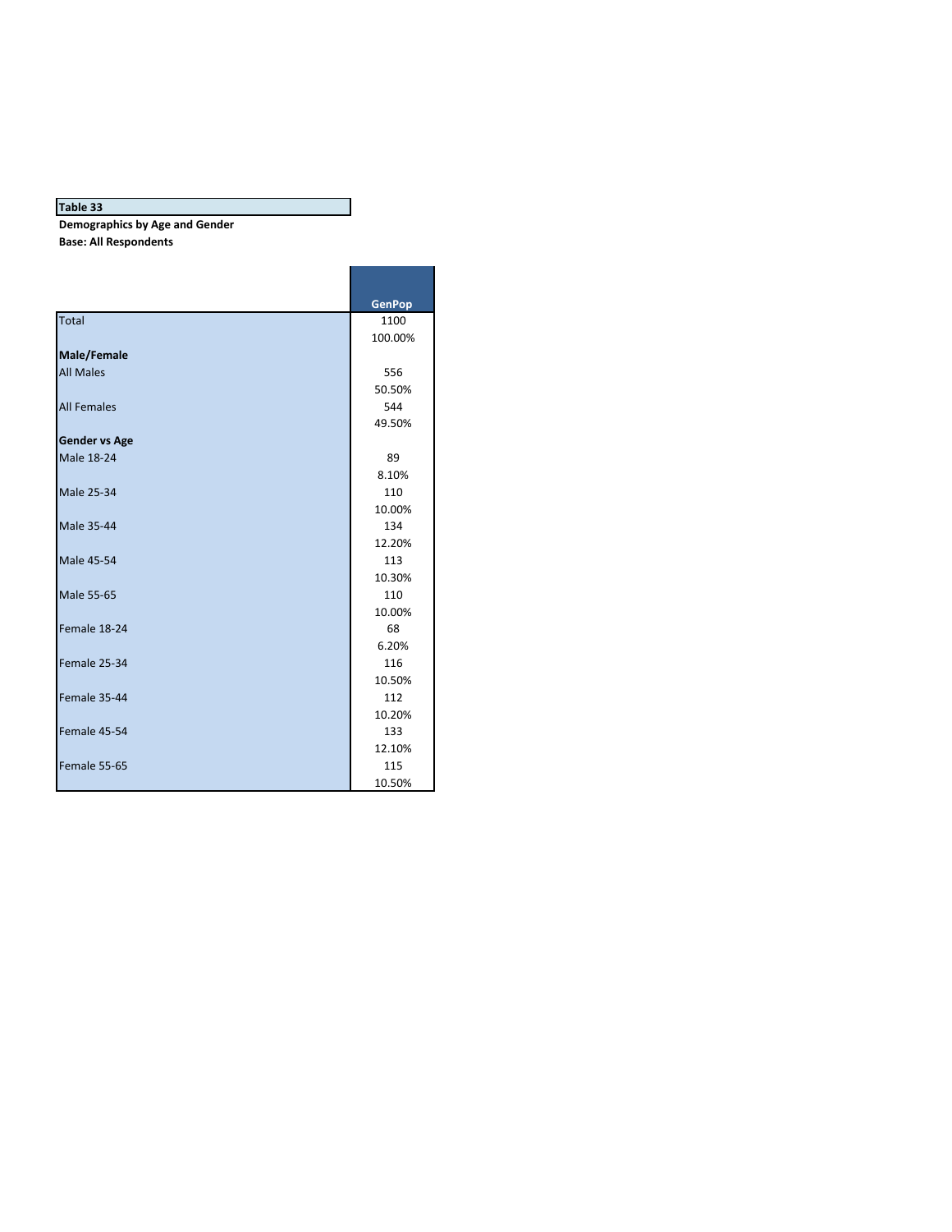**Table 33**

**Demographics by Age and Gender**

**Base: All Respondents**

| | GenPop |
|---|---|
| Total | 1100 |
| | 100.00% |
| **Male/Female** | |
| All Males | 556 |
| | 50.50% |
| All Females | 544 |
| | 49.50% |
| **Gender vs Age** | |
| Male 18-24 | 89 |
| | 8.10% |
| Male 25-34 | 110 |
| | 10.00% |
| Male 35-44 | 134 |
| | 12.20% |
| Male 45-54 | 113 |
| | 10.30% |
| Male 55-65 | 110 |
| | 10.00% |
| Female 18-24 | 68 |
| | 6.20% |
| Female 25-34 | 116 |
| | 10.50% |
| Female 35-44 | 112 |
| | 10.20% |
| Female 45-54 | 133 |
| | 12.10% |
| Female 55-65 | 115 |
| | 10.50% |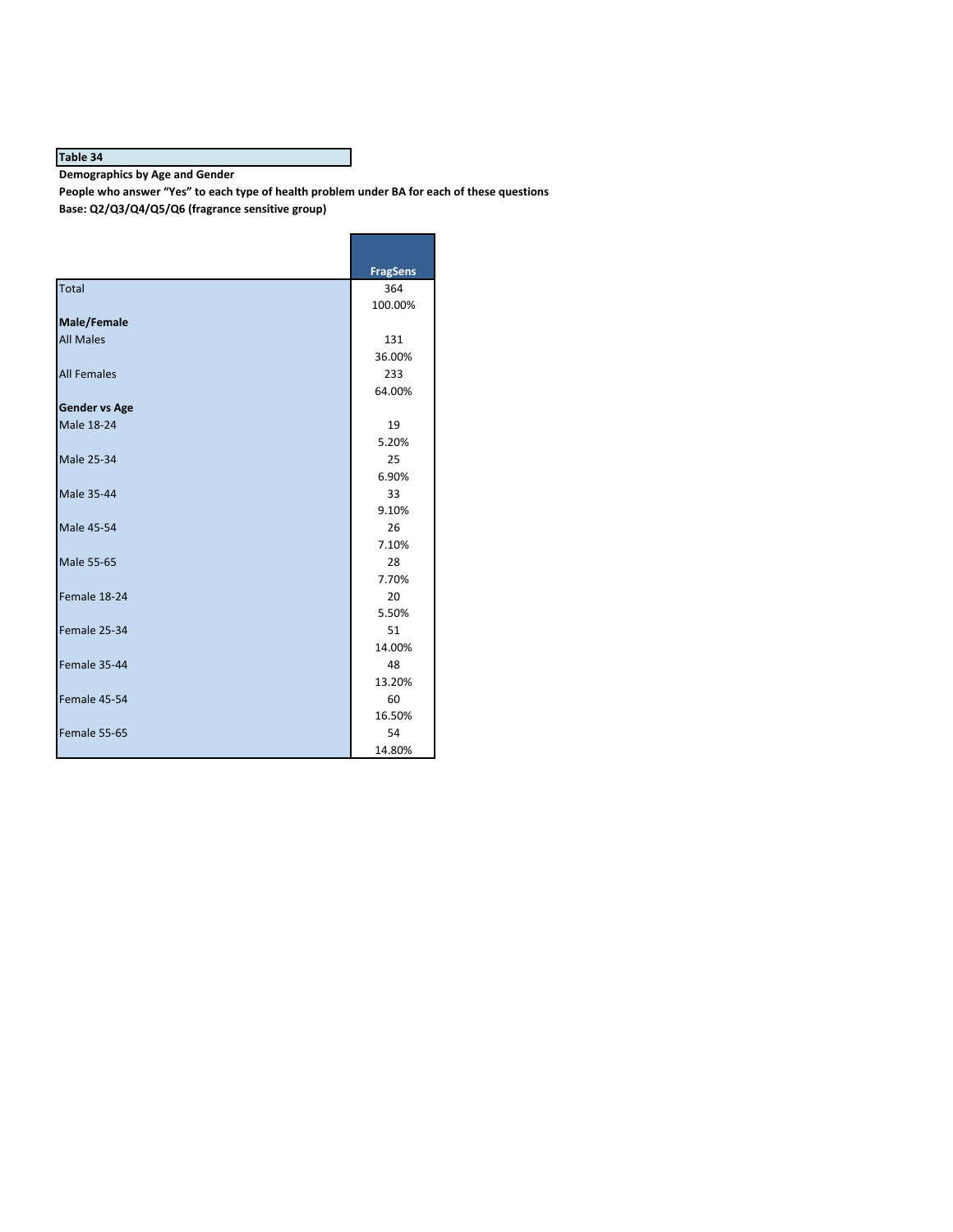**Table 34**

**Demographics by Age and Gender**

**People who answer “Yes” to each type of health problem under BA for each of these questions**

**Base: Q2/Q3/Q4/Q5/Q6 (fragrance sensitive group)**

| | FragSens |
|---|---|
| Total | 364 |
| | 100.00% |
| **Male/Female** | |
| All Males | 131 |
| | 36.00% |
| All Females | 233 |
| | 64.00% |
| **Gender vs Age** | |
| Male 18-24 | 19 |
| | 5.20% |
| Male 25-34 | 25 |
| | 6.90% |
| Male 35-44 | 33 |
| | 9.10% |
| Male 45-54 | 26 |
| | 7.10% |
| Male 55-65 | 28 |
| | 7.70% |
| Female 18-24 | 20 |
| | 5.50% |
| Female 25-34 | 51 |
| | 14.00% |
| Female 35-44 | 48 |
| | 13.20% |
| Female 45-54 | 60 |
| | 16.50% |
| Female 55-65 | 54 |
| | 14.80% |